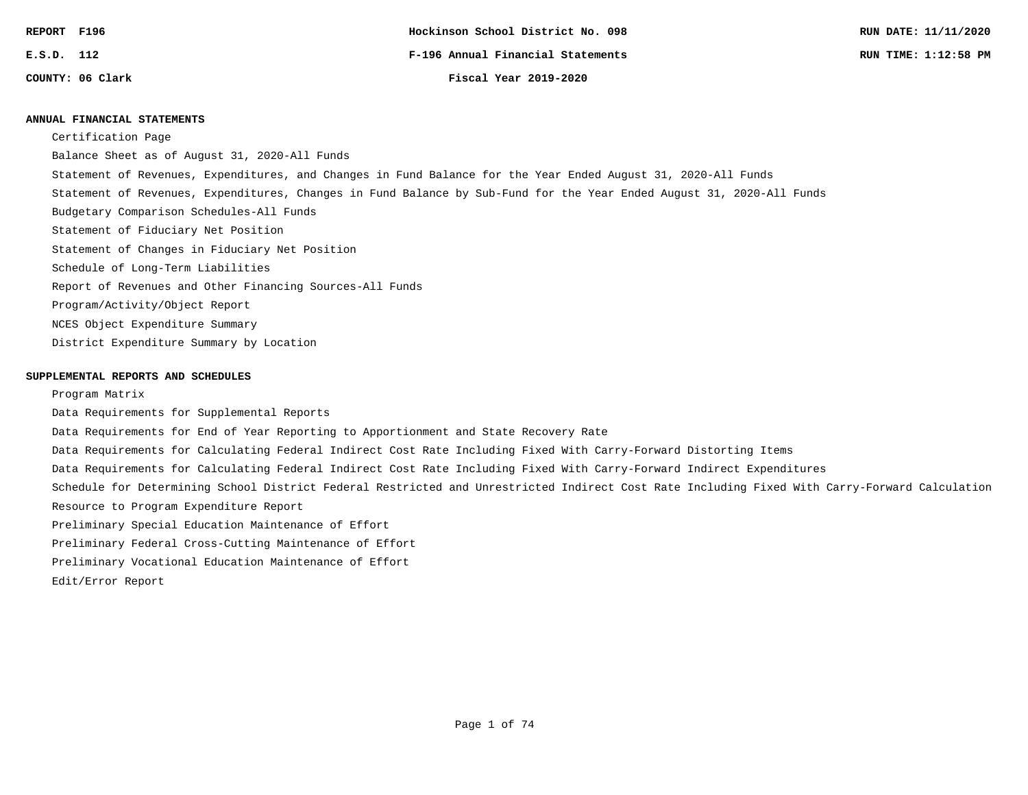REPORT F196 | Hockinson School District No. 098 | RUN DATE: 11/11/2020

E.S.D. 112 | F-196 Annual Financial Statements | RUN TIME: 1:12:58 PM

COUNTY: 06 Clark | Fiscal Year 2019-2020

## ANNUAL FINANCIAL STATEMENTS

- Certification Page
- Balance Sheet as of August 31, 2020-All Funds
- Statement of Revenues, Expenditures, and Changes in Fund Balance for the Year Ended August 31, 2020-All Funds
- Statement of Revenues, Expenditures, Changes in Fund Balance by Sub-Fund for the Year Ended August 31, 2020-All Funds
- Budgetary Comparison Schedules-All Funds
- Statement of Fiduciary Net Position
- Statement of Changes in Fiduciary Net Position
- Schedule of Long-Term Liabilities
- Report of Revenues and Other Financing Sources-All Funds
- Program/Activity/Object Report
- NCES Object Expenditure Summary
- District Expenditure Summary by Location

## SUPPLEMENTAL REPORTS AND SCHEDULES

- Program Matrix
- Data Requirements for Supplemental Reports
- Data Requirements for End of Year Reporting to Apportionment and State Recovery Rate
- Data Requirements for Calculating Federal Indirect Cost Rate Including Fixed With Carry-Forward Distorting Items
- Data Requirements for Calculating Federal Indirect Cost Rate Including Fixed With Carry-Forward Indirect Expenditures
- Schedule for Determining School District Federal Restricted and Unrestricted Indirect Cost Rate Including Fixed With Carry-Forward Calculation
- Resource to Program Expenditure Report
- Preliminary Special Education Maintenance of Effort
- Preliminary Federal Cross-Cutting Maintenance of Effort
- Preliminary Vocational Education Maintenance of Effort
- Edit/Error Report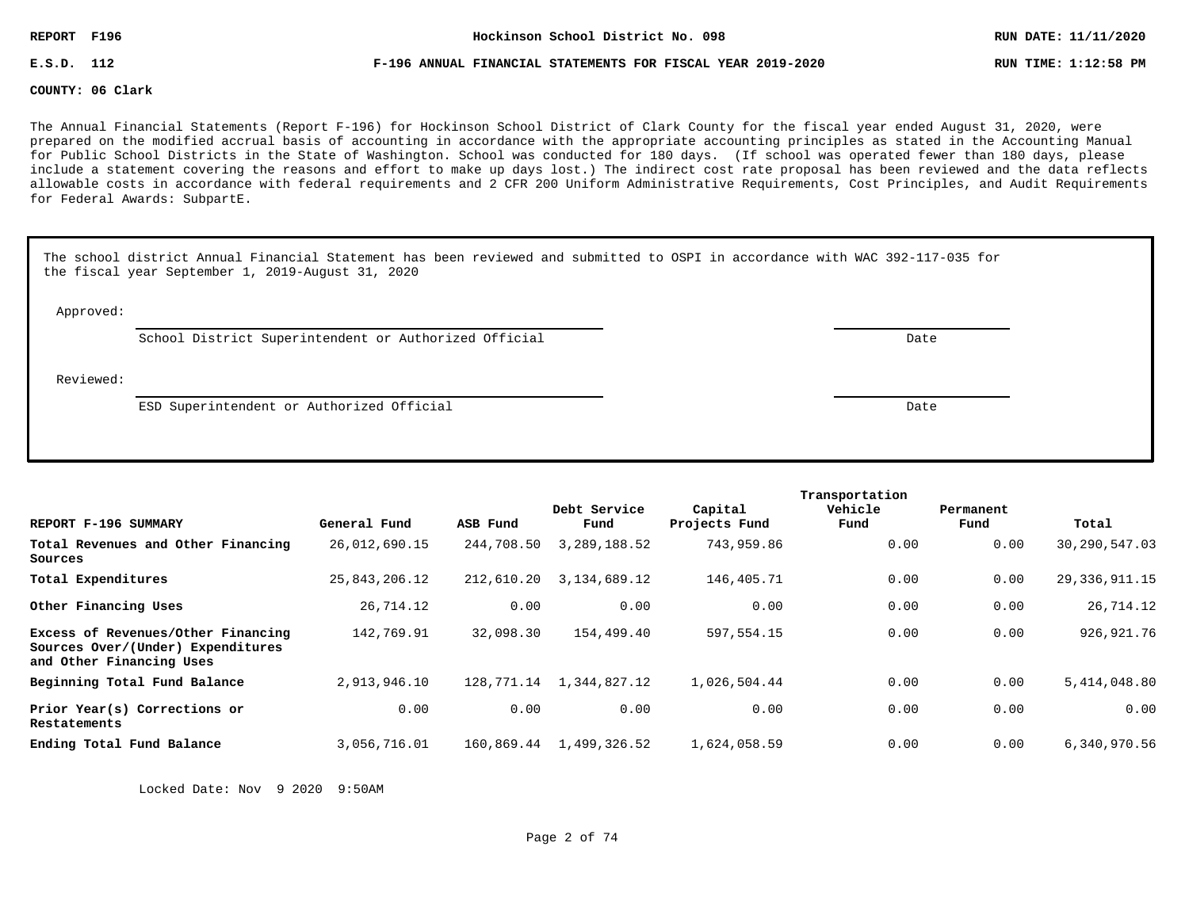REPORT F196 — Hockinson School District No. 098 — RUN DATE: 11/11/2020

E.S.D. 112 — F-196 ANNUAL FINANCIAL STATEMENTS FOR FISCAL YEAR 2019-2020 — RUN TIME: 1:12:58 PM

COUNTY: 06 Clark

The Annual Financial Statements (Report F-196) for Hockinson School District of Clark County for the fiscal year ended August 31, 2020, were prepared on the modified accrual basis of accounting in accordance with the appropriate accounting principles as stated in the Accounting Manual for Public School Districts in the State of Washington. School was conducted for 180 days. (If school was operated fewer than 180 days, please include a statement covering the reasons and effort to make up days lost.) The indirect cost rate proposal has been reviewed and the data reflects allowable costs in accordance with federal requirements and 2 CFR 200 Uniform Administrative Requirements, Cost Principles, and Audit Requirements for Federal Awards: SubpartE.

The school district Annual Financial Statement has been reviewed and submitted to OSPI in accordance with WAC 392-117-035 for the fiscal year September 1, 2019-August 31, 2020

Approved:

School District Superintendent or Authorized Official ____________________ Date ____________

Reviewed:

ESD Superintendent or Authorized Official ____________________ Date ____________

| REPORT F-196 SUMMARY | General Fund | ASB Fund | Debt Service Fund | Capital Projects Fund | Transportation Vehicle Fund | Permanent Fund | Total |
|---|---|---|---|---|---|---|---|
| **Total Revenues and Other Financing Sources** | 26,012,690.15 | 244,708.50 | 3,289,188.52 | 743,959.86 | 0.00 | 0.00 | 30,290,547.03 |
| **Total Expenditures** | 25,843,206.12 | 212,610.20 | 3,134,689.12 | 146,405.71 | 0.00 | 0.00 | 29,336,911.15 |
| **Other Financing Uses** | 26,714.12 | 0.00 | 0.00 | 0.00 | 0.00 | 0.00 | 26,714.12 |
| **Excess of Revenues/Other Financing Sources Over/(Under) Expenditures and Other Financing Uses** | 142,769.91 | 32,098.30 | 154,499.40 | 597,554.15 | 0.00 | 0.00 | 926,921.76 |
| **Beginning Total Fund Balance** | 2,913,946.10 | 128,771.14 | 1,344,827.12 | 1,026,504.44 | 0.00 | 0.00 | 5,414,048.80 |
| **Prior Year(s) Corrections or Restatements** | 0.00 | 0.00 | 0.00 | 0.00 | 0.00 | 0.00 | 0.00 |
| **Ending Total Fund Balance** | 3,056,716.01 | 160,869.44 | 1,499,326.52 | 1,624,058.59 | 0.00 | 0.00 | 6,340,970.56 |

Locked Date: Nov 9 2020 9:50AM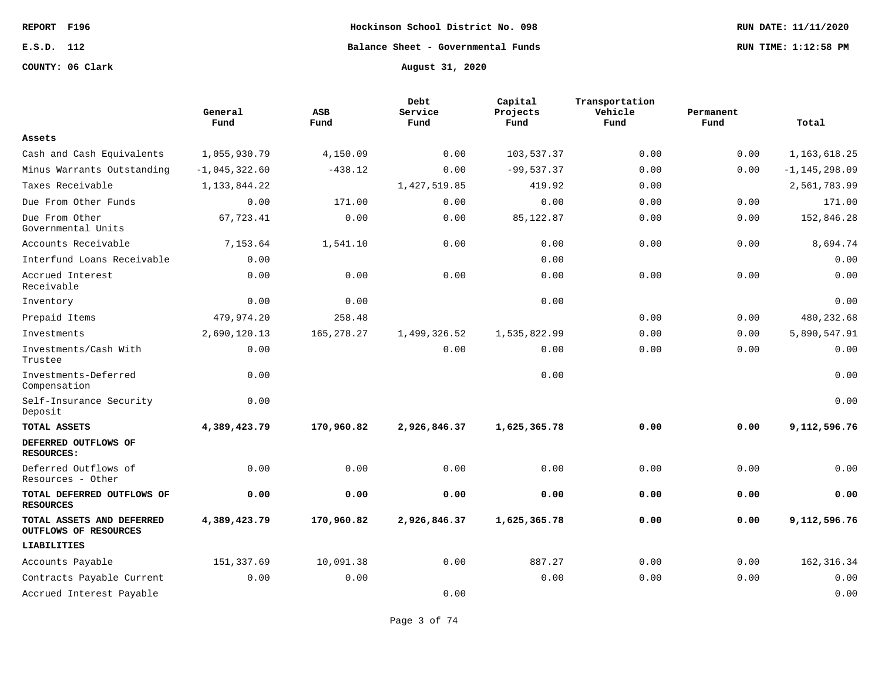REPORT F196
E.S.D. 112
COUNTY: 06 Clark

# Hockinson School District No. 098

## Balance Sheet - Governmental Funds

### August 31, 2020

RUN DATE: 11/11/2020
RUN TIME: 1:12:58 PM

| | General Fund | ASB Fund | Debt Service Fund | Capital Projects Fund | Transportation Vehicle Fund | Permanent Fund | Total |
|---|---|---|---|---|---|---|---|
| **Assets** | | | | | | | |
| Cash and Cash Equivalents | 1,055,930.79 | 4,150.09 | 0.00 | 103,537.37 | 0.00 | 0.00 | 1,163,618.25 |
| Minus Warrants Outstanding | -1,045,322.60 | -438.12 | 0.00 | -99,537.37 | 0.00 | 0.00 | -1,145,298.09 |
| Taxes Receivable | 1,133,844.22 | | 1,427,519.85 | 419.92 | 0.00 | | 2,561,783.99 |
| Due From Other Funds | 0.00 | 171.00 | 0.00 | 0.00 | 0.00 | 0.00 | 171.00 |
| Due From Other Governmental Units | 67,723.41 | 0.00 | 0.00 | 85,122.87 | 0.00 | 0.00 | 152,846.28 |
| Accounts Receivable | 7,153.64 | 1,541.10 | 0.00 | 0.00 | 0.00 | 0.00 | 8,694.74 |
| Interfund Loans Receivable | 0.00 | | | 0.00 | | | 0.00 |
| Accrued Interest Receivable | 0.00 | 0.00 | 0.00 | 0.00 | 0.00 | 0.00 | 0.00 |
| Inventory | 0.00 | 0.00 | | 0.00 | | | 0.00 |
| Prepaid Items | 479,974.20 | 258.48 | | | 0.00 | 0.00 | 480,232.68 |
| Investments | 2,690,120.13 | 165,278.27 | 1,499,326.52 | 1,535,822.99 | 0.00 | 0.00 | 5,890,547.91 |
| Investments/Cash With Trustee | 0.00 | | 0.00 | 0.00 | 0.00 | 0.00 | 0.00 |
| Investments-Deferred Compensation | 0.00 | | | 0.00 | | | 0.00 |
| Self-Insurance Security Deposit | 0.00 | | | | | | 0.00 |
| **TOTAL ASSETS** | **4,389,423.79** | **170,960.82** | **2,926,846.37** | **1,625,365.78** | **0.00** | **0.00** | **9,112,596.76** |
| **DEFERRED OUTFLOWS OF RESOURCES:** | | | | | | | |
| Deferred Outflows of Resources - Other | 0.00 | 0.00 | 0.00 | 0.00 | 0.00 | 0.00 | 0.00 |
| **TOTAL DEFERRED OUTFLOWS OF RESOURCES** | **0.00** | **0.00** | **0.00** | **0.00** | **0.00** | **0.00** | **0.00** |
| **TOTAL ASSETS AND DEFERRED OUTFLOWS OF RESOURCES** | **4,389,423.79** | **170,960.82** | **2,926,846.37** | **1,625,365.78** | **0.00** | **0.00** | **9,112,596.76** |
| **LIABILITIES** | | | | | | | |
| Accounts Payable | 151,337.69 | 10,091.38 | 0.00 | 887.27 | 0.00 | 0.00 | 162,316.34 |
| Contracts Payable Current | 0.00 | 0.00 | | 0.00 | 0.00 | 0.00 | 0.00 |
| Accrued Interest Payable | | | 0.00 | | | | 0.00 |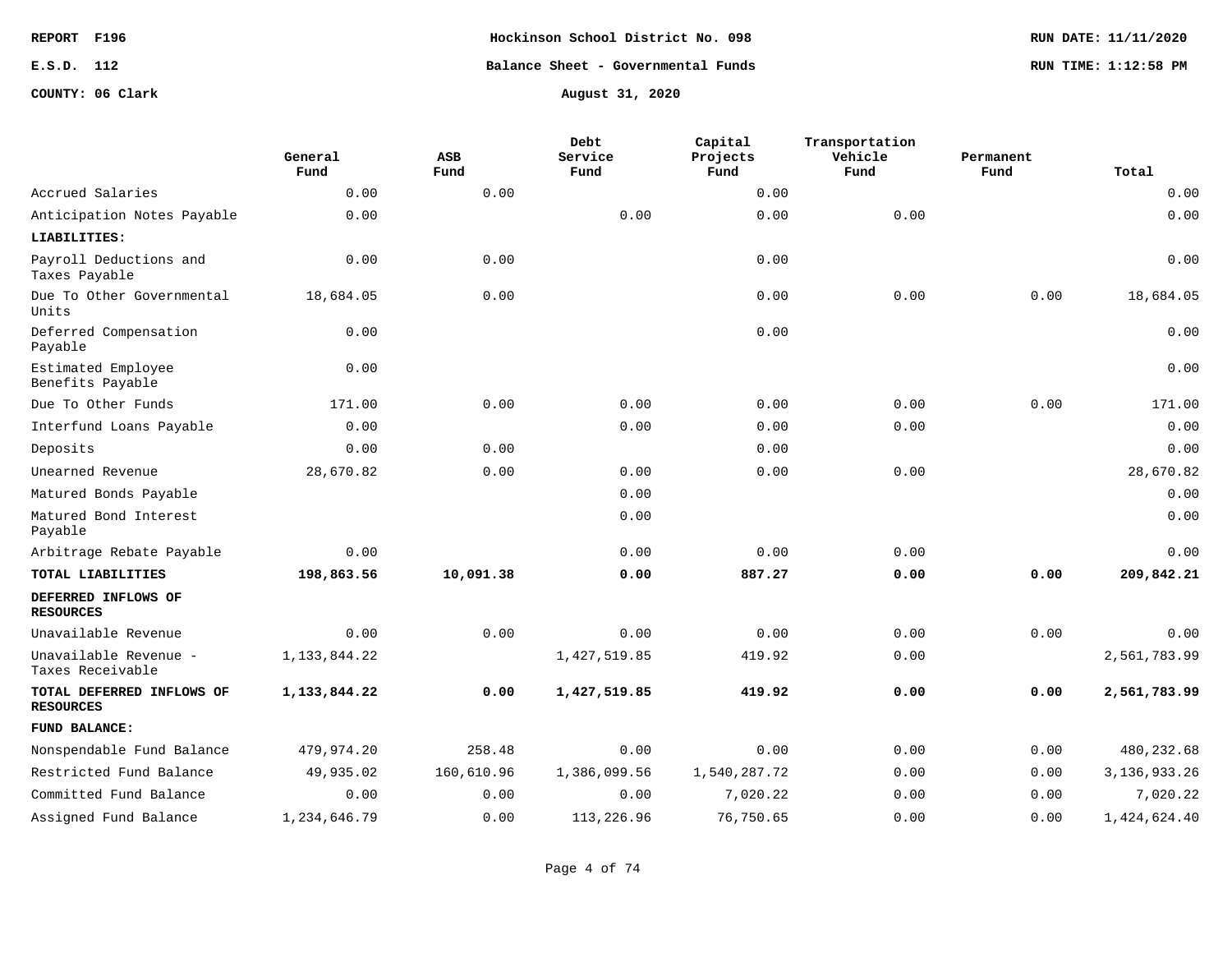REPORT F196 | Hockinson School District No. 098 | E.S.D. 112 | COUNTY: 06 Clark

# Balance Sheet - Governmental Funds

August 31, 2020

| | General Fund | ASB Fund | Debt Service Fund | Capital Projects Fund | Transportation Vehicle Fund | Permanent Fund | Total |
|---|---|---|---|---|---|---|---|
| Accrued Salaries | 0.00 | 0.00 | | 0.00 | | | 0.00 |
| Anticipation Notes Payable | 0.00 | | 0.00 | 0.00 | 0.00 | | 0.00 |
| **LIABILITIES:** | | | | | | | |
| Payroll Deductions and Taxes Payable | 0.00 | 0.00 | | 0.00 | | | 0.00 |
| Due To Other Governmental Units | 18,684.05 | 0.00 | | 0.00 | 0.00 | 0.00 | 18,684.05 |
| Deferred Compensation Payable | 0.00 | | | 0.00 | | | 0.00 |
| Estimated Employee Benefits Payable | 0.00 | | | | | | 0.00 |
| Due To Other Funds | 171.00 | 0.00 | 0.00 | 0.00 | 0.00 | 0.00 | 171.00 |
| Interfund Loans Payable | 0.00 | | 0.00 | 0.00 | 0.00 | | 0.00 |
| Deposits | 0.00 | 0.00 | | 0.00 | | | 0.00 |
| Unearned Revenue | 28,670.82 | 0.00 | 0.00 | 0.00 | 0.00 | | 28,670.82 |
| Matured Bonds Payable | | | 0.00 | | | | 0.00 |
| Matured Bond Interest Payable | | | 0.00 | | | | 0.00 |
| Arbitrage Rebate Payable | 0.00 | | 0.00 | 0.00 | 0.00 | | 0.00 |
| **TOTAL LIABILITIES** | **198,863.56** | **10,091.38** | **0.00** | **887.27** | **0.00** | **0.00** | **209,842.21** |
| **DEFERRED INFLOWS OF RESOURCES** | | | | | | | |
| Unavailable Revenue | 0.00 | 0.00 | 0.00 | 0.00 | 0.00 | 0.00 | 0.00 |
| Unavailable Revenue - Taxes Receivable | 1,133,844.22 | | 1,427,519.85 | 419.92 | 0.00 | | 2,561,783.99 |
| **TOTAL DEFERRED INFLOWS OF RESOURCES** | **1,133,844.22** | **0.00** | **1,427,519.85** | **419.92** | **0.00** | **0.00** | **2,561,783.99** |
| **FUND BALANCE:** | | | | | | | |
| Nonspendable Fund Balance | 479,974.20 | 258.48 | 0.00 | 0.00 | 0.00 | 0.00 | 480,232.68 |
| Restricted Fund Balance | 49,935.02 | 160,610.96 | 1,386,099.56 | 1,540,287.72 | 0.00 | 0.00 | 3,136,933.26 |
| Committed Fund Balance | 0.00 | 0.00 | 0.00 | 7,020.22 | 0.00 | 0.00 | 7,020.22 |
| Assigned Fund Balance | 1,234,646.79 | 0.00 | 113,226.96 | 76,750.65 | 0.00 | 0.00 | 1,424,624.40 |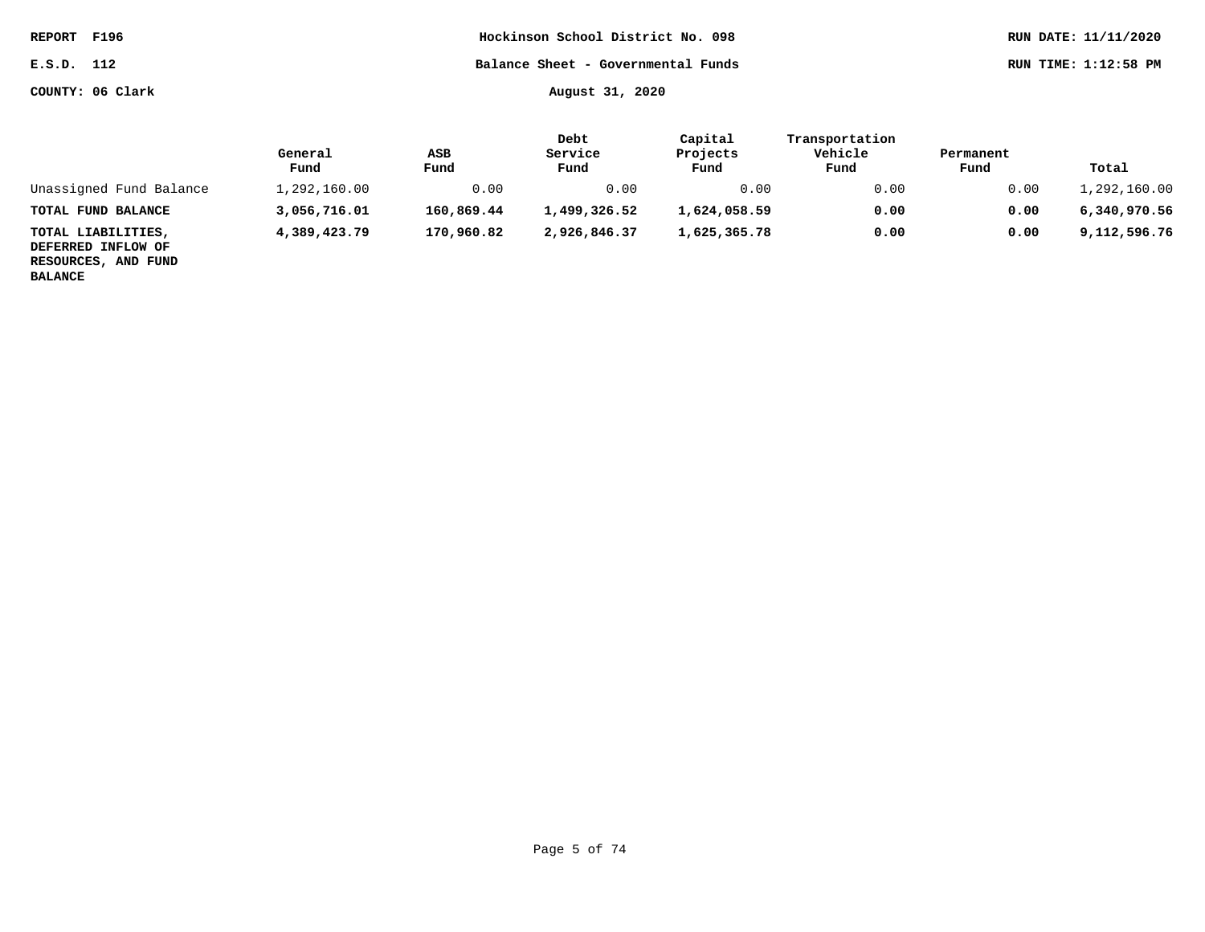REPORT F196 | Hockinson School District No. 098 | RUN DATE: 11/11/2020

E.S.D. 112 | Balance Sheet - Governmental Funds | RUN TIME: 1:12:58 PM

COUNTY: 06 Clark | August 31, 2020

| | General Fund | ASB Fund | Debt Service Fund | Capital Projects Fund | Transportation Vehicle Fund | Permanent Fund | Total |
|---|---|---|---|---|---|---|---|
| Unassigned Fund Balance | 1,292,160.00 | 0.00 | 0.00 | 0.00 | 0.00 | 0.00 | 1,292,160.00 |
| **TOTAL FUND BALANCE** | **3,056,716.01** | **160,869.44** | **1,499,326.52** | **1,624,058.59** | **0.00** | **0.00** | **6,340,970.56** |
| **TOTAL LIABILITIES, DEFERRED INFLOW OF RESOURCES, AND FUND BALANCE** | **4,389,423.79** | **170,960.82** | **2,926,846.37** | **1,625,365.78** | **0.00** | **0.00** | **9,112,596.76** |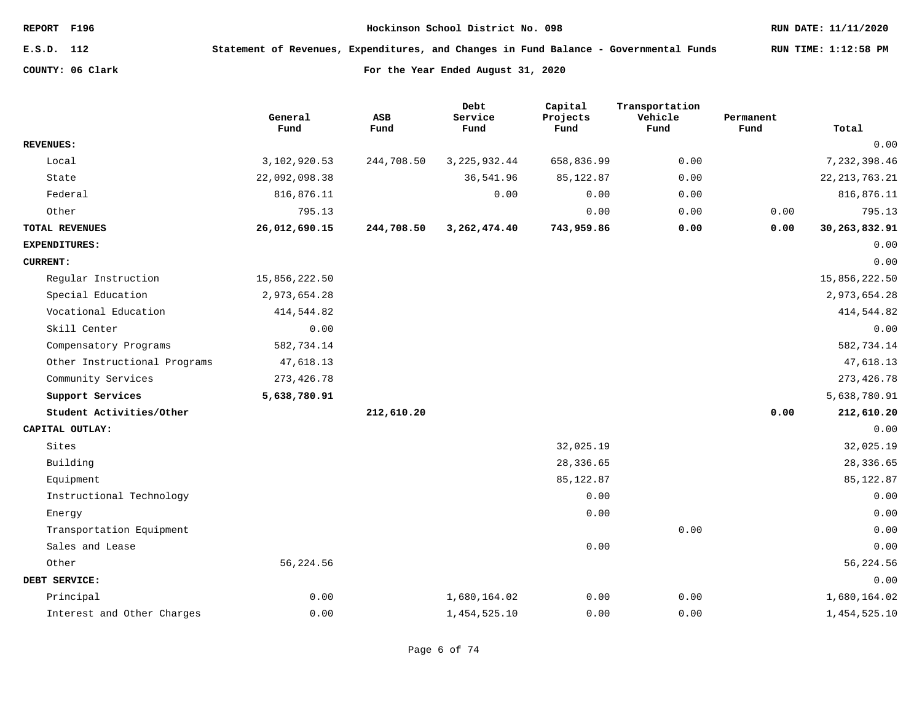REPORT F196 | Hockinson School District No. 098 | RUN DATE: 11/11/2020

E.S.D. 112 | Statement of Revenues, Expenditures, and Changes in Fund Balance - Governmental Funds | RUN TIME: 1:12:58 PM

COUNTY: 06 Clark | For the Year Ended August 31, 2020

| | General Fund | ASB Fund | Debt Service Fund | Capital Projects Fund | Transportation Vehicle Fund | Permanent Fund | Total |
|---|---|---|---|---|---|---|---|
| **REVENUES:** | | | | | | | 0.00 |
| Local | 3,102,920.53 | 244,708.50 | 3,225,932.44 | 658,836.99 | 0.00 | | 7,232,398.46 |
| State | 22,092,098.38 | | 36,541.96 | 85,122.87 | 0.00 | | 22,213,763.21 |
| Federal | 816,876.11 | | 0.00 | 0.00 | 0.00 | | 816,876.11 |
| Other | 795.13 | | | 0.00 | 0.00 | 0.00 | 795.13 |
| **TOTAL REVENUES** | **26,012,690.15** | **244,708.50** | **3,262,474.40** | **743,959.86** | **0.00** | **0.00** | **30,263,832.91** |
| **EXPENDITURES:** | | | | | | | 0.00 |
| **CURRENT:** | | | | | | | 0.00 |
| Regular Instruction | 15,856,222.50 | | | | | | 15,856,222.50 |
| Special Education | 2,973,654.28 | | | | | | 2,973,654.28 |
| Vocational Education | 414,544.82 | | | | | | 414,544.82 |
| Skill Center | 0.00 | | | | | | 0.00 |
| Compensatory Programs | 582,734.14 | | | | | | 582,734.14 |
| Other Instructional Programs | 47,618.13 | | | | | | 47,618.13 |
| Community Services | 273,426.78 | | | | | | 273,426.78 |
| **Support Services** | **5,638,780.91** | | | | | | 5,638,780.91 |
| **Student Activities/Other** | | **212,610.20** | | | | **0.00** | **212,610.20** |
| **CAPITAL OUTLAY:** | | | | | | | 0.00 |
| Sites | | | | 32,025.19 | | | 32,025.19 |
| Building | | | | 28,336.65 | | | 28,336.65 |
| Equipment | | | | 85,122.87 | | | 85,122.87 |
| Instructional Technology | | | | 0.00 | | | 0.00 |
| Energy | | | | 0.00 | | | 0.00 |
| Transportation Equipment | | | | | 0.00 | | 0.00 |
| Sales and Lease | | | | 0.00 | | | 0.00 |
| Other | 56,224.56 | | | | | | 56,224.56 |
| **DEBT SERVICE:** | | | | | | | 0.00 |
| Principal | 0.00 | | 1,680,164.02 | 0.00 | 0.00 | | 1,680,164.02 |
| Interest and Other Charges | 0.00 | | 1,454,525.10 | 0.00 | 0.00 | | 1,454,525.10 |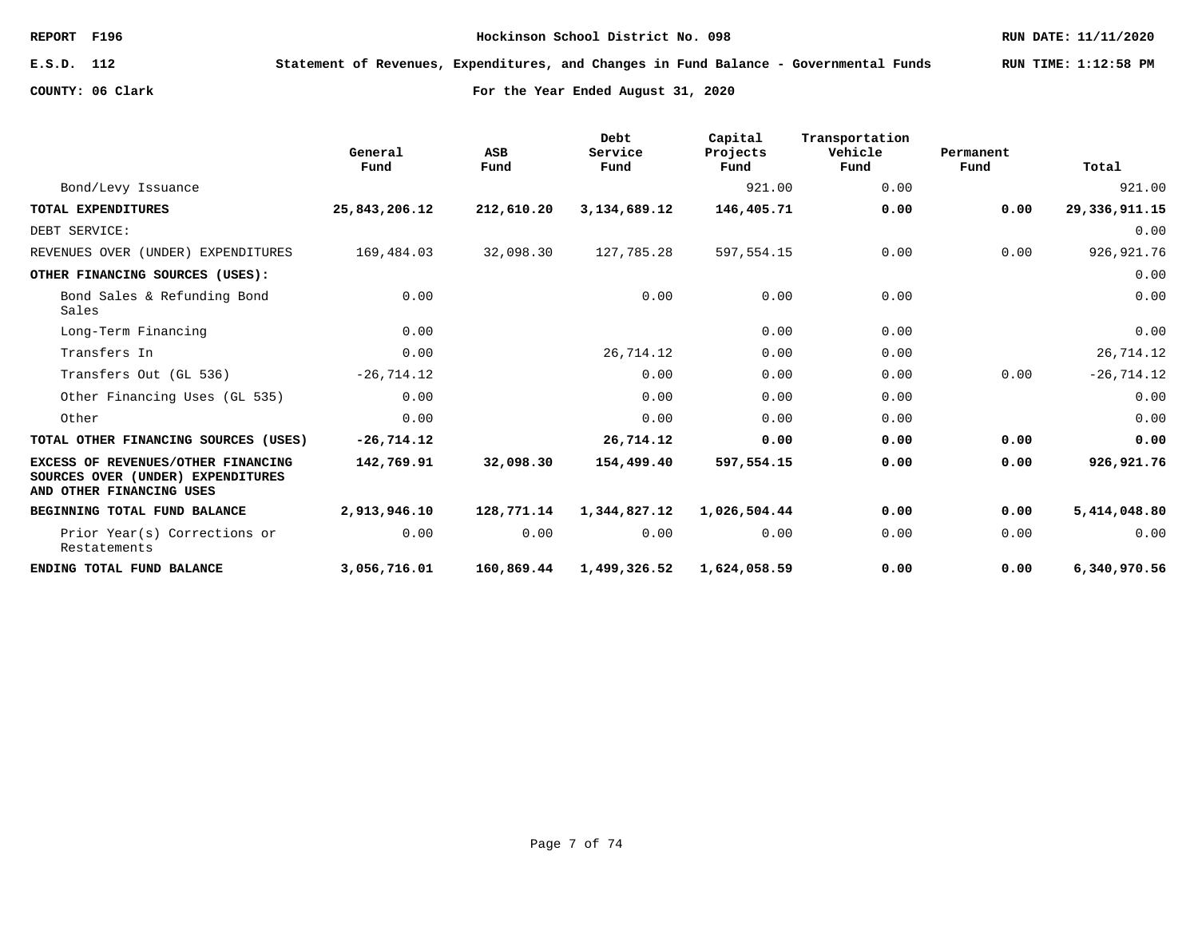REPORT F196 | Hockinson School District No. 098 | RUN DATE: 11/11/2020

E.S.D. 112 | Statement of Revenues, Expenditures, and Changes in Fund Balance - Governmental Funds | RUN TIME: 1:12:58 PM

COUNTY: 06 Clark | For the Year Ended August 31, 2020

| | General Fund | ASB Fund | Debt Service Fund | Capital Projects Fund | Transportation Vehicle Fund | Permanent Fund | Total |
|---|---|---|---|---|---|---|---|
| Bond/Levy Issuance | | | | 921.00 | 0.00 | | 921.00 |
| **TOTAL EXPENDITURES** | **25,843,206.12** | **212,610.20** | **3,134,689.12** | **146,405.71** | **0.00** | **0.00** | **29,336,911.15** |
| DEBT SERVICE: | | | | | | | 0.00 |
| REVENUES OVER (UNDER) EXPENDITURES | 169,484.03 | 32,098.30 | 127,785.28 | 597,554.15 | 0.00 | 0.00 | 926,921.76 |
| **OTHER FINANCING SOURCES (USES):** | | | | | | | 0.00 |
| Bond Sales & Refunding Bond Sales | 0.00 | | 0.00 | 0.00 | 0.00 | | 0.00 |
| Long-Term Financing | 0.00 | | | 0.00 | 0.00 | | 0.00 |
| Transfers In | 0.00 | | 26,714.12 | 0.00 | 0.00 | | 26,714.12 |
| Transfers Out (GL 536) | -26,714.12 | | 0.00 | 0.00 | 0.00 | 0.00 | -26,714.12 |
| Other Financing Uses (GL 535) | 0.00 | | 0.00 | 0.00 | 0.00 | | 0.00 |
| Other | 0.00 | | 0.00 | 0.00 | 0.00 | | 0.00 |
| **TOTAL OTHER FINANCING SOURCES (USES)** | **-26,714.12** | | **26,714.12** | **0.00** | **0.00** | **0.00** | **0.00** |
| **EXCESS OF REVENUES/OTHER FINANCING SOURCES OVER (UNDER) EXPENDITURES AND OTHER FINANCING USES** | **142,769.91** | **32,098.30** | **154,499.40** | **597,554.15** | **0.00** | **0.00** | **926,921.76** |
| **BEGINNING TOTAL FUND BALANCE** | **2,913,946.10** | **128,771.14** | **1,344,827.12** | **1,026,504.44** | **0.00** | **0.00** | **5,414,048.80** |
| Prior Year(s) Corrections or Restatements | 0.00 | 0.00 | 0.00 | 0.00 | 0.00 | 0.00 | 0.00 |
| **ENDING TOTAL FUND BALANCE** | **3,056,716.01** | **160,869.44** | **1,499,326.52** | **1,624,058.59** | **0.00** | **0.00** | **6,340,970.56** |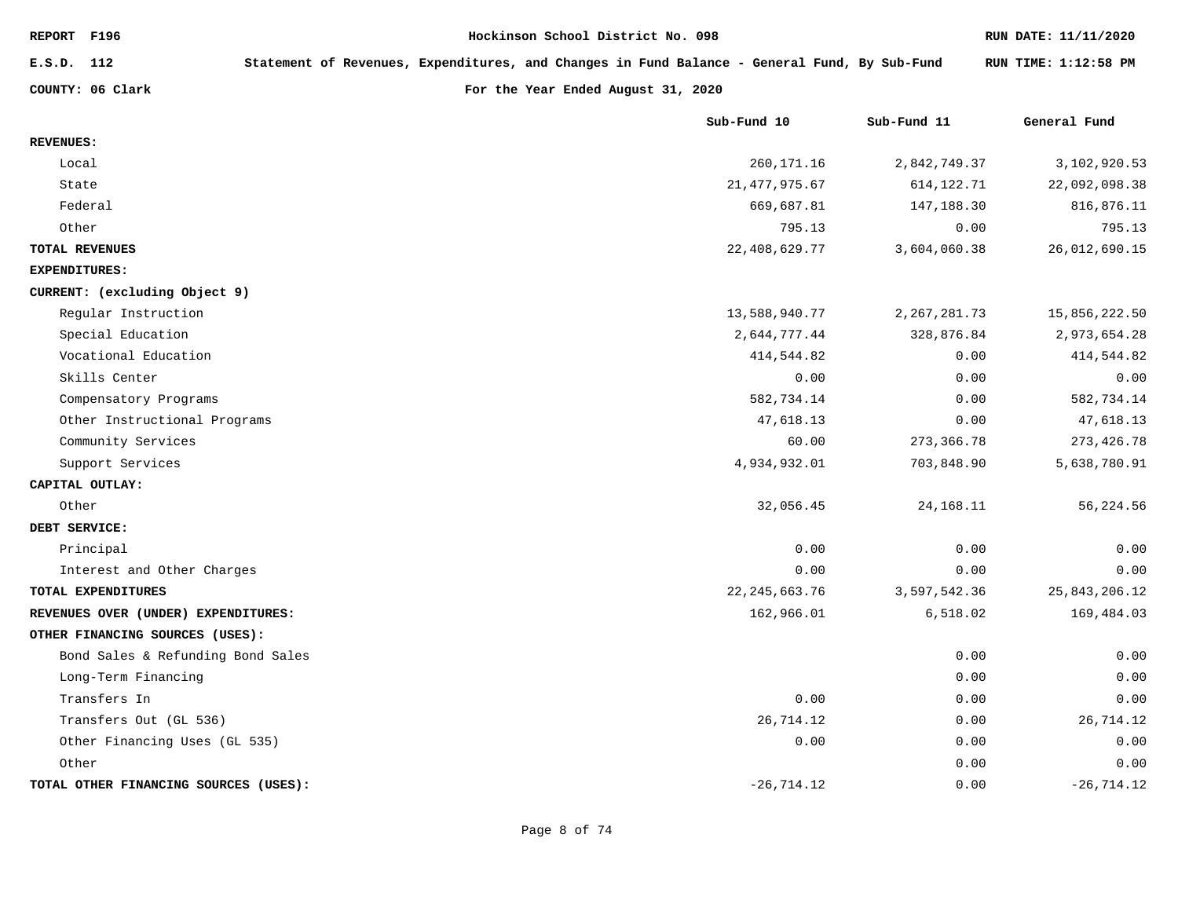REPORT F196 — Hockinson School District No. 098 — RUN DATE: 11/11/2020

E.S.D. 112 — Statement of Revenues, Expenditures, and Changes in Fund Balance - General Fund, By Sub-Fund — RUN TIME: 1:12:58 PM

COUNTY: 06 Clark — For the Year Ended August 31, 2020

| | Sub-Fund 10 | Sub-Fund 11 | General Fund |
|---|---|---|---|
| **REVENUES:** | | | |
| Local | 260,171.16 | 2,842,749.37 | 3,102,920.53 |
| State | 21,477,975.67 | 614,122.71 | 22,092,098.38 |
| Federal | 669,687.81 | 147,188.30 | 816,876.11 |
| Other | 795.13 | 0.00 | 795.13 |
| **TOTAL REVENUES** | 22,408,629.77 | 3,604,060.38 | 26,012,690.15 |
| **EXPENDITURES:** | | | |
| **CURRENT: (excluding Object 9)** | | | |
| Regular Instruction | 13,588,940.77 | 2,267,281.73 | 15,856,222.50 |
| Special Education | 2,644,777.44 | 328,876.84 | 2,973,654.28 |
| Vocational Education | 414,544.82 | 0.00 | 414,544.82 |
| Skills Center | 0.00 | 0.00 | 0.00 |
| Compensatory Programs | 582,734.14 | 0.00 | 582,734.14 |
| Other Instructional Programs | 47,618.13 | 0.00 | 47,618.13 |
| Community Services | 60.00 | 273,366.78 | 273,426.78 |
| Support Services | 4,934,932.01 | 703,848.90 | 5,638,780.91 |
| **CAPITAL OUTLAY:** | | | |
| Other | 32,056.45 | 24,168.11 | 56,224.56 |
| **DEBT SERVICE:** | | | |
| Principal | 0.00 | 0.00 | 0.00 |
| Interest and Other Charges | 0.00 | 0.00 | 0.00 |
| **TOTAL EXPENDITURES** | 22,245,663.76 | 3,597,542.36 | 25,843,206.12 |
| **REVENUES OVER (UNDER) EXPENDITURES:** | 162,966.01 | 6,518.02 | 169,484.03 |
| **OTHER FINANCING SOURCES (USES):** | | | |
| Bond Sales & Refunding Bond Sales | | 0.00 | 0.00 |
| Long-Term Financing | | 0.00 | 0.00 |
| Transfers In | 0.00 | 0.00 | 0.00 |
| Transfers Out (GL 536) | 26,714.12 | 0.00 | 26,714.12 |
| Other Financing Uses (GL 535) | 0.00 | 0.00 | 0.00 |
| Other | | 0.00 | 0.00 |
| **TOTAL OTHER FINANCING SOURCES (USES):** | -26,714.12 | 0.00 | -26,714.12 |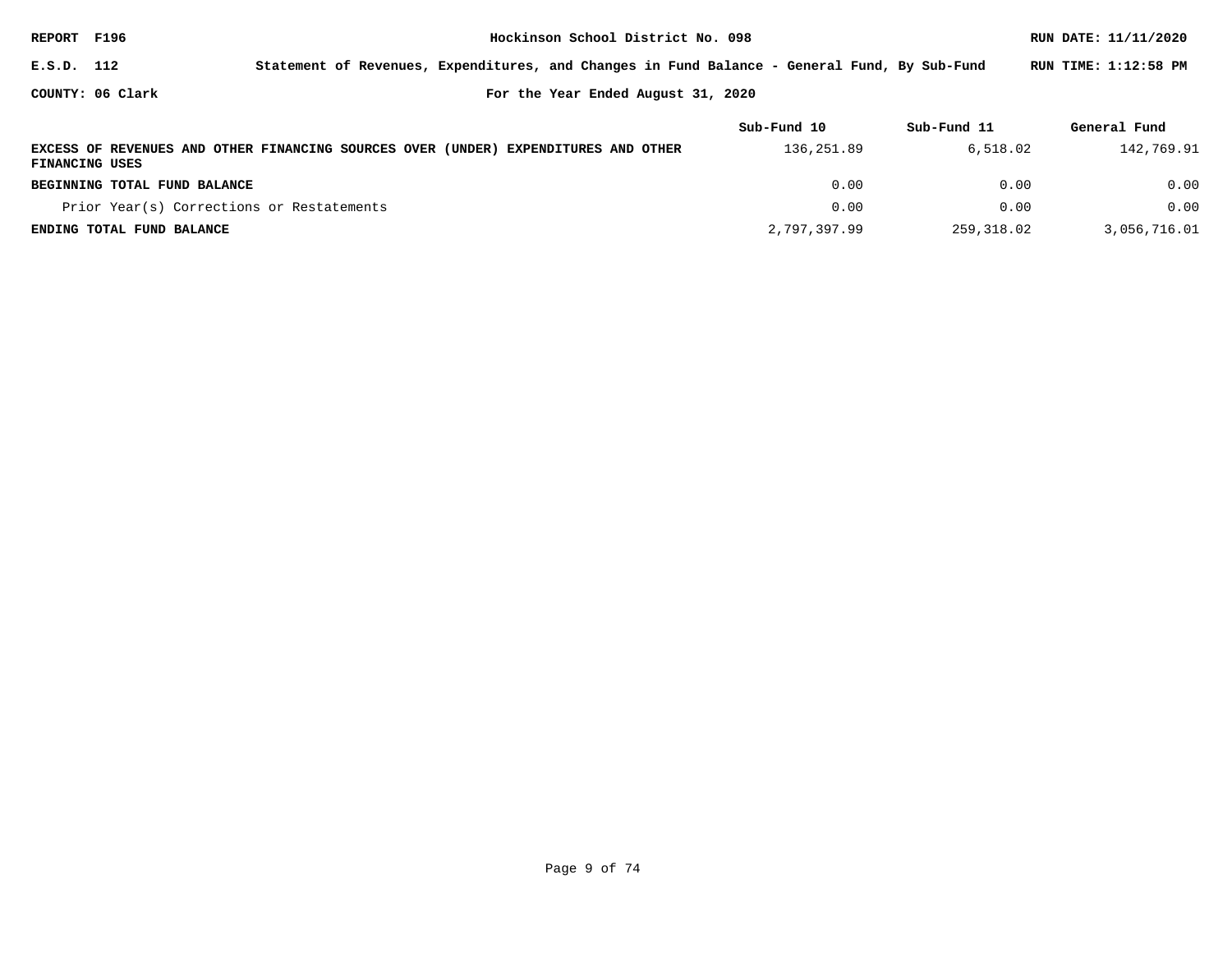REPORT F196 | Hockinson School District No. 098 | RUN DATE: 11/11/2020

E.S.D. 112 | Statement of Revenues, Expenditures, and Changes in Fund Balance - General Fund, By Sub-Fund | RUN TIME: 1:12:58 PM

COUNTY: 06 Clark | For the Year Ended August 31, 2020

| | Sub-Fund 10 | Sub-Fund 11 | General Fund |
|---|---|---|---|
| **EXCESS OF REVENUES AND OTHER FINANCING SOURCES OVER (UNDER) EXPENDITURES AND OTHER FINANCING USES** | 136,251.89 | 6,518.02 | 142,769.91 |
| **BEGINNING TOTAL FUND BALANCE** | 0.00 | 0.00 | 0.00 |
| Prior Year(s) Corrections or Restatements | 0.00 | 0.00 | 0.00 |
| **ENDING TOTAL FUND BALANCE** | 2,797,397.99 | 259,318.02 | 3,056,716.01 |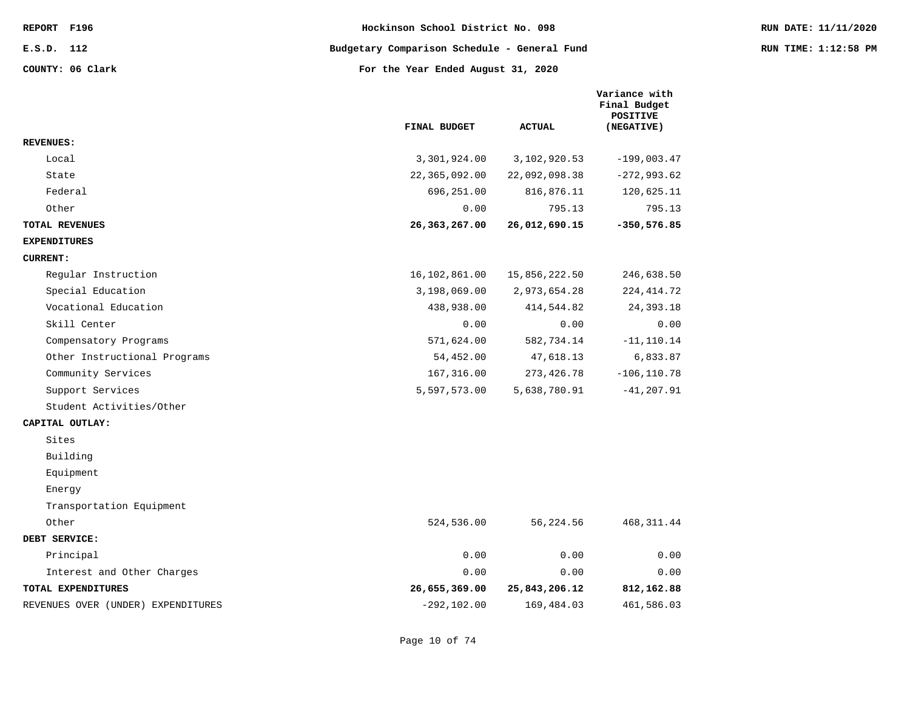REPORT F196 | Hockinson School District No. 098 | RUN DATE: 11/11/2020

E.S.D. 112 | Budgetary Comparison Schedule - General Fund | RUN TIME: 1:12:58 PM

COUNTY: 06 Clark | For the Year Ended August 31, 2020

| | FINAL BUDGET | ACTUAL | Variance with Final Budget POSITIVE (NEGATIVE) |
|---|---|---|---|
| **REVENUES:** | | | |
| Local | 3,301,924.00 | 3,102,920.53 | -199,003.47 |
| State | 22,365,092.00 | 22,092,098.38 | -272,993.62 |
| Federal | 696,251.00 | 816,876.11 | 120,625.11 |
| Other | 0.00 | 795.13 | 795.13 |
| **TOTAL REVENUES** | **26,363,267.00** | **26,012,690.15** | **-350,576.85** |
| **EXPENDITURES** | | | |
| **CURRENT:** | | | |
| Regular Instruction | 16,102,861.00 | 15,856,222.50 | 246,638.50 |
| Special Education | 3,198,069.00 | 2,973,654.28 | 224,414.72 |
| Vocational Education | 438,938.00 | 414,544.82 | 24,393.18 |
| Skill Center | 0.00 | 0.00 | 0.00 |
| Compensatory Programs | 571,624.00 | 582,734.14 | -11,110.14 |
| Other Instructional Programs | 54,452.00 | 47,618.13 | 6,833.87 |
| Community Services | 167,316.00 | 273,426.78 | -106,110.78 |
| Support Services | 5,597,573.00 | 5,638,780.91 | -41,207.91 |
| Student Activities/Other | | | |
| **CAPITAL OUTLAY:** | | | |
| Sites | | | |
| Building | | | |
| Equipment | | | |
| Energy | | | |
| Transportation Equipment | | | |
| Other | 524,536.00 | 56,224.56 | 468,311.44 |
| **DEBT SERVICE:** | | | |
| Principal | 0.00 | 0.00 | 0.00 |
| Interest and Other Charges | 0.00 | 0.00 | 0.00 |
| **TOTAL EXPENDITURES** | **26,655,369.00** | **25,843,206.12** | **812,162.88** |
| REVENUES OVER (UNDER) EXPENDITURES | -292,102.00 | 169,484.03 | 461,586.03 |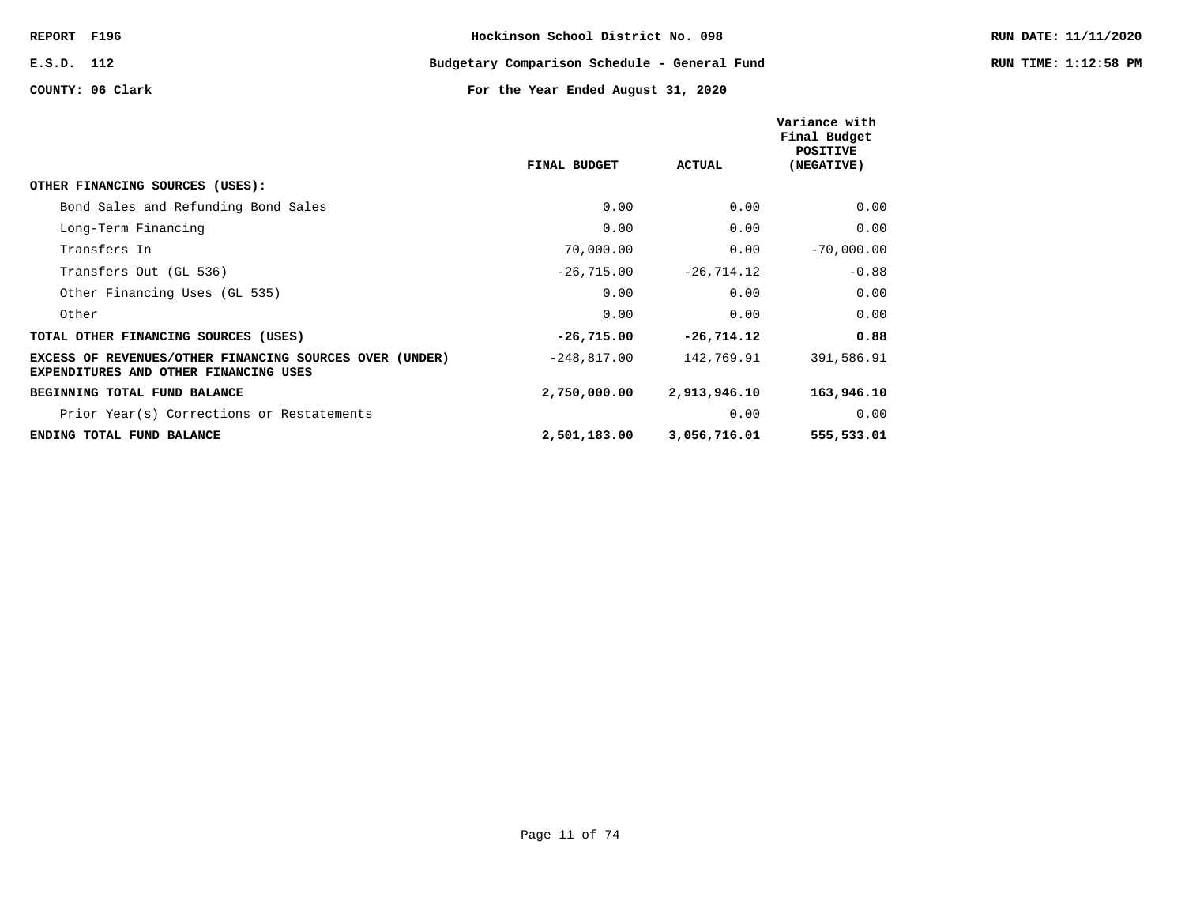REPORT F196 | Hockinson School District No. 098
E.S.D. 112 | Budgetary Comparison Schedule - General Fund
COUNTY: 06 Clark | For the Year Ended August 31, 2020

RUN DATE: 11/11/2020
RUN TIME: 1:12:58 PM

| | FINAL BUDGET | ACTUAL | Variance with Final Budget POSITIVE (NEGATIVE) |
|---|---|---|---|
| **OTHER FINANCING SOURCES (USES):** | | | |
| Bond Sales and Refunding Bond Sales | 0.00 | 0.00 | 0.00 |
| Long-Term Financing | 0.00 | 0.00 | 0.00 |
| Transfers In | 70,000.00 | 0.00 | -70,000.00 |
| Transfers Out (GL 536) | -26,715.00 | -26,714.12 | -0.88 |
| Other Financing Uses (GL 535) | 0.00 | 0.00 | 0.00 |
| Other | 0.00 | 0.00 | 0.00 |
| **TOTAL OTHER FINANCING SOURCES (USES)** | **-26,715.00** | **-26,714.12** | **0.88** |
| **EXCESS OF REVENUES/OTHER FINANCING SOURCES OVER (UNDER) EXPENDITURES AND OTHER FINANCING USES** | -248,817.00 | 142,769.91 | 391,586.91 |
| **BEGINNING TOTAL FUND BALANCE** | **2,750,000.00** | **2,913,946.10** | **163,946.10** |
| Prior Year(s) Corrections or Restatements | | 0.00 | 0.00 |
| **ENDING TOTAL FUND BALANCE** | **2,501,183.00** | **3,056,716.01** | **555,533.01** |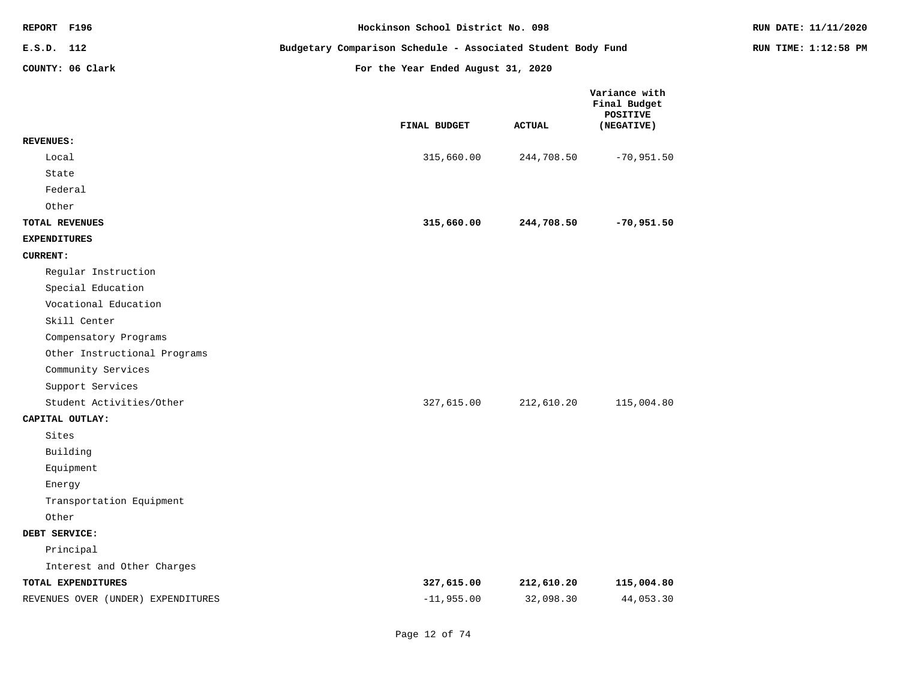REPORT F196 | Hockinson School District No. 098 | RUN DATE: 11/11/2020

E.S.D. 112 | Budgetary Comparison Schedule - Associated Student Body Fund | RUN TIME: 1:12:58 PM

COUNTY: 06 Clark | For the Year Ended August 31, 2020

| | FINAL BUDGET | ACTUAL | Variance with Final Budget POSITIVE (NEGATIVE) |
|---|---|---|---|
| **REVENUES:** | | | |
| Local | 315,660.00 | 244,708.50 | -70,951.50 |
| State | | | |
| Federal | | | |
| Other | | | |
| **TOTAL REVENUES** | **315,660.00** | **244,708.50** | **-70,951.50** |
| **EXPENDITURES** | | | |
| **CURRENT:** | | | |
| Regular Instruction | | | |
| Special Education | | | |
| Vocational Education | | | |
| Skill Center | | | |
| Compensatory Programs | | | |
| Other Instructional Programs | | | |
| Community Services | | | |
| Support Services | | | |
| Student Activities/Other | 327,615.00 | 212,610.20 | 115,004.80 |
| **CAPITAL OUTLAY:** | | | |
| Sites | | | |
| Building | | | |
| Equipment | | | |
| Energy | | | |
| Transportation Equipment | | | |
| Other | | | |
| **DEBT SERVICE:** | | | |
| Principal | | | |
| Interest and Other Charges | | | |
| **TOTAL EXPENDITURES** | **327,615.00** | **212,610.20** | **115,004.80** |
| REVENUES OVER (UNDER) EXPENDITURES | -11,955.00 | 32,098.30 | 44,053.30 |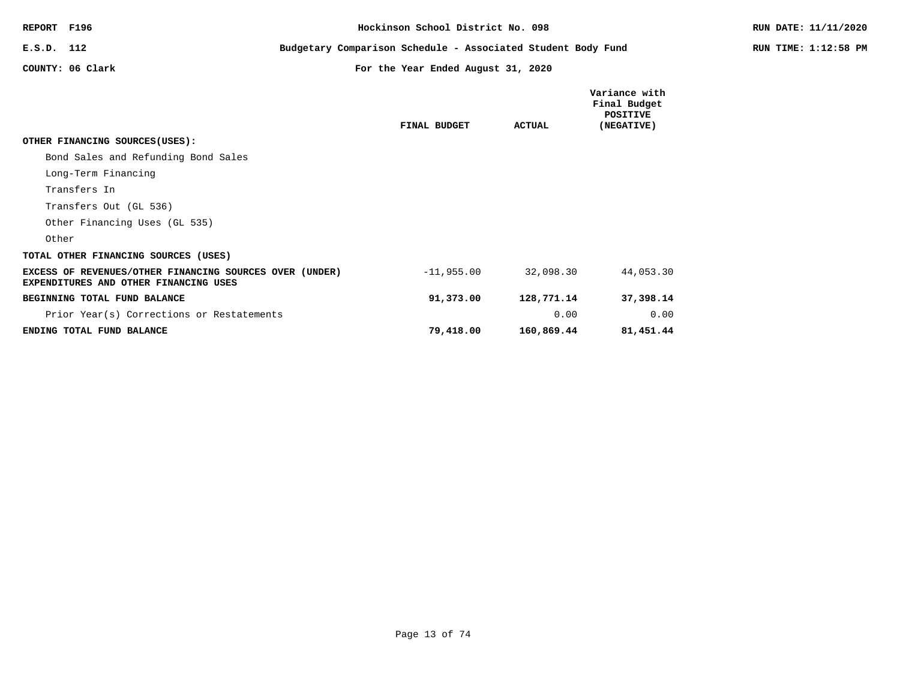REPORT F196 | Hockinson School District No. 098 | RUN DATE: 11/11/2020

E.S.D. 112 | Budgetary Comparison Schedule - Associated Student Body Fund | RUN TIME: 1:12:58 PM

COUNTY: 06 Clark | For the Year Ended August 31, 2020

| | FINAL BUDGET | ACTUAL | Variance with Final Budget POSITIVE (NEGATIVE) |
|---|---|---|---|
| **OTHER FINANCING SOURCES(USES):** | | | |
| Bond Sales and Refunding Bond Sales | | | |
| Long-Term Financing | | | |
| Transfers In | | | |
| Transfers Out (GL 536) | | | |
| Other Financing Uses (GL 535) | | | |
| Other | | | |
| **TOTAL OTHER FINANCING SOURCES (USES)** | | | |
| **EXCESS OF REVENUES/OTHER FINANCING SOURCES OVER (UNDER) EXPENDITURES AND OTHER FINANCING USES** | -11,955.00 | 32,098.30 | 44,053.30 |
| **BEGINNING TOTAL FUND BALANCE** | **91,373.00** | **128,771.14** | **37,398.14** |
| Prior Year(s) Corrections or Restatements | | 0.00 | 0.00 |
| **ENDING TOTAL FUND BALANCE** | **79,418.00** | **160,869.44** | **81,451.44** |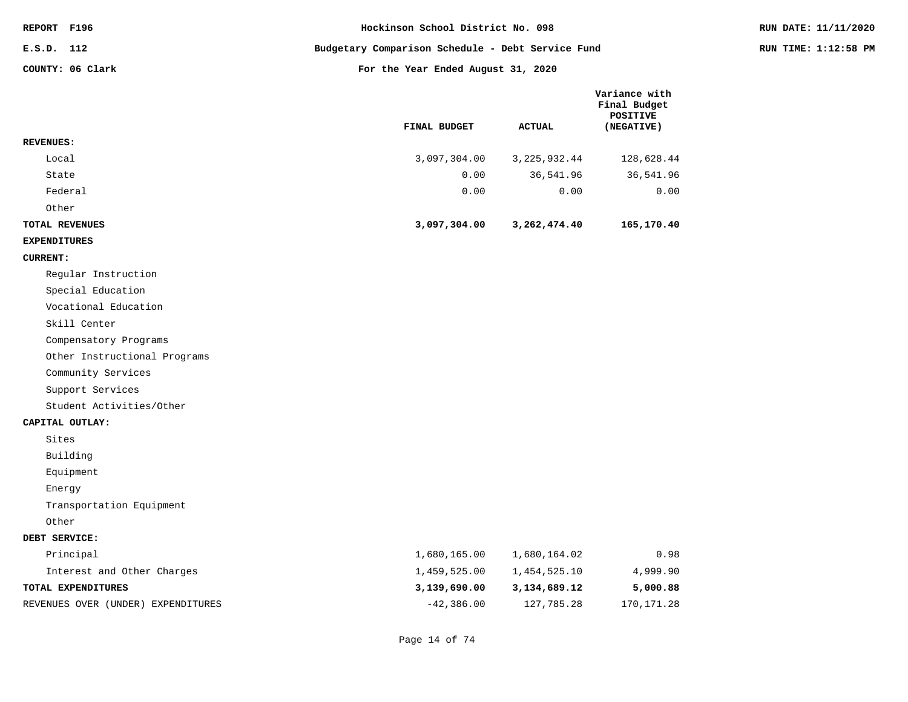REPORT F196

E.S.D. 112

COUNTY: 06 Clark

# Hockinson School District No. 098

## Budgetary Comparison Schedule - Debt Service Fund

### For the Year Ended August 31, 2020

RUN DATE: 11/11/2020

RUN TIME: 1:12:58 PM

| | FINAL BUDGET | ACTUAL | Variance with Final Budget POSITIVE (NEGATIVE) |
|---|---|---|---|
| **REVENUES:** | | | |
| Local | 3,097,304.00 | 3,225,932.44 | 128,628.44 |
| State | 0.00 | 36,541.96 | 36,541.96 |
| Federal | 0.00 | 0.00 | 0.00 |
| Other | | | |
| **TOTAL REVENUES** | **3,097,304.00** | **3,262,474.40** | **165,170.40** |
| **EXPENDITURES** | | | |
| **CURRENT:** | | | |
| Regular Instruction | | | |
| Special Education | | | |
| Vocational Education | | | |
| Skill Center | | | |
| Compensatory Programs | | | |
| Other Instructional Programs | | | |
| Community Services | | | |
| Support Services | | | |
| Student Activities/Other | | | |
| **CAPITAL OUTLAY:** | | | |
| Sites | | | |
| Building | | | |
| Equipment | | | |
| Energy | | | |
| Transportation Equipment | | | |
| Other | | | |
| **DEBT SERVICE:** | | | |
| Principal | 1,680,165.00 | 1,680,164.02 | 0.98 |
| Interest and Other Charges | 1,459,525.00 | 1,454,525.10 | 4,999.90 |
| **TOTAL EXPENDITURES** | **3,139,690.00** | **3,134,689.12** | **5,000.88** |
| REVENUES OVER (UNDER) EXPENDITURES | -42,386.00 | 127,785.28 | 170,171.28 |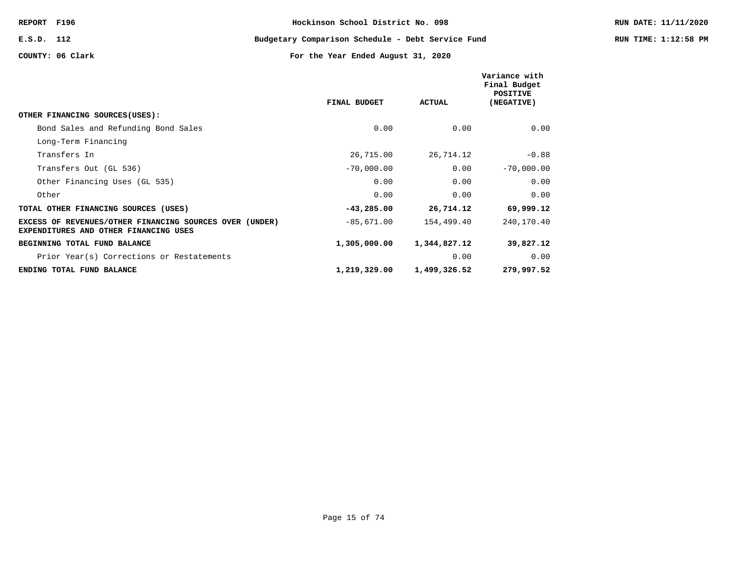REPORT F196 | E.S.D. 112 | COUNTY: 06 Clark

# Hockinson School District No. 098

## Budgetary Comparison Schedule - Debt Service Fund

### For the Year Ended August 31, 2020

RUN DATE: 11/11/2020
RUN TIME: 1:12:58 PM

| | FINAL BUDGET | ACTUAL | Variance with Final Budget POSITIVE (NEGATIVE) |
|---|---|---|---|
| **OTHER FINANCING SOURCES(USES):** | | | |
| Bond Sales and Refunding Bond Sales | 0.00 | 0.00 | 0.00 |
| Long-Term Financing | | | |
| Transfers In | 26,715.00 | 26,714.12 | -0.88 |
| Transfers Out (GL 536) | -70,000.00 | 0.00 | -70,000.00 |
| Other Financing Uses (GL 535) | 0.00 | 0.00 | 0.00 |
| Other | 0.00 | 0.00 | 0.00 |
| **TOTAL OTHER FINANCING SOURCES (USES)** | **-43,285.00** | **26,714.12** | **69,999.12** |
| **EXCESS OF REVENUES/OTHER FINANCING SOURCES OVER (UNDER) EXPENDITURES AND OTHER FINANCING USES** | -85,671.00 | 154,499.40 | 240,170.40 |
| **BEGINNING TOTAL FUND BALANCE** | **1,305,000.00** | **1,344,827.12** | **39,827.12** |
| Prior Year(s) Corrections or Restatements | | 0.00 | 0.00 |
| **ENDING TOTAL FUND BALANCE** | **1,219,329.00** | **1,499,326.52** | **279,997.52** |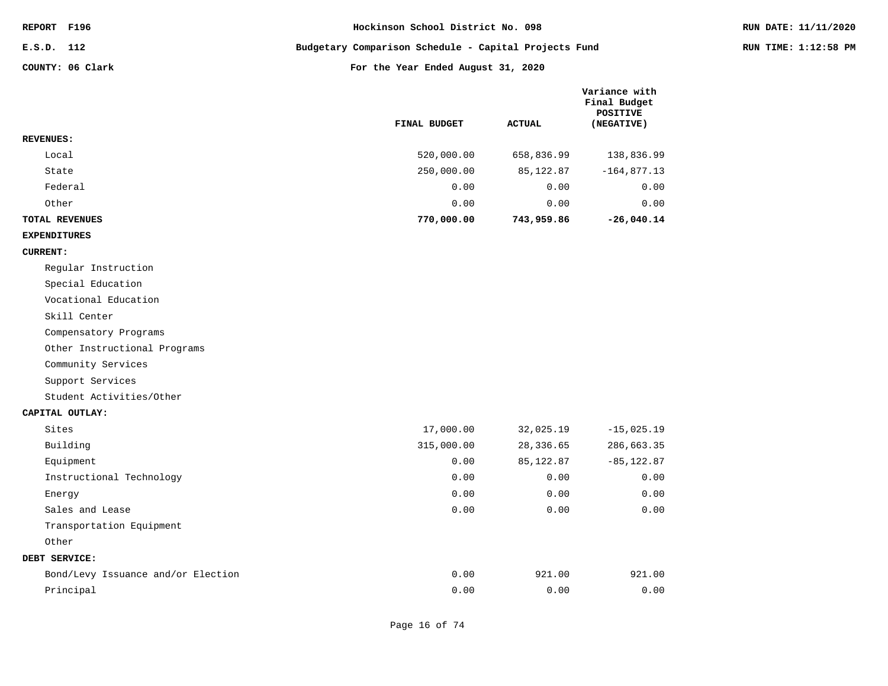REPORT F196

E.S.D. 112

COUNTY: 06 Clark

# Hockinson School District No. 098

## Budgetary Comparison Schedule - Capital Projects Fund

### For the Year Ended August 31, 2020

RUN DATE: 11/11/2020

RUN TIME: 1:12:58 PM

| | FINAL BUDGET | ACTUAL | Variance with Final Budget POSITIVE (NEGATIVE) |
|---|---|---|---|
| **REVENUES:** | | | |
| Local | 520,000.00 | 658,836.99 | 138,836.99 |
| State | 250,000.00 | 85,122.87 | -164,877.13 |
| Federal | 0.00 | 0.00 | 0.00 |
| Other | 0.00 | 0.00 | 0.00 |
| **TOTAL REVENUES** | **770,000.00** | **743,959.86** | **-26,040.14** |
| **EXPENDITURES** | | | |
| **CURRENT:** | | | |
| Regular Instruction | | | |
| Special Education | | | |
| Vocational Education | | | |
| Skill Center | | | |
| Compensatory Programs | | | |
| Other Instructional Programs | | | |
| Community Services | | | |
| Support Services | | | |
| Student Activities/Other | | | |
| **CAPITAL OUTLAY:** | | | |
| Sites | 17,000.00 | 32,025.19 | -15,025.19 |
| Building | 315,000.00 | 28,336.65 | 286,663.35 |
| Equipment | 0.00 | 85,122.87 | -85,122.87 |
| Instructional Technology | 0.00 | 0.00 | 0.00 |
| Energy | 0.00 | 0.00 | 0.00 |
| Sales and Lease | 0.00 | 0.00 | 0.00 |
| Transportation Equipment | | | |
| Other | | | |
| **DEBT SERVICE:** | | | |
| Bond/Levy Issuance and/or Election | 0.00 | 921.00 | 921.00 |
| Principal | 0.00 | 0.00 | 0.00 |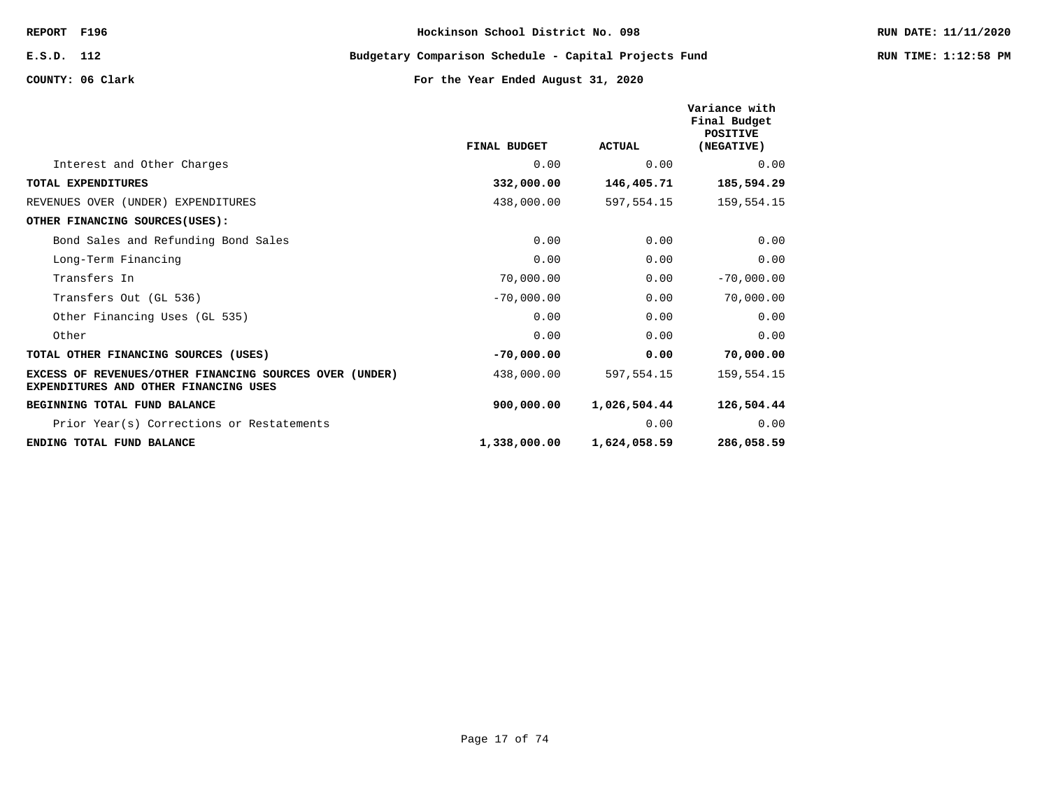REPORT F196 — Hockinson School District No. 098

E.S.D. 112 — Budgetary Comparison Schedule - Capital Projects Fund

COUNTY: 06 Clark — For the Year Ended August 31, 2020

RUN DATE: 11/11/2020 — RUN TIME: 1:12:58 PM

| | FINAL BUDGET | ACTUAL | Variance with Final Budget POSITIVE (NEGATIVE) |
|---|---|---|---|
| Interest and Other Charges | 0.00 | 0.00 | 0.00 |
| **TOTAL EXPENDITURES** | **332,000.00** | **146,405.71** | **185,594.29** |
| REVENUES OVER (UNDER) EXPENDITURES | 438,000.00 | 597,554.15 | 159,554.15 |
| **OTHER FINANCING SOURCES(USES):** | | | |
| Bond Sales and Refunding Bond Sales | 0.00 | 0.00 | 0.00 |
| Long-Term Financing | 0.00 | 0.00 | 0.00 |
| Transfers In | 70,000.00 | 0.00 | -70,000.00 |
| Transfers Out (GL 536) | -70,000.00 | 0.00 | 70,000.00 |
| Other Financing Uses (GL 535) | 0.00 | 0.00 | 0.00 |
| Other | 0.00 | 0.00 | 0.00 |
| **TOTAL OTHER FINANCING SOURCES (USES)** | **-70,000.00** | **0.00** | **70,000.00** |
| **EXCESS OF REVENUES/OTHER FINANCING SOURCES OVER (UNDER) EXPENDITURES AND OTHER FINANCING USES** | 438,000.00 | 597,554.15 | 159,554.15 |
| **BEGINNING TOTAL FUND BALANCE** | **900,000.00** | **1,026,504.44** | **126,504.44** |
| Prior Year(s) Corrections or Restatements | | 0.00 | 0.00 |
| **ENDING TOTAL FUND BALANCE** | **1,338,000.00** | **1,624,058.59** | **286,058.59** |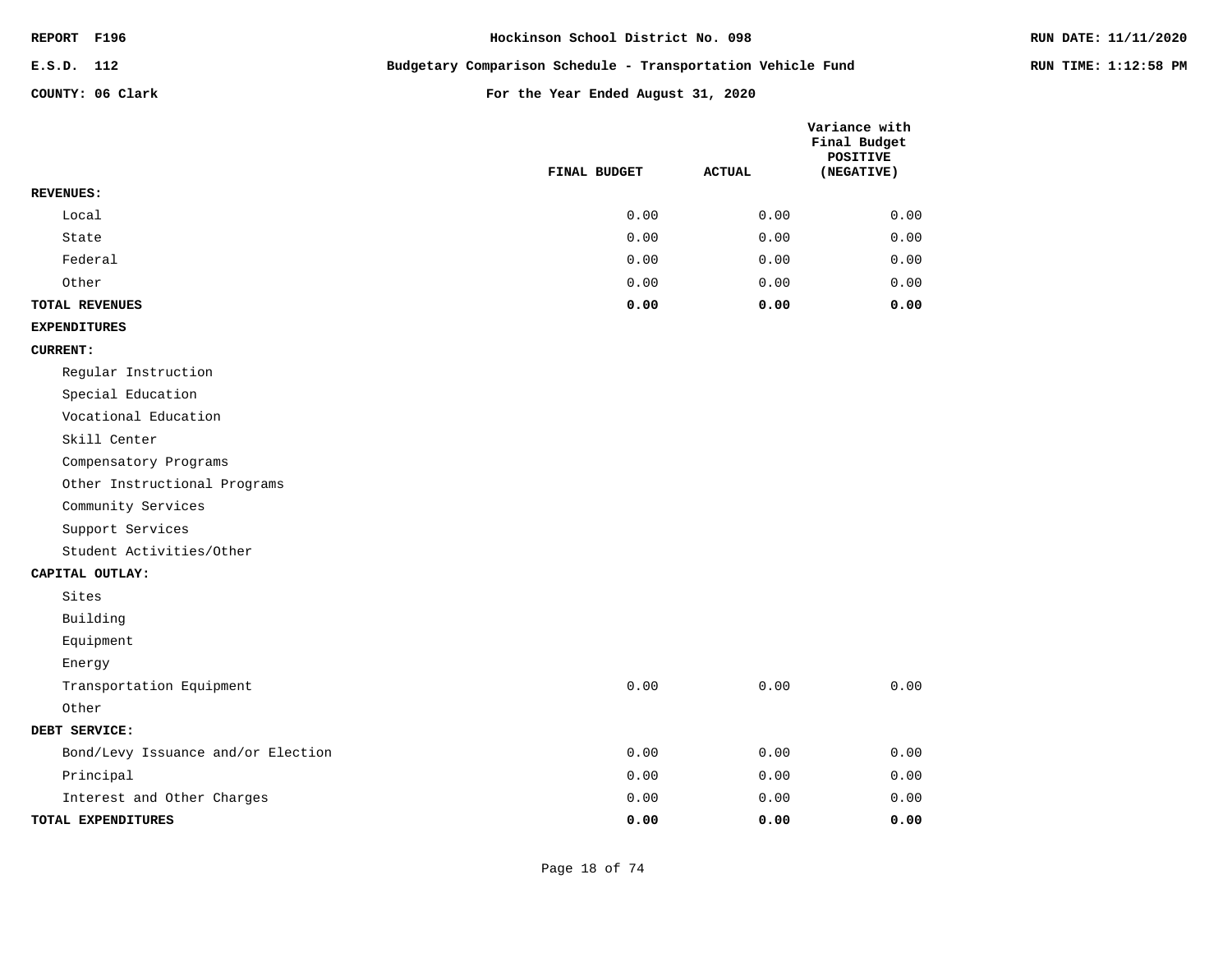REPORT F196

E.S.D. 112

COUNTY: 06 Clark

# Hockinson School District No. 098

## Budgetary Comparison Schedule - Transportation Vehicle Fund

### For the Year Ended August 31, 2020

RUN DATE: 11/11/2020

RUN TIME: 1:12:58 PM

| | FINAL BUDGET | ACTUAL | Variance with Final Budget POSITIVE (NEGATIVE) |
|---|---|---|---|
| **REVENUES:** | | | |
| Local | 0.00 | 0.00 | 0.00 |
| State | 0.00 | 0.00 | 0.00 |
| Federal | 0.00 | 0.00 | 0.00 |
| Other | 0.00 | 0.00 | 0.00 |
| **TOTAL REVENUES** | **0.00** | **0.00** | **0.00** |
| **EXPENDITURES** | | | |
| **CURRENT:** | | | |
| Regular Instruction | | | |
| Special Education | | | |
| Vocational Education | | | |
| Skill Center | | | |
| Compensatory Programs | | | |
| Other Instructional Programs | | | |
| Community Services | | | |
| Support Services | | | |
| Student Activities/Other | | | |
| **CAPITAL OUTLAY:** | | | |
| Sites | | | |
| Building | | | |
| Equipment | | | |
| Energy | | | |
| Transportation Equipment | 0.00 | 0.00 | 0.00 |
| Other | | | |
| **DEBT SERVICE:** | | | |
| Bond/Levy Issuance and/or Election | 0.00 | 0.00 | 0.00 |
| Principal | 0.00 | 0.00 | 0.00 |
| Interest and Other Charges | 0.00 | 0.00 | 0.00 |
| **TOTAL EXPENDITURES** | **0.00** | **0.00** | **0.00** |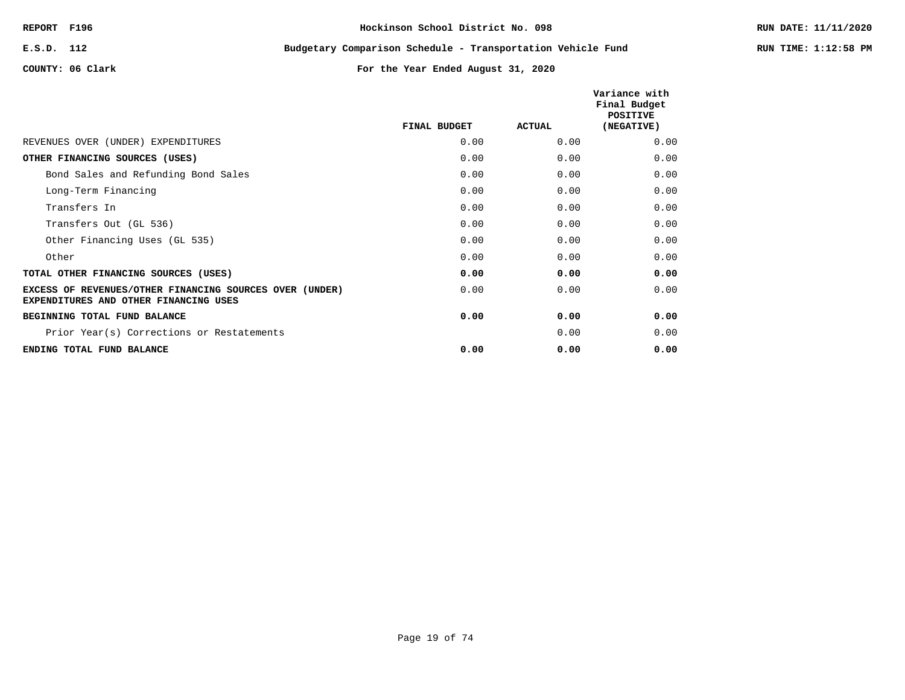REPORT F196

E.S.D. 112

COUNTY: 06 Clark

Hockinson School District No. 098

Budgetary Comparison Schedule - Transportation Vehicle Fund

For the Year Ended August 31, 2020

RUN DATE: 11/11/2020

RUN TIME: 1:12:58 PM

| | FINAL BUDGET | ACTUAL | Variance with Final Budget POSITIVE (NEGATIVE) |
|---|---|---|---|
| REVENUES OVER (UNDER) EXPENDITURES | 0.00 | 0.00 | 0.00 |
| **OTHER FINANCING SOURCES (USES)** | 0.00 | 0.00 | 0.00 |
| Bond Sales and Refunding Bond Sales | 0.00 | 0.00 | 0.00 |
| Long-Term Financing | 0.00 | 0.00 | 0.00 |
| Transfers In | 0.00 | 0.00 | 0.00 |
| Transfers Out (GL 536) | 0.00 | 0.00 | 0.00 |
| Other Financing Uses (GL 535) | 0.00 | 0.00 | 0.00 |
| Other | 0.00 | 0.00 | 0.00 |
| **TOTAL OTHER FINANCING SOURCES (USES)** | **0.00** | **0.00** | **0.00** |
| **EXCESS OF REVENUES/OTHER FINANCING SOURCES OVER (UNDER) EXPENDITURES AND OTHER FINANCING USES** | 0.00 | 0.00 | 0.00 |
| **BEGINNING TOTAL FUND BALANCE** | **0.00** | **0.00** | **0.00** |
| Prior Year(s) Corrections or Restatements | | 0.00 | 0.00 |
| **ENDING TOTAL FUND BALANCE** | **0.00** | **0.00** | **0.00** |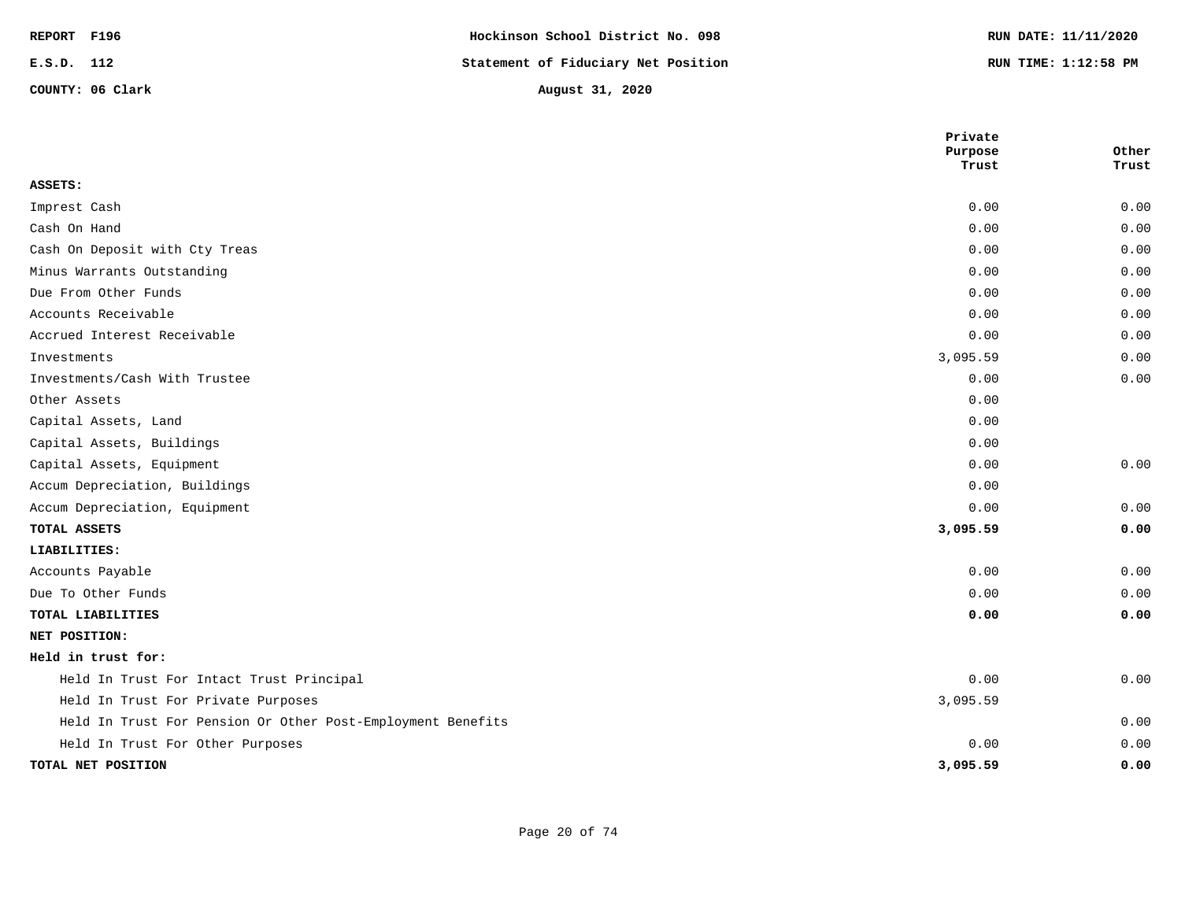REPORT F196

E.S.D. 112

COUNTY: 06 Clark

**Hockinson School District No. 098**

**Statement of Fiduciary Net Position**

**August 31, 2020**

RUN DATE: 11/11/2020

RUN TIME: 1:12:58 PM

| | Private Purpose Trust | Other Trust |
|---|---|---|
| **ASSETS:** | | |
| Imprest Cash | 0.00 | 0.00 |
| Cash On Hand | 0.00 | 0.00 |
| Cash On Deposit with Cty Treas | 0.00 | 0.00 |
| Minus Warrants Outstanding | 0.00 | 0.00 |
| Due From Other Funds | 0.00 | 0.00 |
| Accounts Receivable | 0.00 | 0.00 |
| Accrued Interest Receivable | 0.00 | 0.00 |
| Investments | 3,095.59 | 0.00 |
| Investments/Cash With Trustee | 0.00 | 0.00 |
| Other Assets | 0.00 | |
| Capital Assets, Land | 0.00 | |
| Capital Assets, Buildings | 0.00 | |
| Capital Assets, Equipment | 0.00 | 0.00 |
| Accum Depreciation, Buildings | 0.00 | |
| Accum Depreciation, Equipment | 0.00 | 0.00 |
| **TOTAL ASSETS** | **3,095.59** | **0.00** |
| **LIABILITIES:** | | |
| Accounts Payable | 0.00 | 0.00 |
| Due To Other Funds | 0.00 | 0.00 |
| **TOTAL LIABILITIES** | **0.00** | **0.00** |
| **NET POSITION:** | | |
| **Held in trust for:** | | |
| Held In Trust For Intact Trust Principal | 0.00 | 0.00 |
| Held In Trust For Private Purposes | 3,095.59 | |
| Held In Trust For Pension Or Other Post-Employment Benefits | | 0.00 |
| Held In Trust For Other Purposes | 0.00 | 0.00 |
| **TOTAL NET POSITION** | **3,095.59** | **0.00** |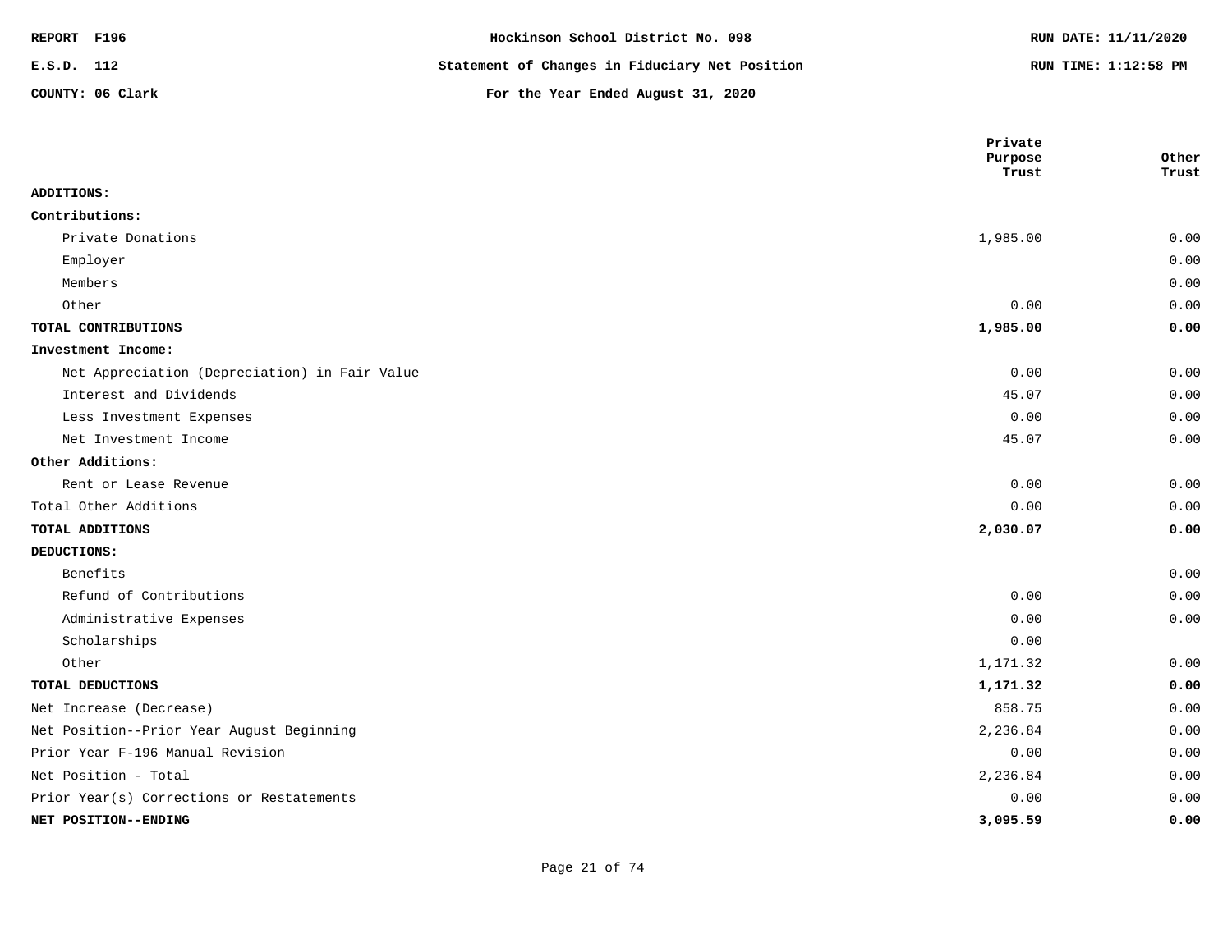REPORT F196 | Hockinson School District No. 098 | RUN DATE: 11/11/2020

E.S.D. 112 | Statement of Changes in Fiduciary Net Position | RUN TIME: 1:12:58 PM

COUNTY: 06 Clark | For the Year Ended August 31, 2020

| | Private Purpose Trust | Other Trust |
|---|---|---|
| **ADDITIONS:** | | |
| **Contributions:** | | |
| Private Donations | 1,985.00 | 0.00 |
| Employer | | 0.00 |
| Members | | 0.00 |
| Other | 0.00 | 0.00 |
| **TOTAL CONTRIBUTIONS** | **1,985.00** | **0.00** |
| **Investment Income:** | | |
| Net Appreciation (Depreciation) in Fair Value | 0.00 | 0.00 |
| Interest and Dividends | 45.07 | 0.00 |
| Less Investment Expenses | 0.00 | 0.00 |
| Net Investment Income | 45.07 | 0.00 |
| **Other Additions:** | | |
| Rent or Lease Revenue | 0.00 | 0.00 |
| Total Other Additions | 0.00 | 0.00 |
| **TOTAL ADDITIONS** | **2,030.07** | **0.00** |
| **DEDUCTIONS:** | | |
| Benefits | | 0.00 |
| Refund of Contributions | 0.00 | 0.00 |
| Administrative Expenses | 0.00 | 0.00 |
| Scholarships | 0.00 | |
| Other | 1,171.32 | 0.00 |
| **TOTAL DEDUCTIONS** | **1,171.32** | **0.00** |
| Net Increase (Decrease) | 858.75 | 0.00 |
| Net Position--Prior Year August Beginning | 2,236.84 | 0.00 |
| Prior Year F-196 Manual Revision | 0.00 | 0.00 |
| Net Position - Total | 2,236.84 | 0.00 |
| Prior Year(s) Corrections or Restatements | 0.00 | 0.00 |
| **NET POSITION--ENDING** | **3,095.59** | **0.00** |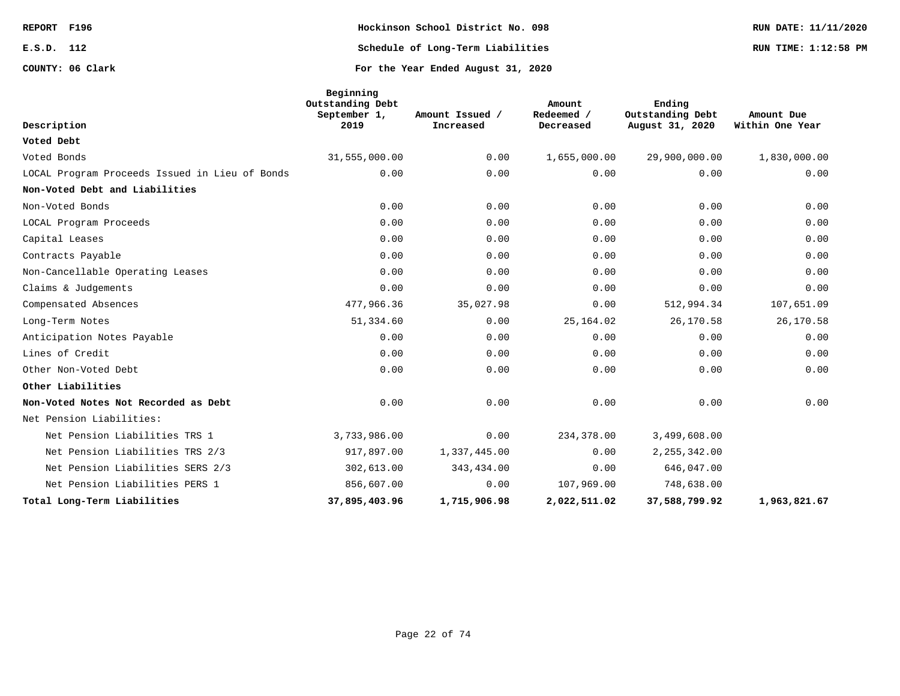REPORT F196 | Hockinson School District No. 098 | RUN DATE: 11/11/2020
E.S.D. 112 | Schedule of Long-Term Liabilities | RUN TIME: 1:12:58 PM
COUNTY: 06 Clark | For the Year Ended August 31, 2020

| Description | Beginning Outstanding Debt September 1, 2019 | Amount Issued / Increased | Amount Redeemed / Decreased | Ending Outstanding Debt August 31, 2020 | Amount Due Within One Year |
|---|---|---|---|---|---|
| **Voted Debt** | | | | | |
| Voted Bonds | 31,555,000.00 | 0.00 | 1,655,000.00 | 29,900,000.00 | 1,830,000.00 |
| LOCAL Program Proceeds Issued in Lieu of Bonds | 0.00 | 0.00 | 0.00 | 0.00 | 0.00 |
| **Non-Voted Debt and Liabilities** | | | | | |
| Non-Voted Bonds | 0.00 | 0.00 | 0.00 | 0.00 | 0.00 |
| LOCAL Program Proceeds | 0.00 | 0.00 | 0.00 | 0.00 | 0.00 |
| Capital Leases | 0.00 | 0.00 | 0.00 | 0.00 | 0.00 |
| Contracts Payable | 0.00 | 0.00 | 0.00 | 0.00 | 0.00 |
| Non-Cancellable Operating Leases | 0.00 | 0.00 | 0.00 | 0.00 | 0.00 |
| Claims & Judgements | 0.00 | 0.00 | 0.00 | 0.00 | 0.00 |
| Compensated Absences | 477,966.36 | 35,027.98 | 0.00 | 512,994.34 | 107,651.09 |
| Long-Term Notes | 51,334.60 | 0.00 | 25,164.02 | 26,170.58 | 26,170.58 |
| Anticipation Notes Payable | 0.00 | 0.00 | 0.00 | 0.00 | 0.00 |
| Lines of Credit | 0.00 | 0.00 | 0.00 | 0.00 | 0.00 |
| Other Non-Voted Debt | 0.00 | 0.00 | 0.00 | 0.00 | 0.00 |
| **Other Liabilities** | | | | | |
| **Non-Voted Notes Not Recorded as Debt** | 0.00 | 0.00 | 0.00 | 0.00 | 0.00 |
| Net Pension Liabilities: | | | | | |
| Net Pension Liabilities TRS 1 | 3,733,986.00 | 0.00 | 234,378.00 | 3,499,608.00 | |
| Net Pension Liabilities TRS 2/3 | 917,897.00 | 1,337,445.00 | 0.00 | 2,255,342.00 | |
| Net Pension Liabilities SERS 2/3 | 302,613.00 | 343,434.00 | 0.00 | 646,047.00 | |
| Net Pension Liabilities PERS 1 | 856,607.00 | 0.00 | 107,969.00 | 748,638.00 | |
| **Total Long-Term Liabilities** | **37,895,403.96** | **1,715,906.98** | **2,022,511.02** | **37,588,799.92** | **1,963,821.67** |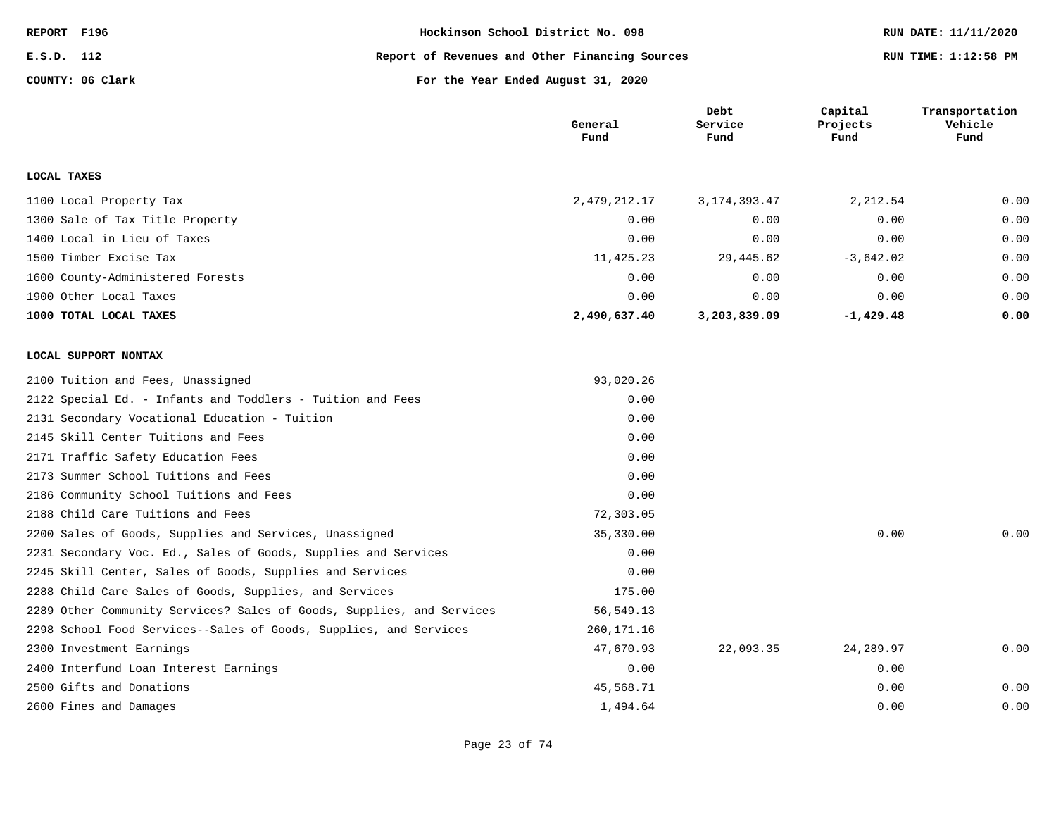REPORT F196 — Hockinson School District No. 098 — RUN DATE: 11/11/2020

E.S.D. 112 — Report of Revenues and Other Financing Sources — RUN TIME: 1:12:58 PM

COUNTY: 06 Clark — For the Year Ended August 31, 2020

| | General Fund | Debt Service Fund | Capital Projects Fund | Transportation Vehicle Fund |
|---|---|---|---|---|
| **LOCAL TAXES** | | | | |
| 1100 Local Property Tax | 2,479,212.17 | 3,174,393.47 | 2,212.54 | 0.00 |
| 1300 Sale of Tax Title Property | 0.00 | 0.00 | 0.00 | 0.00 |
| 1400 Local in Lieu of Taxes | 0.00 | 0.00 | 0.00 | 0.00 |
| 1500 Timber Excise Tax | 11,425.23 | 29,445.62 | -3,642.02 | 0.00 |
| 1600 County-Administered Forests | 0.00 | 0.00 | 0.00 | 0.00 |
| 1900 Other Local Taxes | 0.00 | 0.00 | 0.00 | 0.00 |
| **1000 TOTAL LOCAL TAXES** | **2,490,637.40** | **3,203,839.09** | **-1,429.48** | **0.00** |
| **LOCAL SUPPORT NONTAX** | | | | |
| 2100 Tuition and Fees, Unassigned | 93,020.26 | | | |
| 2122 Special Ed. - Infants and Toddlers - Tuition and Fees | 0.00 | | | |
| 2131 Secondary Vocational Education - Tuition | 0.00 | | | |
| 2145 Skill Center Tuitions and Fees | 0.00 | | | |
| 2171 Traffic Safety Education Fees | 0.00 | | | |
| 2173 Summer School Tuitions and Fees | 0.00 | | | |
| 2186 Community School Tuitions and Fees | 0.00 | | | |
| 2188 Child Care Tuitions and Fees | 72,303.05 | | | |
| 2200 Sales of Goods, Supplies and Services, Unassigned | 35,330.00 | | 0.00 | 0.00 |
| 2231 Secondary Voc. Ed., Sales of Goods, Supplies and Services | 0.00 | | | |
| 2245 Skill Center, Sales of Goods, Supplies and Services | 0.00 | | | |
| 2288 Child Care Sales of Goods, Supplies, and Services | 175.00 | | | |
| 2289 Other Community Services? Sales of Goods, Supplies, and Services | 56,549.13 | | | |
| 2298 School Food Services--Sales of Goods, Supplies, and Services | 260,171.16 | | | |
| 2300 Investment Earnings | 47,670.93 | 22,093.35 | 24,289.97 | 0.00 |
| 2400 Interfund Loan Interest Earnings | 0.00 | | 0.00 | |
| 2500 Gifts and Donations | 45,568.71 | | 0.00 | 0.00 |
| 2600 Fines and Damages | 1,494.64 | | 0.00 | 0.00 |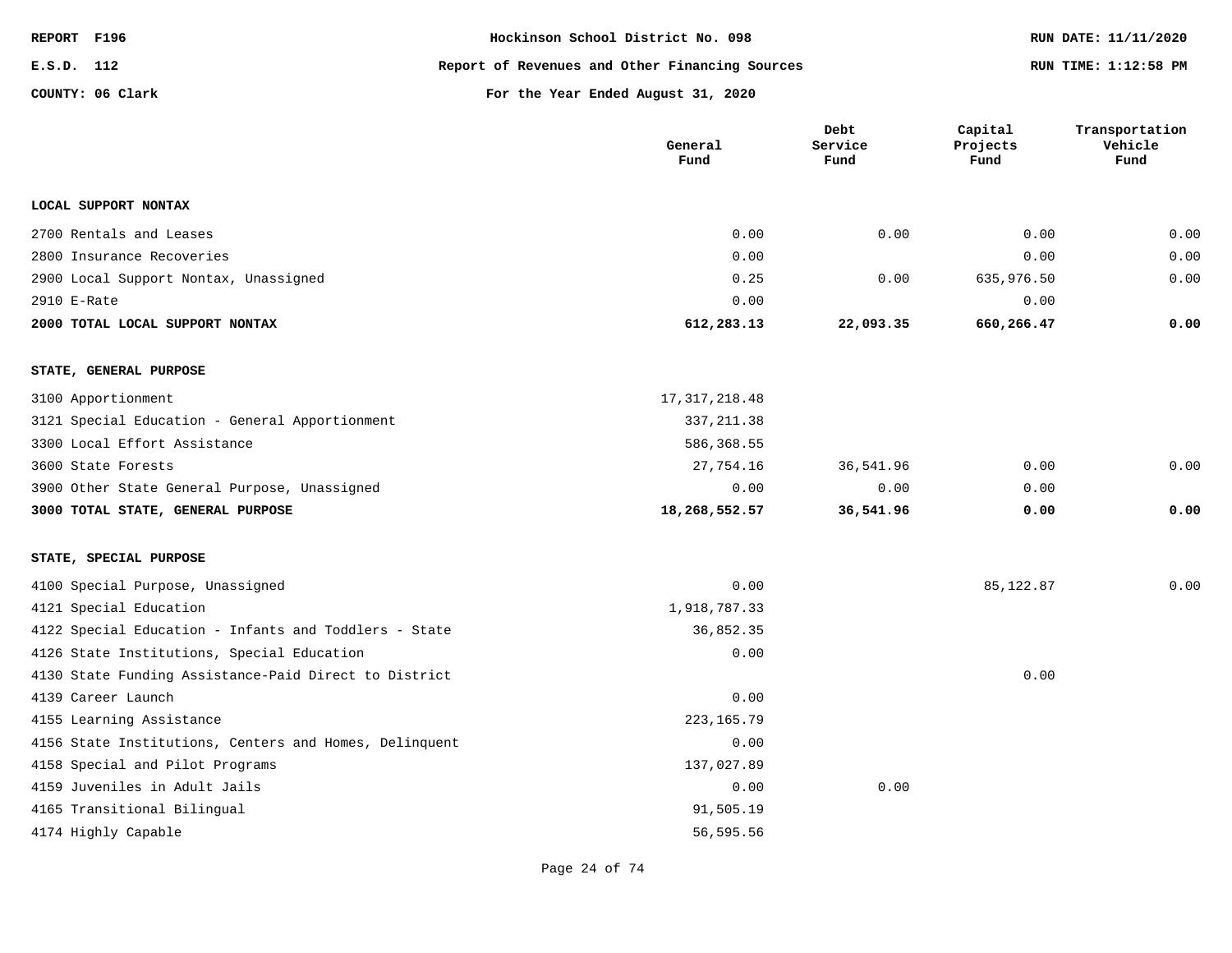REPORT F196 | Hockinson School District No. 098 | RUN DATE: 11/11/2020

E.S.D. 112 | Report of Revenues and Other Financing Sources | RUN TIME: 1:12:58 PM

COUNTY: 06 Clark | For the Year Ended August 31, 2020

| | General Fund | Debt Service Fund | Capital Projects Fund | Transportation Vehicle Fund |
|---|---|---|---|---|
| **LOCAL SUPPORT NONTAX** | | | | |
| 2700 Rentals and Leases | 0.00 | 0.00 | 0.00 | 0.00 |
| 2800 Insurance Recoveries | 0.00 | | 0.00 | 0.00 |
| 2900 Local Support Nontax, Unassigned | 0.25 | 0.00 | 635,976.50 | 0.00 |
| 2910 E-Rate | 0.00 | | 0.00 | |
| **2000 TOTAL LOCAL SUPPORT NONTAX** | **612,283.13** | **22,093.35** | **660,266.47** | **0.00** |
| **STATE, GENERAL PURPOSE** | | | | |
| 3100 Apportionment | 17,317,218.48 | | | |
| 3121 Special Education - General Apportionment | 337,211.38 | | | |
| 3300 Local Effort Assistance | 586,368.55 | | | |
| 3600 State Forests | 27,754.16 | 36,541.96 | 0.00 | 0.00 |
| 3900 Other State General Purpose, Unassigned | 0.00 | 0.00 | 0.00 | |
| **3000 TOTAL STATE, GENERAL PURPOSE** | **18,268,552.57** | **36,541.96** | **0.00** | **0.00** |
| **STATE, SPECIAL PURPOSE** | | | | |
| 4100 Special Purpose, Unassigned | 0.00 | | 85,122.87 | 0.00 |
| 4121 Special Education | 1,918,787.33 | | | |
| 4122 Special Education - Infants and Toddlers - State | 36,852.35 | | | |
| 4126 State Institutions, Special Education | 0.00 | | | |
| 4130 State Funding Assistance-Paid Direct to District | | | 0.00 | |
| 4139 Career Launch | 0.00 | | | |
| 4155 Learning Assistance | 223,165.79 | | | |
| 4156 State Institutions, Centers and Homes, Delinquent | 0.00 | | | |
| 4158 Special and Pilot Programs | 137,027.89 | | | |
| 4159 Juveniles in Adult Jails | 0.00 | 0.00 | | |
| 4165 Transitional Bilingual | 91,505.19 | | | |
| 4174 Highly Capable | 56,595.56 | | | |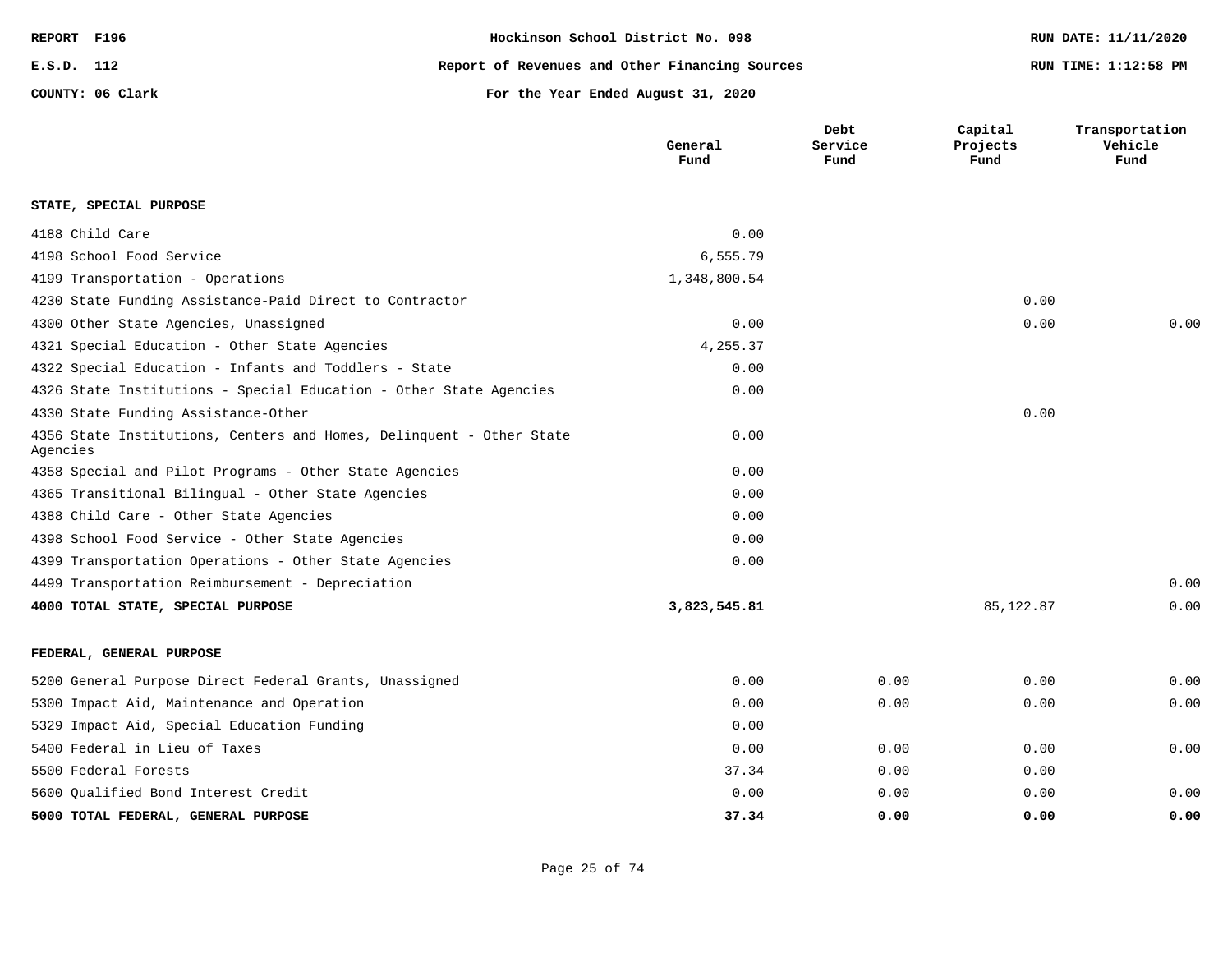REPORT F196 | Hockinson School District No. 098 | RUN DATE: 11/11/2020

E.S.D. 112 | Report of Revenues and Other Financing Sources | RUN TIME: 1:12:58 PM

COUNTY: 06 Clark | For the Year Ended August 31, 2020

| | General Fund | Debt Service Fund | Capital Projects Fund | Transportation Vehicle Fund |
|---|---|---|---|---|
| **STATE, SPECIAL PURPOSE** | | | | |
| 4188 Child Care | 0.00 | | | |
| 4198 School Food Service | 6,555.79 | | | |
| 4199 Transportation - Operations | 1,348,800.54 | | | |
| 4230 State Funding Assistance-Paid Direct to Contractor | | | 0.00 | |
| 4300 Other State Agencies, Unassigned | 0.00 | | 0.00 | 0.00 |
| 4321 Special Education - Other State Agencies | 4,255.37 | | | |
| 4322 Special Education - Infants and Toddlers - State | 0.00 | | | |
| 4326 State Institutions - Special Education - Other State Agencies | 0.00 | | | |
| 4330 State Funding Assistance-Other | | | 0.00 | |
| 4356 State Institutions, Centers and Homes, Delinquent - Other State Agencies | 0.00 | | | |
| 4358 Special and Pilot Programs - Other State Agencies | 0.00 | | | |
| 4365 Transitional Bilingual - Other State Agencies | 0.00 | | | |
| 4388 Child Care - Other State Agencies | 0.00 | | | |
| 4398 School Food Service - Other State Agencies | 0.00 | | | |
| 4399 Transportation Operations - Other State Agencies | 0.00 | | | |
| 4499 Transportation Reimbursement - Depreciation | | | | 0.00 |
| **4000 TOTAL STATE, SPECIAL PURPOSE** | **3,823,545.81** | | 85,122.87 | 0.00 |
| **FEDERAL, GENERAL PURPOSE** | | | | |
| 5200 General Purpose Direct Federal Grants, Unassigned | 0.00 | 0.00 | 0.00 | 0.00 |
| 5300 Impact Aid, Maintenance and Operation | 0.00 | 0.00 | 0.00 | 0.00 |
| 5329 Impact Aid, Special Education Funding | 0.00 | | | |
| 5400 Federal in Lieu of Taxes | 0.00 | 0.00 | 0.00 | 0.00 |
| 5500 Federal Forests | 37.34 | 0.00 | 0.00 | |
| 5600 Qualified Bond Interest Credit | 0.00 | 0.00 | 0.00 | 0.00 |
| **5000 TOTAL FEDERAL, GENERAL PURPOSE** | **37.34** | **0.00** | **0.00** | **0.00** |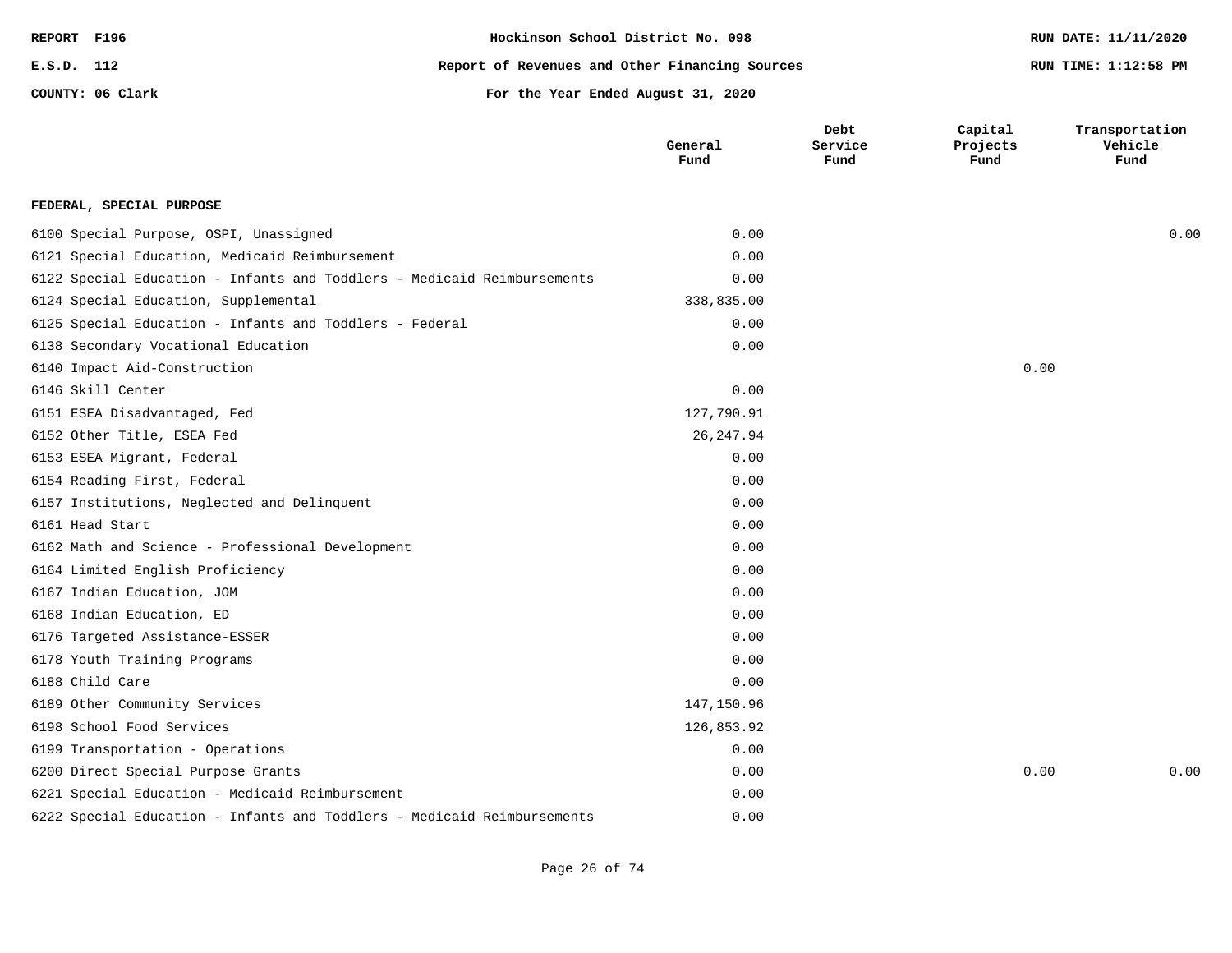Hockinson School District No. 098

Report of Revenues and Other Financing Sources

For the Year Ended August 31, 2020

REPORT F196 | E.S.D. 112 | COUNTY: 06 Clark | RUN DATE: 11/11/2020 | RUN TIME: 1:12:58 PM

| | General Fund | Debt Service Fund | Capital Projects Fund | Transportation Vehicle Fund |
|---|---|---|---|---|
| **FEDERAL, SPECIAL PURPOSE** | | | | |
| 6100 Special Purpose, OSPI, Unassigned | 0.00 | | | 0.00 |
| 6121 Special Education, Medicaid Reimbursement | 0.00 | | | |
| 6122 Special Education - Infants and Toddlers - Medicaid Reimbursements | 0.00 | | | |
| 6124 Special Education, Supplemental | 338,835.00 | | | |
| 6125 Special Education - Infants and Toddlers - Federal | 0.00 | | | |
| 6138 Secondary Vocational Education | 0.00 | | | |
| 6140 Impact Aid-Construction | | | 0.00 | |
| 6146 Skill Center | 0.00 | | | |
| 6151 ESEA Disadvantaged, Fed | 127,790.91 | | | |
| 6152 Other Title, ESEA Fed | 26,247.94 | | | |
| 6153 ESEA Migrant, Federal | 0.00 | | | |
| 6154 Reading First, Federal | 0.00 | | | |
| 6157 Institutions, Neglected and Delinquent | 0.00 | | | |
| 6161 Head Start | 0.00 | | | |
| 6162 Math and Science - Professional Development | 0.00 | | | |
| 6164 Limited English Proficiency | 0.00 | | | |
| 6167 Indian Education, JOM | 0.00 | | | |
| 6168 Indian Education, ED | 0.00 | | | |
| 6176 Targeted Assistance-ESSER | 0.00 | | | |
| 6178 Youth Training Programs | 0.00 | | | |
| 6188 Child Care | 0.00 | | | |
| 6189 Other Community Services | 147,150.96 | | | |
| 6198 School Food Services | 126,853.92 | | | |
| 6199 Transportation - Operations | 0.00 | | | |
| 6200 Direct Special Purpose Grants | 0.00 | | 0.00 | 0.00 |
| 6221 Special Education - Medicaid Reimbursement | 0.00 | | | |
| 6222 Special Education - Infants and Toddlers - Medicaid Reimbursements | 0.00 | | | |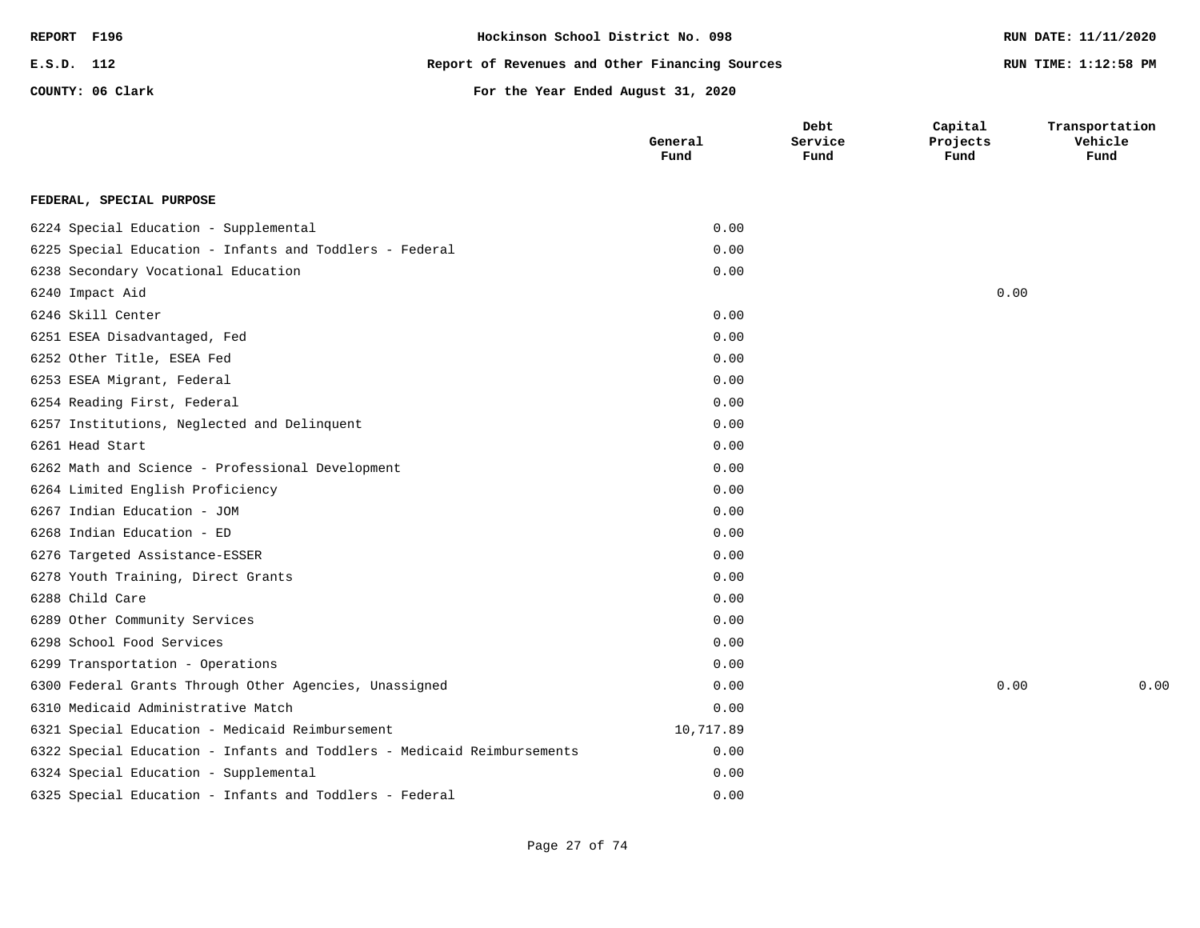Hockinson School District No. 098

Report of Revenues and Other Financing Sources

For the Year Ended August 31, 2020

REPORT F196 | E.S.D. 112 | COUNTY: 06 Clark

RUN DATE: 11/11/2020 | RUN TIME: 1:12:58 PM

| | General Fund | Debt Service Fund | Capital Projects Fund | Transportation Vehicle Fund |
|---|---|---|---|---|
| **FEDERAL, SPECIAL PURPOSE** | | | | |
| 6224 Special Education - Supplemental | 0.00 | | | |
| 6225 Special Education - Infants and Toddlers - Federal | 0.00 | | | |
| 6238 Secondary Vocational Education | 0.00 | | | |
| 6240 Impact Aid | | | 0.00 | |
| 6246 Skill Center | 0.00 | | | |
| 6251 ESEA Disadvantaged, Fed | 0.00 | | | |
| 6252 Other Title, ESEA Fed | 0.00 | | | |
| 6253 ESEA Migrant, Federal | 0.00 | | | |
| 6254 Reading First, Federal | 0.00 | | | |
| 6257 Institutions, Neglected and Delinquent | 0.00 | | | |
| 6261 Head Start | 0.00 | | | |
| 6262 Math and Science - Professional Development | 0.00 | | | |
| 6264 Limited English Proficiency | 0.00 | | | |
| 6267 Indian Education - JOM | 0.00 | | | |
| 6268 Indian Education - ED | 0.00 | | | |
| 6276 Targeted Assistance-ESSER | 0.00 | | | |
| 6278 Youth Training, Direct Grants | 0.00 | | | |
| 6288 Child Care | 0.00 | | | |
| 6289 Other Community Services | 0.00 | | | |
| 6298 School Food Services | 0.00 | | | |
| 6299 Transportation - Operations | 0.00 | | | |
| 6300 Federal Grants Through Other Agencies, Unassigned | 0.00 | | 0.00 | 0.00 |
| 6310 Medicaid Administrative Match | 0.00 | | | |
| 6321 Special Education - Medicaid Reimbursement | 10,717.89 | | | |
| 6322 Special Education - Infants and Toddlers - Medicaid Reimbursements | 0.00 | | | |
| 6324 Special Education - Supplemental | 0.00 | | | |
| 6325 Special Education - Infants and Toddlers - Federal | 0.00 | | | |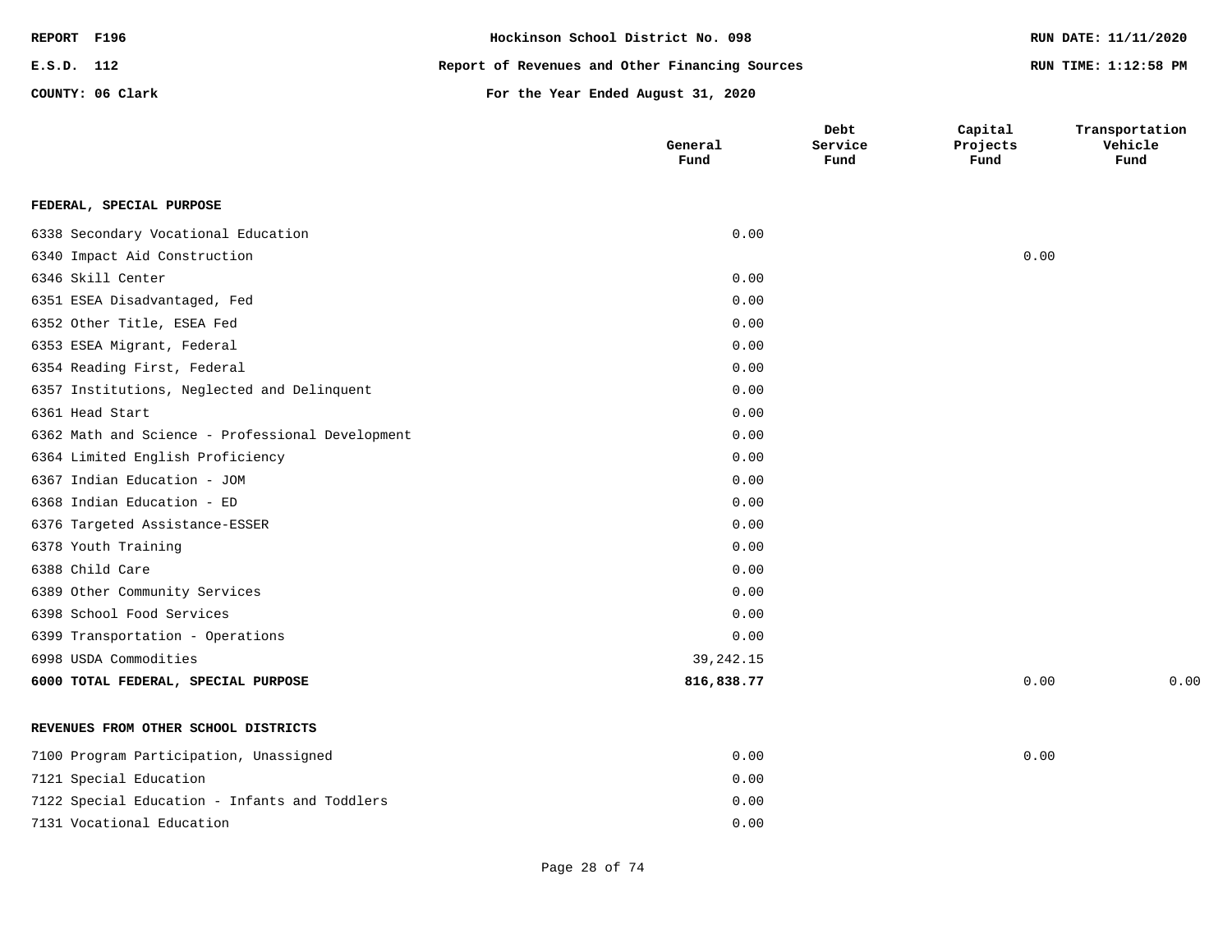REPORT F196 | Hockinson School District No. 098 | RUN DATE: 11/11/2020

E.S.D. 112 | Report of Revenues and Other Financing Sources | RUN TIME: 1:12:58 PM

COUNTY: 06 Clark | For the Year Ended August 31, 2020

| | General Fund | Debt Service Fund | Capital Projects Fund | Transportation Vehicle Fund |
|---|---|---|---|---|
| **FEDERAL, SPECIAL PURPOSE** | | | | |
| 6338 Secondary Vocational Education | 0.00 | | | |
| 6340 Impact Aid Construction | | | 0.00 | |
| 6346 Skill Center | 0.00 | | | |
| 6351 ESEA Disadvantaged, Fed | 0.00 | | | |
| 6352 Other Title, ESEA Fed | 0.00 | | | |
| 6353 ESEA Migrant, Federal | 0.00 | | | |
| 6354 Reading First, Federal | 0.00 | | | |
| 6357 Institutions, Neglected and Delinquent | 0.00 | | | |
| 6361 Head Start | 0.00 | | | |
| 6362 Math and Science - Professional Development | 0.00 | | | |
| 6364 Limited English Proficiency | 0.00 | | | |
| 6367 Indian Education - JOM | 0.00 | | | |
| 6368 Indian Education - ED | 0.00 | | | |
| 6376 Targeted Assistance-ESSER | 0.00 | | | |
| 6378 Youth Training | 0.00 | | | |
| 6388 Child Care | 0.00 | | | |
| 6389 Other Community Services | 0.00 | | | |
| 6398 School Food Services | 0.00 | | | |
| 6399 Transportation - Operations | 0.00 | | | |
| 6998 USDA Commodities | 39,242.15 | | | |
| **6000 TOTAL FEDERAL, SPECIAL PURPOSE** | **816,838.77** | | 0.00 | 0.00 |
| **REVENUES FROM OTHER SCHOOL DISTRICTS** | | | | |
| 7100 Program Participation, Unassigned | 0.00 | | 0.00 | |
| 7121 Special Education | 0.00 | | | |
| 7122 Special Education - Infants and Toddlers | 0.00 | | | |
| 7131 Vocational Education | 0.00 | | | |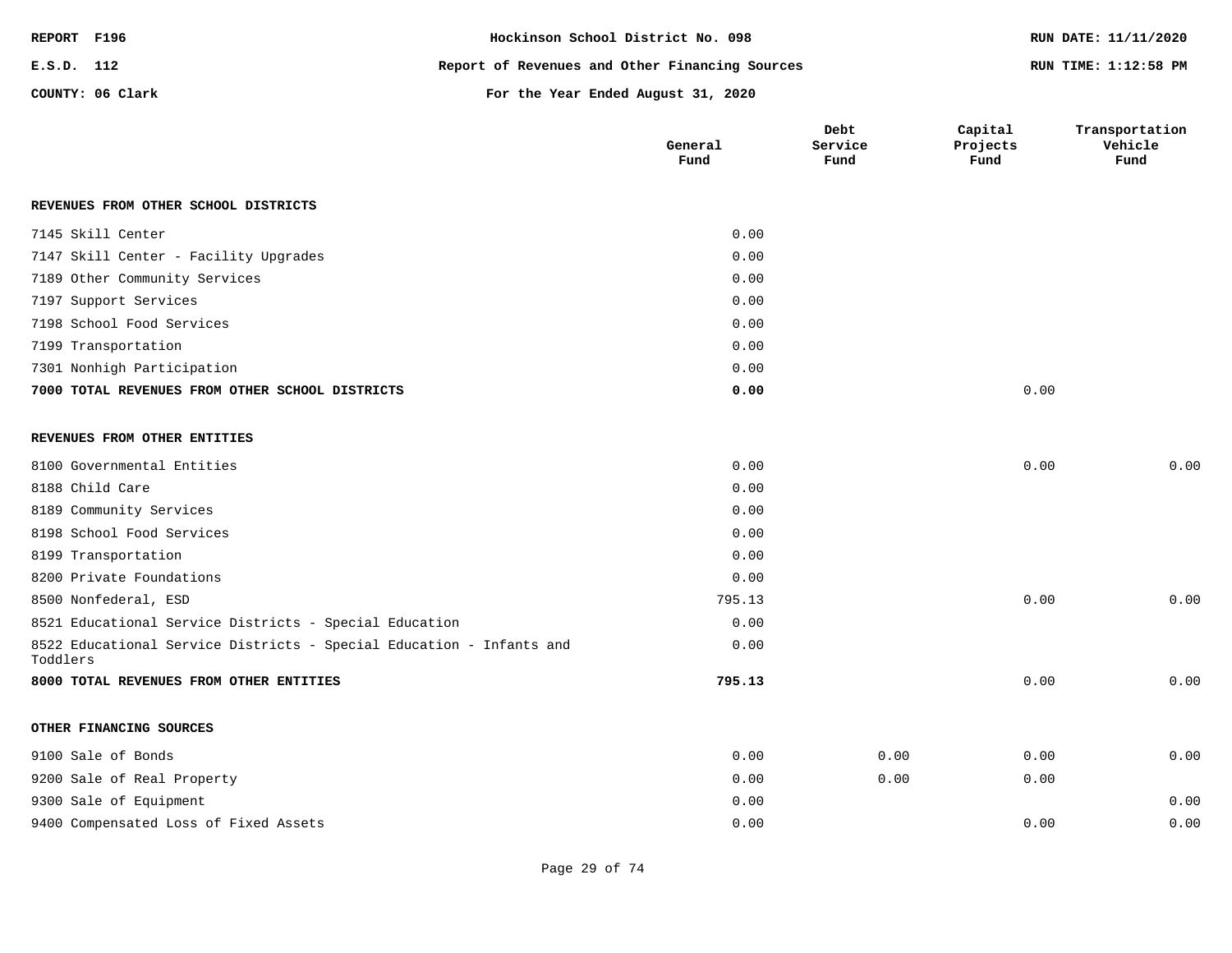REPORT F196 | Hockinson School District No. 098 | RUN DATE: 11/11/2020

E.S.D. 112 | Report of Revenues and Other Financing Sources | RUN TIME: 1:12:58 PM

COUNTY: 06 Clark | For the Year Ended August 31, 2020

| | General Fund | Debt Service Fund | Capital Projects Fund | Transportation Vehicle Fund |
|---|---|---|---|---|
| **REVENUES FROM OTHER SCHOOL DISTRICTS** | | | | |
| 7145 Skill Center | 0.00 | | | |
| 7147 Skill Center - Facility Upgrades | 0.00 | | | |
| 7189 Other Community Services | 0.00 | | | |
| 7197 Support Services | 0.00 | | | |
| 7198 School Food Services | 0.00 | | | |
| 7199 Transportation | 0.00 | | | |
| 7301 Nonhigh Participation | 0.00 | | | |
| **7000 TOTAL REVENUES FROM OTHER SCHOOL DISTRICTS** | **0.00** | | 0.00 | |
| **REVENUES FROM OTHER ENTITIES** | | | | |
| 8100 Governmental Entities | 0.00 | | 0.00 | 0.00 |
| 8188 Child Care | 0.00 | | | |
| 8189 Community Services | 0.00 | | | |
| 8198 School Food Services | 0.00 | | | |
| 8199 Transportation | 0.00 | | | |
| 8200 Private Foundations | 0.00 | | | |
| 8500 Nonfederal, ESD | 795.13 | | 0.00 | 0.00 |
| 8521 Educational Service Districts - Special Education | 0.00 | | | |
| 8522 Educational Service Districts - Special Education - Infants and Toddlers | 0.00 | | | |
| **8000 TOTAL REVENUES FROM OTHER ENTITIES** | **795.13** | | 0.00 | 0.00 |
| **OTHER FINANCING SOURCES** | | | | |
| 9100 Sale of Bonds | 0.00 | 0.00 | 0.00 | 0.00 |
| 9200 Sale of Real Property | 0.00 | 0.00 | 0.00 | |
| 9300 Sale of Equipment | 0.00 | | | 0.00 |
| 9400 Compensated Loss of Fixed Assets | 0.00 | | 0.00 | 0.00 |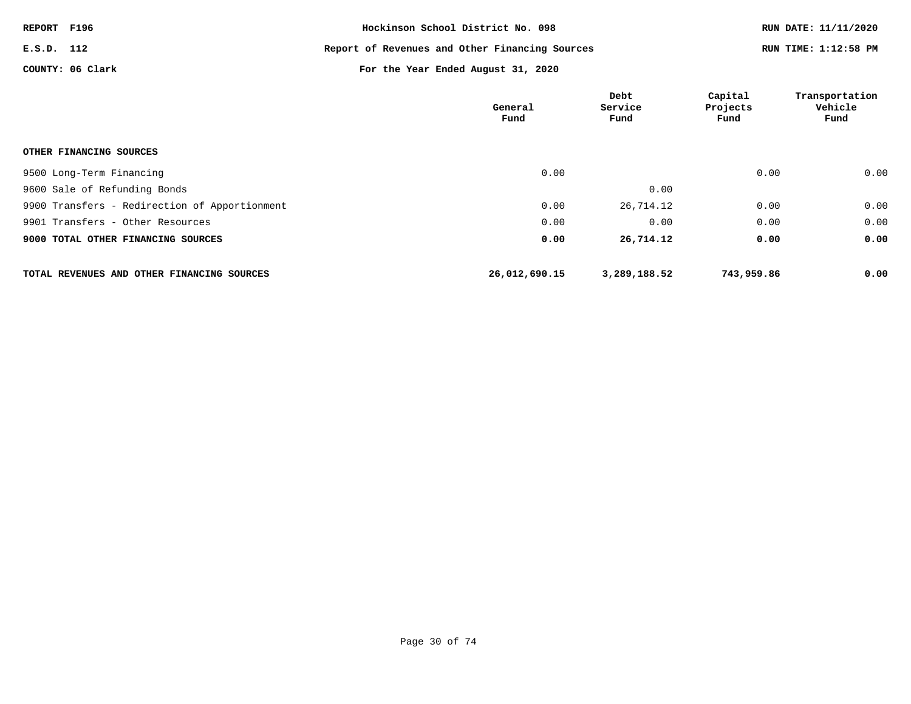REPORT F196 | Hockinson School District No. 098 | RUN DATE: 11/11/2020

E.S.D. 112 | Report of Revenues and Other Financing Sources | RUN TIME: 1:12:58 PM

COUNTY: 06 Clark | For the Year Ended August 31, 2020

| | General Fund | Debt Service Fund | Capital Projects Fund | Transportation Vehicle Fund |
|---|---|---|---|---|
| **OTHER FINANCING SOURCES** | | | | |
| 9500 Long-Term Financing | 0.00 | | 0.00 | 0.00 |
| 9600 Sale of Refunding Bonds | | 0.00 | | |
| 9900 Transfers - Redirection of Apportionment | 0.00 | 26,714.12 | 0.00 | 0.00 |
| 9901 Transfers - Other Resources | 0.00 | 0.00 | 0.00 | 0.00 |
| **9000 TOTAL OTHER FINANCING SOURCES** | **0.00** | **26,714.12** | **0.00** | **0.00** |
| **TOTAL REVENUES AND OTHER FINANCING SOURCES** | **26,012,690.15** | **3,289,188.52** | **743,959.86** | **0.00** |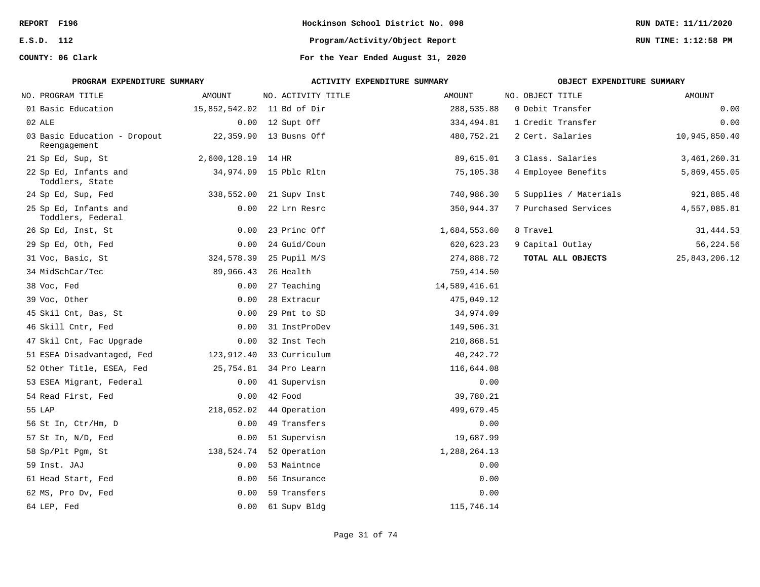REPORT F196

E.S.D. 112

COUNTY: 06 Clark

# Hockinson School District No. 098

## Program/Activity/Object Report

### For the Year Ended August 31, 2020

RUN DATE: 11/11/2020

RUN TIME: 1:12:58 PM

### PROGRAM EXPENDITURE SUMMARY

| NO. | PROGRAM TITLE | AMOUNT |
|---|---|---|
| 01 | Basic Education | 15,852,542.02 |
| 02 | ALE | 0.00 |
| 03 | Basic Education - Dropout Reengagement | 22,359.90 |
| 21 | Sp Ed, Sup, St | 2,600,128.19 |
| 22 | Sp Ed, Infants and Toddlers, State | 34,974.09 |
| 24 | Sp Ed, Sup, Fed | 338,552.00 |
| 25 | Sp Ed, Infants and Toddlers, Federal | 0.00 |
| 26 | Sp Ed, Inst, St | 0.00 |
| 29 | Sp Ed, Oth, Fed | 0.00 |
| 31 | Voc, Basic, St | 324,578.39 |
| 34 | MidSchCar/Tec | 89,966.43 |
| 38 | Voc, Fed | 0.00 |
| 39 | Voc, Other | 0.00 |
| 45 | Skil Cnt, Bas, St | 0.00 |
| 46 | Skill Cntr, Fed | 0.00 |
| 47 | Skil Cnt, Fac Upgrade | 0.00 |
| 51 | ESEA Disadvantaged, Fed | 123,912.40 |
| 52 | Other Title, ESEA, Fed | 25,754.81 |
| 53 | ESEA Migrant, Federal | 0.00 |
| 54 | Read First, Fed | 0.00 |
| 55 | LAP | 218,052.02 |
| 56 | St In, Ctr/Hm, D | 0.00 |
| 57 | St In, N/D, Fed | 0.00 |
| 58 | Sp/Plt Pgm, St | 138,524.74 |
| 59 | Inst. JAJ | 0.00 |
| 61 | Head Start, Fed | 0.00 |
| 62 | MS, Pro Dv, Fed | 0.00 |
| 64 | LEP, Fed | 0.00 |

### ACTIVITY EXPENDITURE SUMMARY

| NO. | ACTIVITY TITLE | AMOUNT |
|---|---|---|
| 11 | Bd of Dir | 288,535.88 |
| 12 | Supt Off | 334,494.81 |
| 13 | Busns Off | 480,752.21 |
| 14 | HR | 89,615.01 |
| 15 | Pblc Rltn | 75,105.38 |
| 21 | Supv Inst | 740,986.30 |
| 22 | Lrn Resrc | 350,944.37 |
| 23 | Princ Off | 1,684,553.60 |
| 24 | Guid/Coun | 620,623.23 |
| 25 | Pupil M/S | 274,888.72 |
| 26 | Health | 759,414.50 |
| 27 | Teaching | 14,589,416.61 |
| 28 | Extracur | 475,049.12 |
| 29 | Pmt to SD | 34,974.09 |
| 31 | InstProDev | 149,506.31 |
| 32 | Inst Tech | 210,868.51 |
| 33 | Curriculum | 40,242.72 |
| 34 | Pro Learn | 116,644.08 |
| 41 | Supervisn | 0.00 |
| 42 | Food | 39,780.21 |
| 44 | Operation | 499,679.45 |
| 49 | Transfers | 0.00 |
| 51 | Supervisn | 19,687.99 |
| 52 | Operation | 1,288,264.13 |
| 53 | Maintnce | 0.00 |
| 56 | Insurance | 0.00 |
| 59 | Transfers | 0.00 |
| 61 | Supv Bldg | 115,746.14 |

### OBJECT EXPENDITURE SUMMARY

| NO. | OBJECT TITLE | AMOUNT |
|---|---|---|
| 0 | Debit Transfer | 0.00 |
| 1 | Credit Transfer | 0.00 |
| 2 | Cert. Salaries | 10,945,850.40 |
| 3 | Class. Salaries | 3,461,260.31 |
| 4 | Employee Benefits | 5,869,455.05 |
| 5 | Supplies / Materials | 921,885.46 |
| 7 | Purchased Services | 4,557,085.81 |
| 8 | Travel | 31,444.53 |
| 9 | Capital Outlay | 56,224.56 |
| | **TOTAL ALL OBJECTS** | 25,843,206.12 |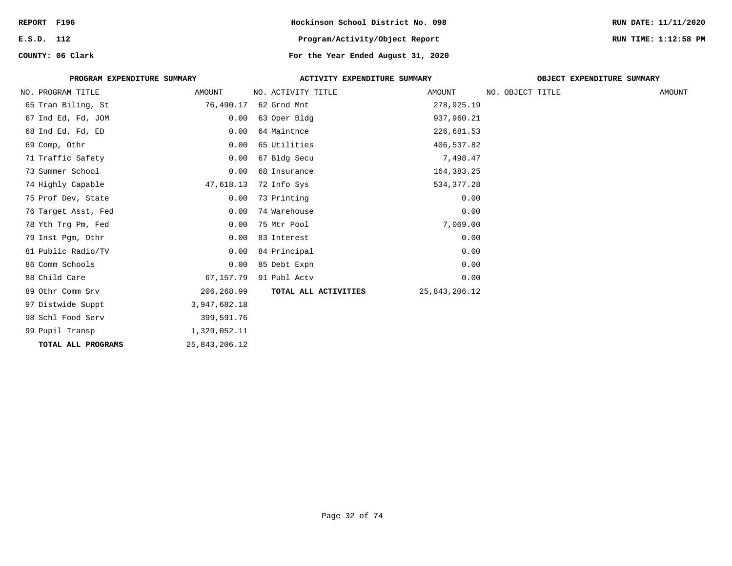REPORT F196 | Hockinson School District No. 098 | RUN DATE: 11/11/2020

E.S.D. 112 | Program/Activity/Object Report | RUN TIME: 1:12:58 PM

COUNTY: 06 Clark | For the Year Ended August 31, 2020

| PROGRAM EXPENDITURE SUMMARY | | | ACTIVITY EXPENDITURE SUMMARY | | | OBJECT EXPENDITURE SUMMARY | | |
|---|---|---|---|---|---|---|---|---|
| NO. | PROGRAM TITLE | AMOUNT | NO. | ACTIVITY TITLE | AMOUNT | NO. | OBJECT TITLE | AMOUNT |
| 65 | Tran Biling, St | 76,490.17 | 62 | Grnd Mnt | 278,925.19 | | | |
| 67 | Ind Ed, Fd, JOM | 0.00 | 63 | Oper Bldg | 937,960.21 | | | |
| 68 | Ind Ed, Fd, ED | 0.00 | 64 | Maintnce | 226,681.53 | | | |
| 69 | Comp, Othr | 0.00 | 65 | Utilities | 406,537.82 | | | |
| 71 | Traffic Safety | 0.00 | 67 | Bldg Secu | 7,498.47 | | | |
| 73 | Summer School | 0.00 | 68 | Insurance | 164,383.25 | | | |
| 74 | Highly Capable | 47,618.13 | 72 | Info Sys | 534,377.28 | | | |
| 75 | Prof Dev, State | 0.00 | 73 | Printing | 0.00 | | | |
| 76 | Target Asst, Fed | 0.00 | 74 | Warehouse | 0.00 | | | |
| 78 | Yth Trg Pm, Fed | 0.00 | 75 | Mtr Pool | 7,069.00 | | | |
| 79 | Inst Pgm, Othr | 0.00 | 83 | Interest | 0.00 | | | |
| 81 | Public Radio/TV | 0.00 | 84 | Principal | 0.00 | | | |
| 86 | Comm Schools | 0.00 | 85 | Debt Expn | 0.00 | | | |
| 88 | Child Care | 67,157.79 | 91 | Publ Actv | 0.00 | | | |
| 89 | Othr Comm Srv | 206,268.99 | | **TOTAL ALL ACTIVITIES** | 25,843,206.12 | | | |
| 97 | Distwide Suppt | 3,947,682.18 | | | | | | |
| 98 | Schl Food Serv | 399,591.76 | | | | | | |
| 99 | Pupil Transp | 1,329,052.11 | | | | | | |
| | **TOTAL ALL PROGRAMS** | 25,843,206.12 | | | | | | |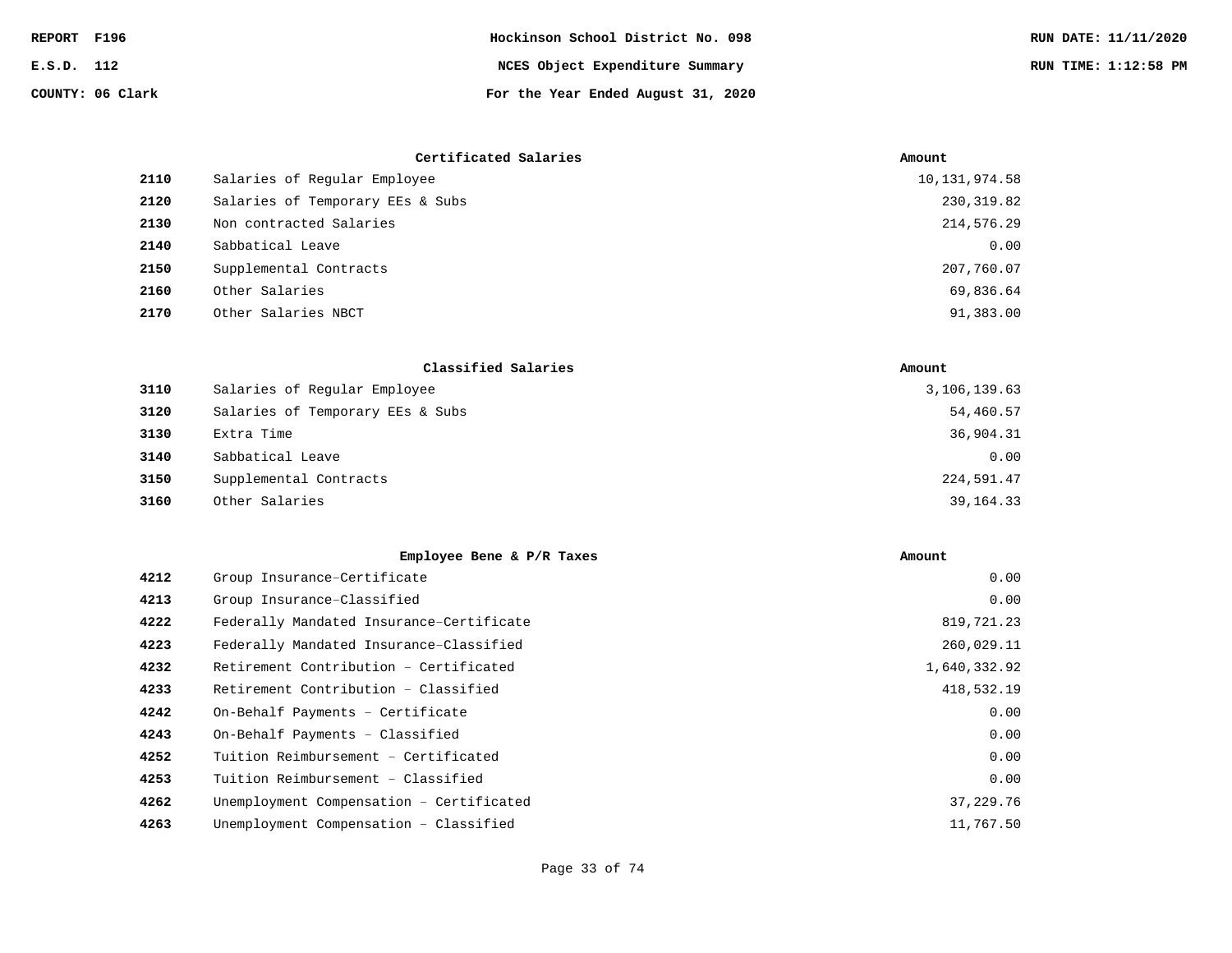REPORT F196 | Hockinson School District No. 098 | RUN DATE: 11/11/2020
E.S.D. 112 | NCES Object Expenditure Summary | RUN TIME: 1:12:58 PM
COUNTY: 06 Clark | For the Year Ended August 31, 2020

| | Certificated Salaries | Amount |
|---|---|---|
| **2110** | Salaries of Regular Employee | 10,131,974.58 |
| **2120** | Salaries of Temporary EEs & Subs | 230,319.82 |
| **2130** | Non contracted Salaries | 214,576.29 |
| **2140** | Sabbatical Leave | 0.00 |
| **2150** | Supplemental Contracts | 207,760.07 |
| **2160** | Other Salaries | 69,836.64 |
| **2170** | Other Salaries NBCT | 91,383.00 |

| | Classified Salaries | Amount |
|---|---|---|
| **3110** | Salaries of Regular Employee | 3,106,139.63 |
| **3120** | Salaries of Temporary EEs & Subs | 54,460.57 |
| **3130** | Extra Time | 36,904.31 |
| **3140** | Sabbatical Leave | 0.00 |
| **3150** | Supplemental Contracts | 224,591.47 |
| **3160** | Other Salaries | 39,164.33 |

| | Employee Bene & P/R Taxes | Amount |
|---|---|---|
| **4212** | Group Insurance–Certificate | 0.00 |
| **4213** | Group Insurance–Classified | 0.00 |
| **4222** | Federally Mandated Insurance–Certificate | 819,721.23 |
| **4223** | Federally Mandated Insurance–Classified | 260,029.11 |
| **4232** | Retirement Contribution – Certificated | 1,640,332.92 |
| **4233** | Retirement Contribution – Classified | 418,532.19 |
| **4242** | On-Behalf Payments – Certificate | 0.00 |
| **4243** | On-Behalf Payments – Classified | 0.00 |
| **4252** | Tuition Reimbursement – Certificated | 0.00 |
| **4253** | Tuition Reimbursement – Classified | 0.00 |
| **4262** | Unemployment Compensation – Certificated | 37,229.76 |
| **4263** | Unemployment Compensation – Classified | 11,767.50 |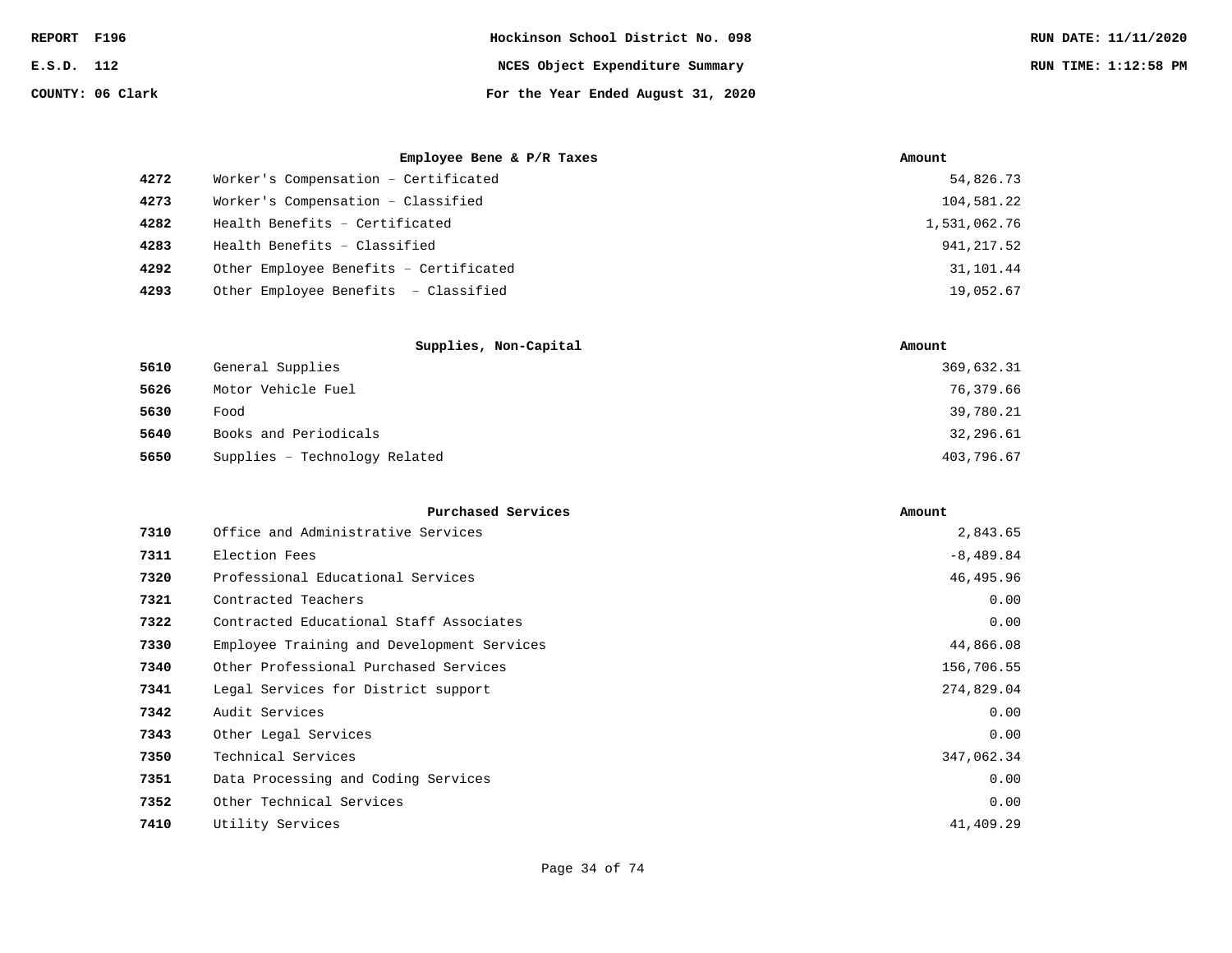REPORT F196 — Hockinson School District No. 098 — RUN DATE: 11/11/2020

E.S.D. 112 — NCES Object Expenditure Summary — RUN TIME: 1:12:58 PM

COUNTY: 06 Clark — For the Year Ended August 31, 2020

| | Employee Bene & P/R Taxes | Amount |
|---|---|---|
| 4272 | Worker's Compensation – Certificated | 54,826.73 |
| 4273 | Worker's Compensation – Classified | 104,581.22 |
| 4282 | Health Benefits – Certificated | 1,531,062.76 |
| 4283 | Health Benefits – Classified | 941,217.52 |
| 4292 | Other Employee Benefits – Certificated | 31,101.44 |
| 4293 | Other Employee Benefits – Classified | 19,052.67 |

| | Supplies, Non-Capital | Amount |
|---|---|---|
| 5610 | General Supplies | 369,632.31 |
| 5626 | Motor Vehicle Fuel | 76,379.66 |
| 5630 | Food | 39,780.21 |
| 5640 | Books and Periodicals | 32,296.61 |
| 5650 | Supplies – Technology Related | 403,796.67 |

| | Purchased Services | Amount |
|---|---|---|
| 7310 | Office and Administrative Services | 2,843.65 |
| 7311 | Election Fees | -8,489.84 |
| 7320 | Professional Educational Services | 46,495.96 |
| 7321 | Contracted Teachers | 0.00 |
| 7322 | Contracted Educational Staff Associates | 0.00 |
| 7330 | Employee Training and Development Services | 44,866.08 |
| 7340 | Other Professional Purchased Services | 156,706.55 |
| 7341 | Legal Services for District support | 274,829.04 |
| 7342 | Audit Services | 0.00 |
| 7343 | Other Legal Services | 0.00 |
| 7350 | Technical Services | 347,062.34 |
| 7351 | Data Processing and Coding Services | 0.00 |
| 7352 | Other Technical Services | 0.00 |
| 7410 | Utility Services | 41,409.29 |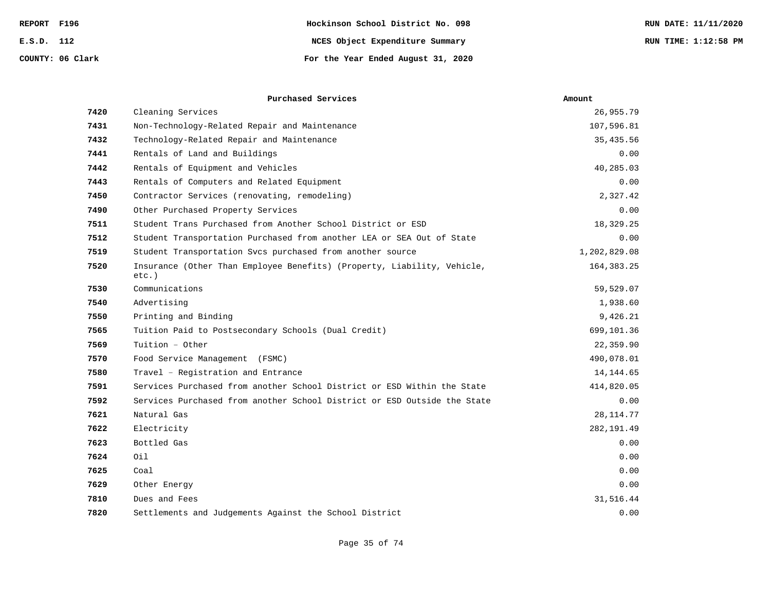REPORT F196 | Hockinson School District No. 098 | RUN DATE: 11/11/2020

E.S.D. 112 | NCES Object Expenditure Summary | RUN TIME: 1:12:58 PM

COUNTY: 06 Clark | For the Year Ended August 31, 2020

| | Purchased Services | Amount |
|---|---|---|
| 7420 | Cleaning Services | 26,955.79 |
| 7431 | Non-Technology-Related Repair and Maintenance | 107,596.81 |
| 7432 | Technology-Related Repair and Maintenance | 35,435.56 |
| 7441 | Rentals of Land and Buildings | 0.00 |
| 7442 | Rentals of Equipment and Vehicles | 40,285.03 |
| 7443 | Rentals of Computers and Related Equipment | 0.00 |
| 7450 | Contractor Services (renovating, remodeling) | 2,327.42 |
| 7490 | Other Purchased Property Services | 0.00 |
| 7511 | Student Trans Purchased from Another School District or ESD | 18,329.25 |
| 7512 | Student Transportation Purchased from another LEA or SEA Out of State | 0.00 |
| 7519 | Student Transportation Svcs purchased from another source | 1,202,829.08 |
| 7520 | Insurance (Other Than Employee Benefits) (Property, Liability, Vehicle, etc.) | 164,383.25 |
| 7530 | Communications | 59,529.07 |
| 7540 | Advertising | 1,938.60 |
| 7550 | Printing and Binding | 9,426.21 |
| 7565 | Tuition Paid to Postsecondary Schools (Dual Credit) | 699,101.36 |
| 7569 | Tuition - Other | 22,359.90 |
| 7570 | Food Service Management (FSMC) | 490,078.01 |
| 7580 | Travel - Registration and Entrance | 14,144.65 |
| 7591 | Services Purchased from another School District or ESD Within the State | 414,820.05 |
| 7592 | Services Purchased from another School District or ESD Outside the State | 0.00 |
| 7621 | Natural Gas | 28,114.77 |
| 7622 | Electricity | 282,191.49 |
| 7623 | Bottled Gas | 0.00 |
| 7624 | Oil | 0.00 |
| 7625 | Coal | 0.00 |
| 7629 | Other Energy | 0.00 |
| 7810 | Dues and Fees | 31,516.44 |
| 7820 | Settlements and Judgements Against the School District | 0.00 |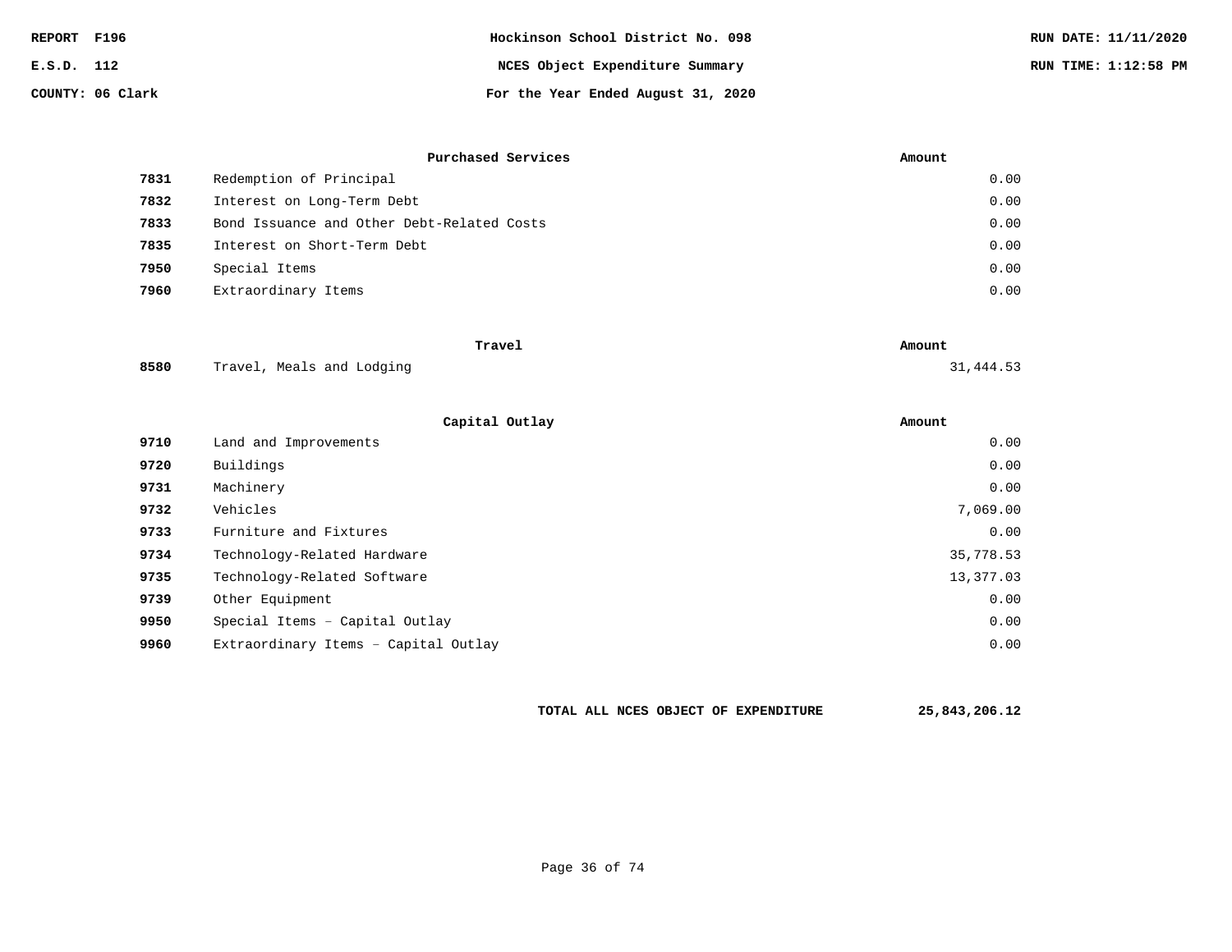| | Purchased Services | Amount |
|---|---|---|
| 7831 | Redemption of Principal | 0.00 |
| 7832 | Interest on Long-Term Debt | 0.00 |
| 7833 | Bond Issuance and Other Debt-Related Costs | 0.00 |
| 7835 | Interest on Short-Term Debt | 0.00 |
| 7950 | Special Items | 0.00 |
| 7960 | Extraordinary Items | 0.00 |

| | Travel | Amount |
|---|---|---|
| 8580 | Travel, Meals and Lodging | 31,444.53 |

| | Capital Outlay | Amount |
|---|---|---|
| 9710 | Land and Improvements | 0.00 |
| 9720 | Buildings | 0.00 |
| 9731 | Machinery | 0.00 |
| 9732 | Vehicles | 7,069.00 |
| 9733 | Furniture and Fixtures | 0.00 |
| 9734 | Technology-Related Hardware | 35,778.53 |
| 9735 | Technology-Related Software | 13,377.03 |
| 9739 | Other Equipment | 0.00 |
| 9950 | Special Items – Capital Outlay | 0.00 |
| 9960 | Extraordinary Items – Capital Outlay | 0.00 |

**TOTAL ALL NCES OBJECT OF EXPENDITURE** **25,843,206.12**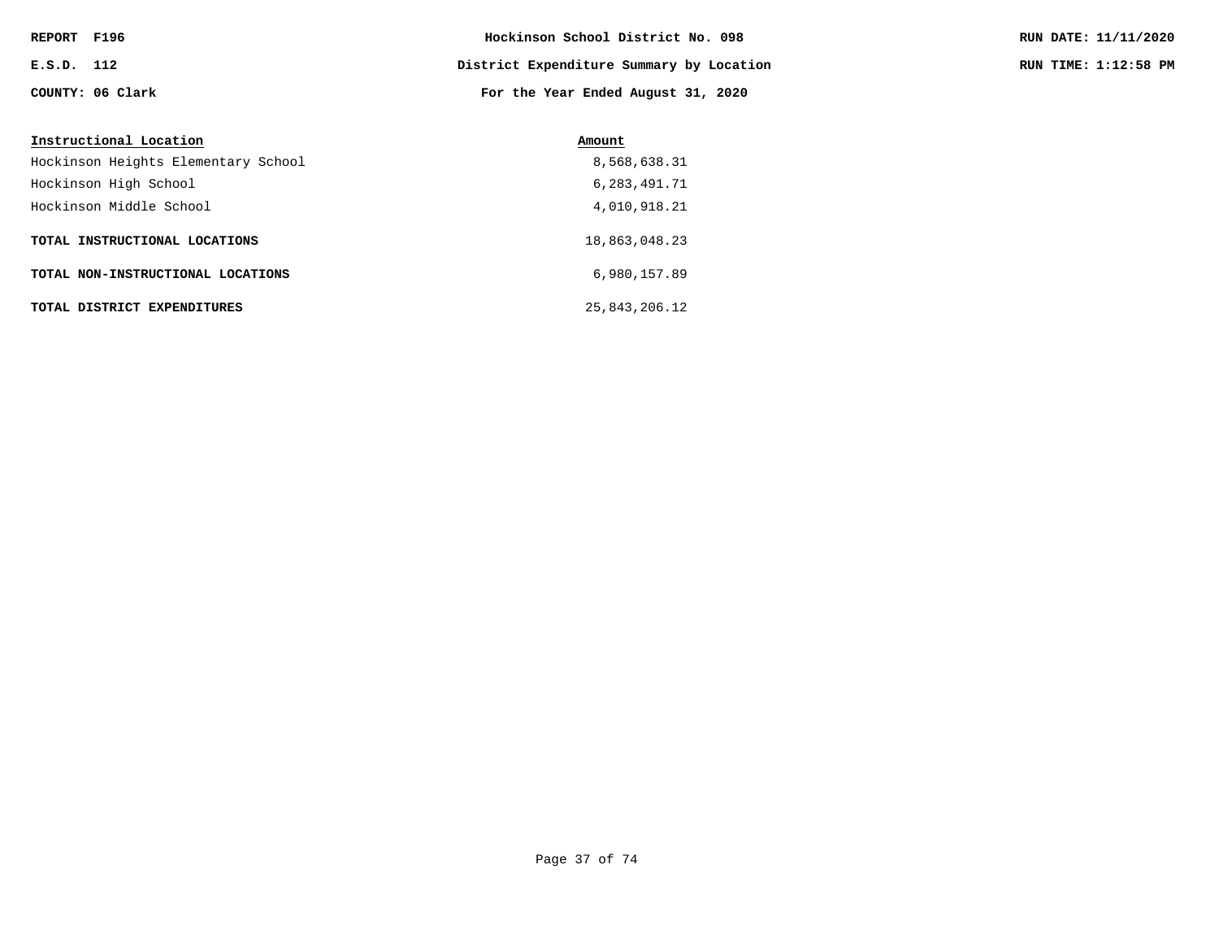REPORT F196 | Hockinson School District No. 098 | RUN DATE: 11/11/2020

E.S.D. 112 | District Expenditure Summary by Location | RUN TIME: 1:12:58 PM

COUNTY: 06 Clark | For the Year Ended August 31, 2020

| Instructional Location | Amount |
|---|---|
| Hockinson Heights Elementary School | 8,568,638.31 |
| Hockinson High School | 6,283,491.71 |
| Hockinson Middle School | 4,010,918.21 |
| **TOTAL INSTRUCTIONAL LOCATIONS** | 18,863,048.23 |
| **TOTAL NON-INSTRUCTIONAL LOCATIONS** | 6,980,157.89 |
| **TOTAL DISTRICT EXPENDITURES** | 25,843,206.12 |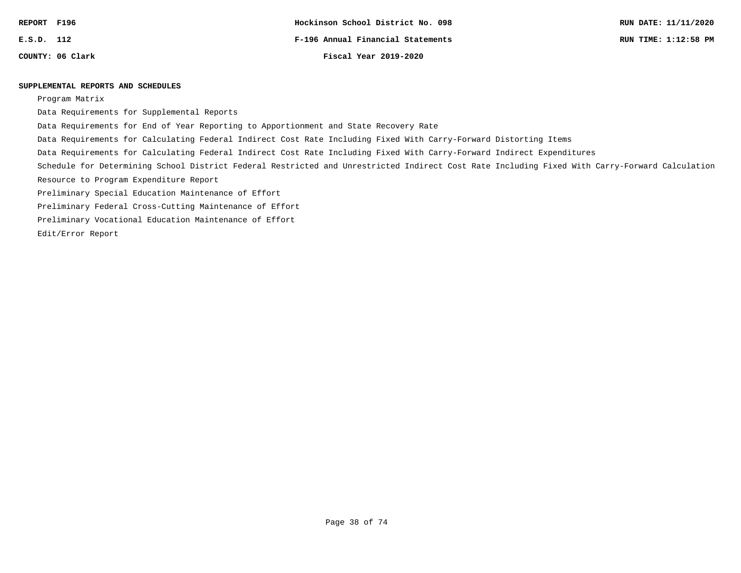## SUPPLEMENTAL REPORTS AND SCHEDULES

- Program Matrix
- Data Requirements for Supplemental Reports
- Data Requirements for End of Year Reporting to Apportionment and State Recovery Rate
- Data Requirements for Calculating Federal Indirect Cost Rate Including Fixed With Carry-Forward Distorting Items
- Data Requirements for Calculating Federal Indirect Cost Rate Including Fixed With Carry-Forward Indirect Expenditures
- Schedule for Determining School District Federal Restricted and Unrestricted Indirect Cost Rate Including Fixed With Carry-Forward Calculation
- Resource to Program Expenditure Report
- Preliminary Special Education Maintenance of Effort
- Preliminary Federal Cross-Cutting Maintenance of Effort
- Preliminary Vocational Education Maintenance of Effort
- Edit/Error Report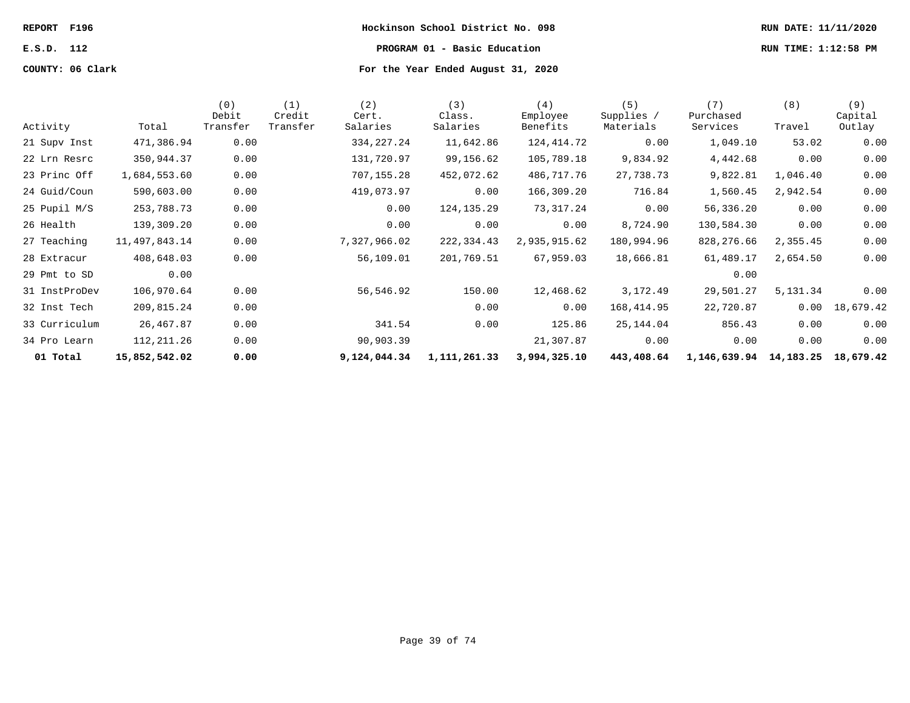REPORT F196
E.S.D. 112
COUNTY: 06 Clark

**Hockinson School District No. 098**

**PROGRAM 01 - Basic Education**

**For the Year Ended August 31, 2020**

RUN DATE: 11/11/2020
RUN TIME: 1:12:58 PM

| Activity | Total | (0) Debit Transfer | (1) Credit Transfer | (2) Cert. Salaries | (3) Class. Salaries | (4) Employee Benefits | (5) Supplies / Materials | (7) Purchased Services | (8) Travel | (9) Capital Outlay |
|---|---|---|---|---|---|---|---|---|---|---|
| 21 Supv Inst | 471,386.94 | 0.00 | | 334,227.24 | 11,642.86 | 124,414.72 | 0.00 | 1,049.10 | 53.02 | 0.00 |
| 22 Lrn Resrc | 350,944.37 | 0.00 | | 131,720.97 | 99,156.62 | 105,789.18 | 9,834.92 | 4,442.68 | 0.00 | 0.00 |
| 23 Princ Off | 1,684,553.60 | 0.00 | | 707,155.28 | 452,072.62 | 486,717.76 | 27,738.73 | 9,822.81 | 1,046.40 | 0.00 |
| 24 Guid/Coun | 590,603.00 | 0.00 | | 419,073.97 | 0.00 | 166,309.20 | 716.84 | 1,560.45 | 2,942.54 | 0.00 |
| 25 Pupil M/S | 253,788.73 | 0.00 | | 0.00 | 124,135.29 | 73,317.24 | 0.00 | 56,336.20 | 0.00 | 0.00 |
| 26 Health | 139,309.20 | 0.00 | | 0.00 | 0.00 | 0.00 | 8,724.90 | 130,584.30 | 0.00 | 0.00 |
| 27 Teaching | 11,497,843.14 | 0.00 | | 7,327,966.02 | 222,334.43 | 2,935,915.62 | 180,994.96 | 828,276.66 | 2,355.45 | 0.00 |
| 28 Extracur | 408,648.03 | 0.00 | | 56,109.01 | 201,769.51 | 67,959.03 | 18,666.81 | 61,489.17 | 2,654.50 | 0.00 |
| 29 Pmt to SD | 0.00 | | | | | | | 0.00 | | |
| 31 InstProDev | 106,970.64 | 0.00 | | 56,546.92 | 150.00 | 12,468.62 | 3,172.49 | 29,501.27 | 5,131.34 | 0.00 |
| 32 Inst Tech | 209,815.24 | 0.00 | | | 0.00 | 0.00 | 168,414.95 | 22,720.87 | 0.00 | 18,679.42 |
| 33 Curriculum | 26,467.87 | 0.00 | | 341.54 | 0.00 | 125.86 | 25,144.04 | 856.43 | 0.00 | 0.00 |
| 34 Pro Learn | 112,211.26 | 0.00 | | 90,903.39 | | 21,307.87 | 0.00 | 0.00 | 0.00 | 0.00 |
| **01 Total** | **15,852,542.02** | **0.00** | | **9,124,044.34** | **1,111,261.33** | **3,994,325.10** | **443,408.64** | **1,146,639.94** | **14,183.25** | **18,679.42** |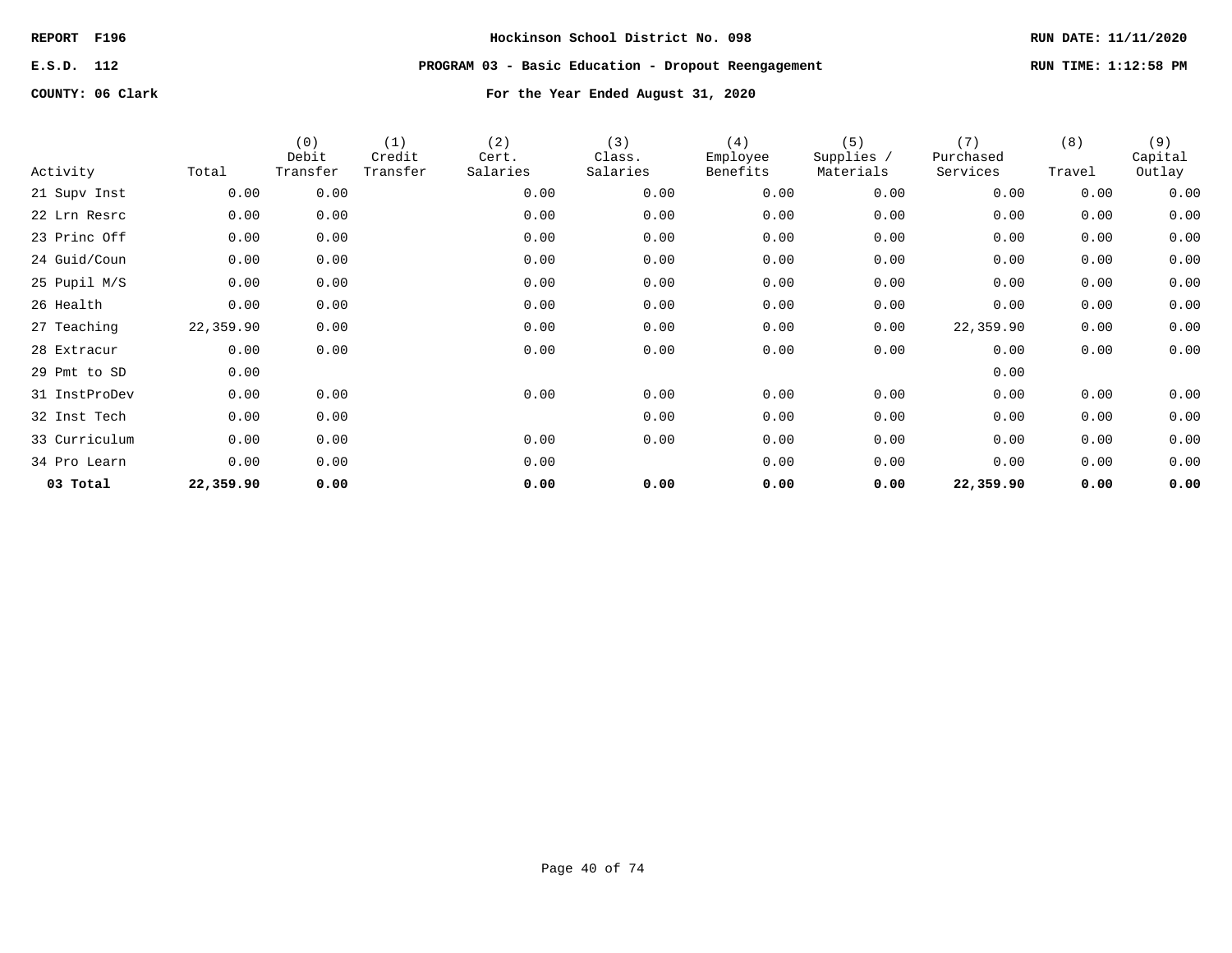REPORT F196 | Hockinson School District No. 098 | RUN DATE: 11/11/2020

E.S.D. 112 | PROGRAM 03 - Basic Education - Dropout Reengagement | RUN TIME: 1:12:58 PM

COUNTY: 06 Clark | For the Year Ended August 31, 2020

| Activity | Total | (0) Debit Transfer | (1) Credit Transfer | (2) Cert. Salaries | (3) Class. Salaries | (4) Employee Benefits | (5) Supplies / Materials | (7) Purchased Services | (8) Travel | (9) Capital Outlay |
|---|---|---|---|---|---|---|---|---|---|---|
| 21 Supv Inst | 0.00 | 0.00 | | 0.00 | 0.00 | 0.00 | 0.00 | 0.00 | 0.00 | 0.00 |
| 22 Lrn Resrc | 0.00 | 0.00 | | 0.00 | 0.00 | 0.00 | 0.00 | 0.00 | 0.00 | 0.00 |
| 23 Princ Off | 0.00 | 0.00 | | 0.00 | 0.00 | 0.00 | 0.00 | 0.00 | 0.00 | 0.00 |
| 24 Guid/Coun | 0.00 | 0.00 | | 0.00 | 0.00 | 0.00 | 0.00 | 0.00 | 0.00 | 0.00 |
| 25 Pupil M/S | 0.00 | 0.00 | | 0.00 | 0.00 | 0.00 | 0.00 | 0.00 | 0.00 | 0.00 |
| 26 Health | 0.00 | 0.00 | | 0.00 | 0.00 | 0.00 | 0.00 | 0.00 | 0.00 | 0.00 |
| 27 Teaching | 22,359.90 | 0.00 | | 0.00 | 0.00 | 0.00 | 0.00 | 22,359.90 | 0.00 | 0.00 |
| 28 Extracur | 0.00 | 0.00 | | 0.00 | 0.00 | 0.00 | 0.00 | 0.00 | 0.00 | 0.00 |
| 29 Pmt to SD | 0.00 | | | | | | | 0.00 | | |
| 31 InstProDev | 0.00 | 0.00 | | 0.00 | 0.00 | 0.00 | 0.00 | 0.00 | 0.00 | 0.00 |
| 32 Inst Tech | 0.00 | 0.00 | | | 0.00 | 0.00 | 0.00 | 0.00 | 0.00 | 0.00 |
| 33 Curriculum | 0.00 | 0.00 | | 0.00 | 0.00 | 0.00 | 0.00 | 0.00 | 0.00 | 0.00 |
| 34 Pro Learn | 0.00 | 0.00 | | 0.00 | | 0.00 | 0.00 | 0.00 | 0.00 | 0.00 |
| **03 Total** | **22,359.90** | **0.00** | | **0.00** | **0.00** | **0.00** | **0.00** | **22,359.90** | **0.00** | **0.00** |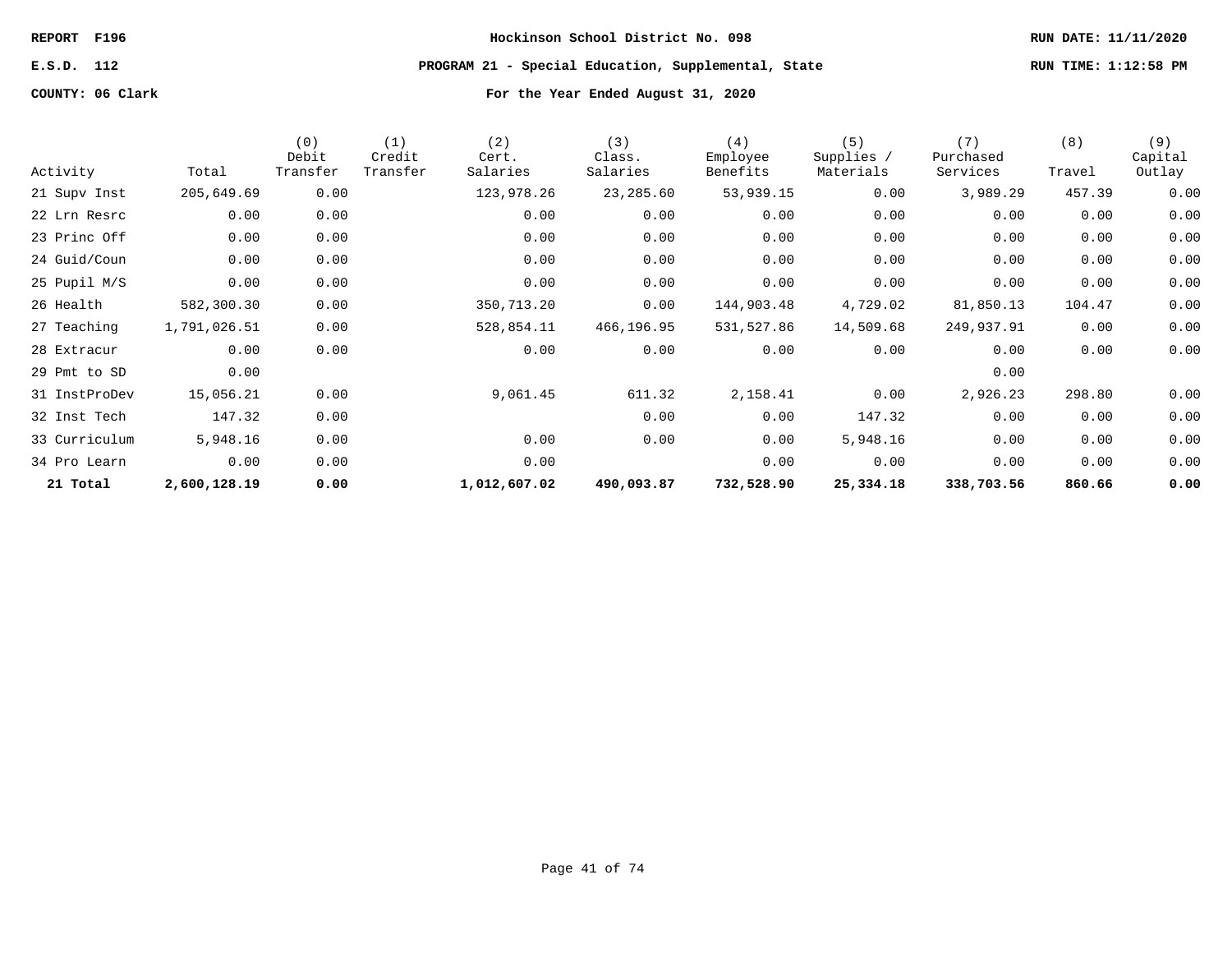**REPORT F196** | **Hockinson School District No. 098** | **RUN DATE: 11/11/2020**

**E.S.D. 112** | **PROGRAM 21 - Special Education, Supplemental, State** | **RUN TIME: 1:12:58 PM**

**COUNTY: 06 Clark** | **For the Year Ended August 31, 2020**

| Activity | Total | (0) Debit Transfer | (1) Credit Transfer | (2) Cert. Salaries | (3) Class. Salaries | (4) Employee Benefits | (5) Supplies / Materials | (7) Purchased Services | (8) Travel | (9) Capital Outlay |
|---|---|---|---|---|---|---|---|---|---|---|
| 21 Supv Inst | 205,649.69 | 0.00 | | 123,978.26 | 23,285.60 | 53,939.15 | 0.00 | 3,989.29 | 457.39 | 0.00 |
| 22 Lrn Resrc | 0.00 | 0.00 | | 0.00 | 0.00 | 0.00 | 0.00 | 0.00 | 0.00 | 0.00 |
| 23 Princ Off | 0.00 | 0.00 | | 0.00 | 0.00 | 0.00 | 0.00 | 0.00 | 0.00 | 0.00 |
| 24 Guid/Coun | 0.00 | 0.00 | | 0.00 | 0.00 | 0.00 | 0.00 | 0.00 | 0.00 | 0.00 |
| 25 Pupil M/S | 0.00 | 0.00 | | 0.00 | 0.00 | 0.00 | 0.00 | 0.00 | 0.00 | 0.00 |
| 26 Health | 582,300.30 | 0.00 | | 350,713.20 | 0.00 | 144,903.48 | 4,729.02 | 81,850.13 | 104.47 | 0.00 |
| 27 Teaching | 1,791,026.51 | 0.00 | | 528,854.11 | 466,196.95 | 531,527.86 | 14,509.68 | 249,937.91 | 0.00 | 0.00 |
| 28 Extracur | 0.00 | 0.00 | | 0.00 | 0.00 | 0.00 | 0.00 | 0.00 | 0.00 | 0.00 |
| 29 Pmt to SD | 0.00 | | | | | | | 0.00 | | |
| 31 InstProDev | 15,056.21 | 0.00 | | 9,061.45 | 611.32 | 2,158.41 | 0.00 | 2,926.23 | 298.80 | 0.00 |
| 32 Inst Tech | 147.32 | 0.00 | | | 0.00 | 0.00 | 147.32 | 0.00 | 0.00 | 0.00 |
| 33 Curriculum | 5,948.16 | 0.00 | | 0.00 | 0.00 | 0.00 | 5,948.16 | 0.00 | 0.00 | 0.00 |
| 34 Pro Learn | 0.00 | 0.00 | | 0.00 | | 0.00 | 0.00 | 0.00 | 0.00 | 0.00 |
| **21 Total** | **2,600,128.19** | **0.00** | | **1,012,607.02** | **490,093.87** | **732,528.90** | **25,334.18** | **338,703.56** | **860.66** | **0.00** |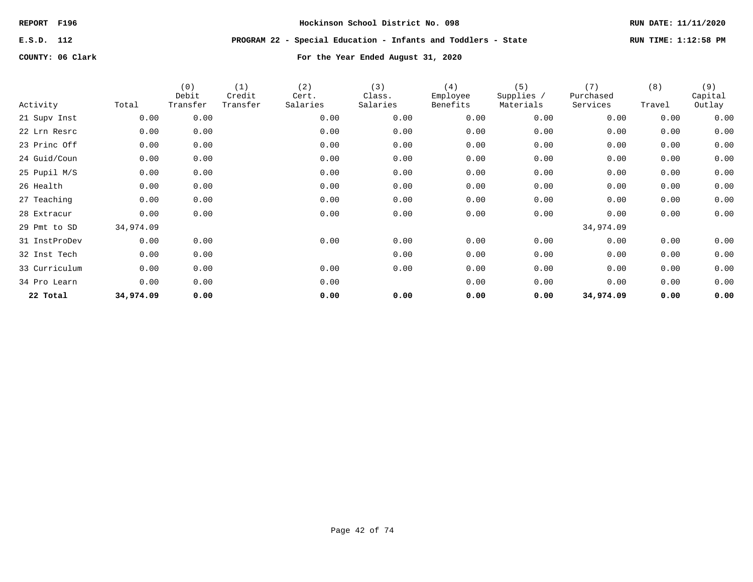REPORT F196 | Hockinson School District No. 098 | RUN DATE: 11/11/2020

E.S.D. 112 | PROGRAM 22 - Special Education - Infants and Toddlers - State | RUN TIME: 1:12:58 PM

COUNTY: 06 Clark | For the Year Ended August 31, 2020

| Activity | Total | (0) Debit Transfer | (1) Credit Transfer | (2) Cert. Salaries | (3) Class. Salaries | (4) Employee Benefits | (5) Supplies / Materials | (7) Purchased Services | (8) Travel | (9) Capital Outlay |
|---|---|---|---|---|---|---|---|---|---|---|
| 21 Supv Inst | 0.00 | 0.00 | | 0.00 | 0.00 | 0.00 | 0.00 | 0.00 | 0.00 | 0.00 |
| 22 Lrn Resrc | 0.00 | 0.00 | | 0.00 | 0.00 | 0.00 | 0.00 | 0.00 | 0.00 | 0.00 |
| 23 Princ Off | 0.00 | 0.00 | | 0.00 | 0.00 | 0.00 | 0.00 | 0.00 | 0.00 | 0.00 |
| 24 Guid/Coun | 0.00 | 0.00 | | 0.00 | 0.00 | 0.00 | 0.00 | 0.00 | 0.00 | 0.00 |
| 25 Pupil M/S | 0.00 | 0.00 | | 0.00 | 0.00 | 0.00 | 0.00 | 0.00 | 0.00 | 0.00 |
| 26 Health | 0.00 | 0.00 | | 0.00 | 0.00 | 0.00 | 0.00 | 0.00 | 0.00 | 0.00 |
| 27 Teaching | 0.00 | 0.00 | | 0.00 | 0.00 | 0.00 | 0.00 | 0.00 | 0.00 | 0.00 |
| 28 Extracur | 0.00 | 0.00 | | 0.00 | 0.00 | 0.00 | 0.00 | 0.00 | 0.00 | 0.00 |
| 29 Pmt to SD | 34,974.09 | | | | | | | 34,974.09 | | |
| 31 InstProDev | 0.00 | 0.00 | | 0.00 | 0.00 | 0.00 | 0.00 | 0.00 | 0.00 | 0.00 |
| 32 Inst Tech | 0.00 | 0.00 | | | 0.00 | 0.00 | 0.00 | 0.00 | 0.00 | 0.00 |
| 33 Curriculum | 0.00 | 0.00 | | 0.00 | 0.00 | 0.00 | 0.00 | 0.00 | 0.00 | 0.00 |
| 34 Pro Learn | 0.00 | 0.00 | | 0.00 | | 0.00 | 0.00 | 0.00 | 0.00 | 0.00 |
| **22 Total** | **34,974.09** | **0.00** | | **0.00** | **0.00** | **0.00** | **0.00** | **34,974.09** | **0.00** | **0.00** |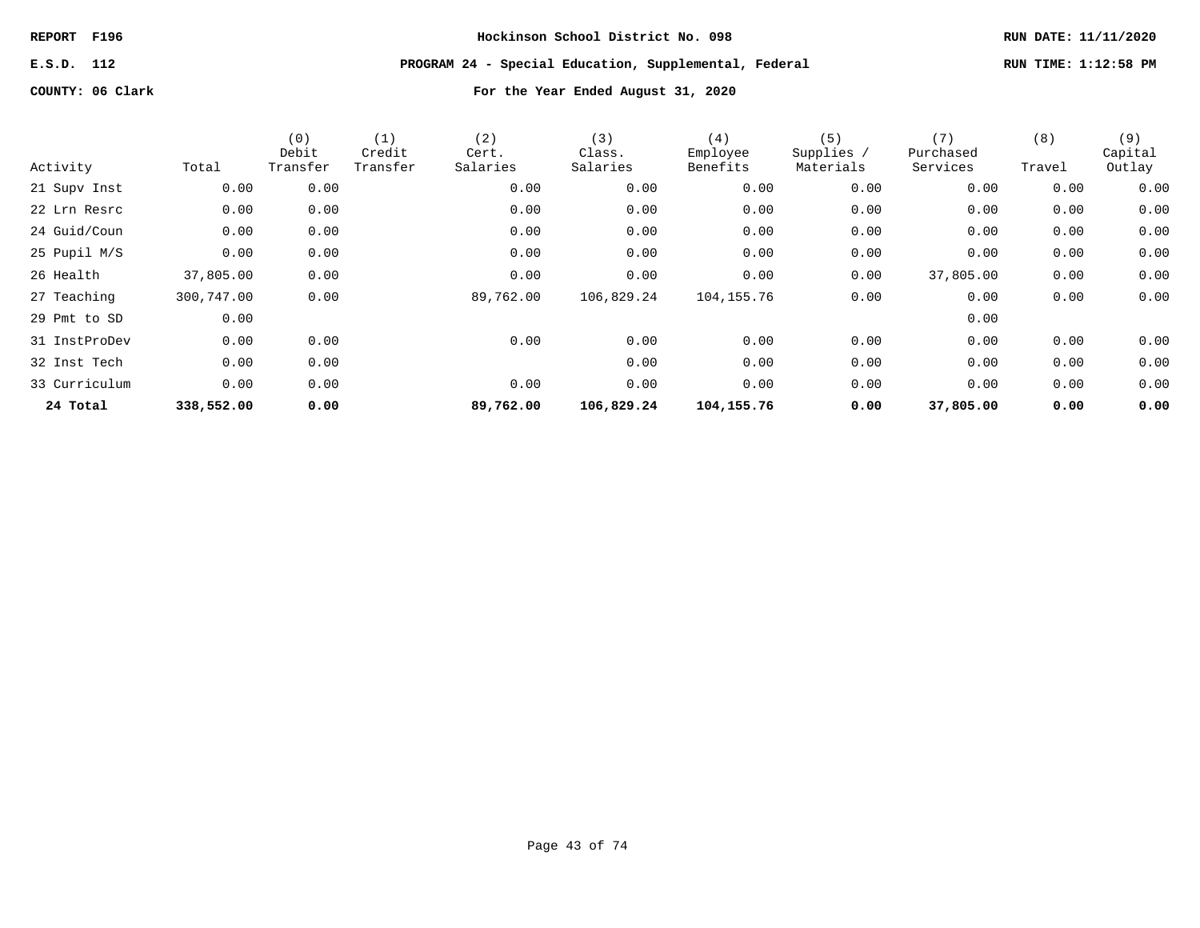REPORT F196 | Hockinson School District No. 098 | RUN DATE: 11/11/2020

E.S.D. 112 | PROGRAM 24 - Special Education, Supplemental, Federal | RUN TIME: 1:12:58 PM

COUNTY: 06 Clark | For the Year Ended August 31, 2020

| Activity | Total | (0) Debit Transfer | (1) Credit Transfer | (2) Cert. Salaries | (3) Class. Salaries | (4) Employee Benefits | (5) Supplies / Materials | (7) Purchased Services | (8) Travel | (9) Capital Outlay |
|---|---|---|---|---|---|---|---|---|---|---|
| 21 Supv Inst | 0.00 | 0.00 | | 0.00 | 0.00 | 0.00 | 0.00 | 0.00 | 0.00 | 0.00 |
| 22 Lrn Resrc | 0.00 | 0.00 | | 0.00 | 0.00 | 0.00 | 0.00 | 0.00 | 0.00 | 0.00 |
| 24 Guid/Coun | 0.00 | 0.00 | | 0.00 | 0.00 | 0.00 | 0.00 | 0.00 | 0.00 | 0.00 |
| 25 Pupil M/S | 0.00 | 0.00 | | 0.00 | 0.00 | 0.00 | 0.00 | 0.00 | 0.00 | 0.00 |
| 26 Health | 37,805.00 | 0.00 | | 0.00 | 0.00 | 0.00 | 0.00 | 37,805.00 | 0.00 | 0.00 |
| 27 Teaching | 300,747.00 | 0.00 | | 89,762.00 | 106,829.24 | 104,155.76 | 0.00 | 0.00 | 0.00 | 0.00 |
| 29 Pmt to SD | 0.00 | | | | | | | 0.00 | | |
| 31 InstProDev | 0.00 | 0.00 | | 0.00 | 0.00 | 0.00 | 0.00 | 0.00 | 0.00 | 0.00 |
| 32 Inst Tech | 0.00 | 0.00 | | | 0.00 | 0.00 | 0.00 | 0.00 | 0.00 | 0.00 |
| 33 Curriculum | 0.00 | 0.00 | | 0.00 | 0.00 | 0.00 | 0.00 | 0.00 | 0.00 | 0.00 |
| **24 Total** | **338,552.00** | **0.00** | | **89,762.00** | **106,829.24** | **104,155.76** | **0.00** | **37,805.00** | **0.00** | **0.00** |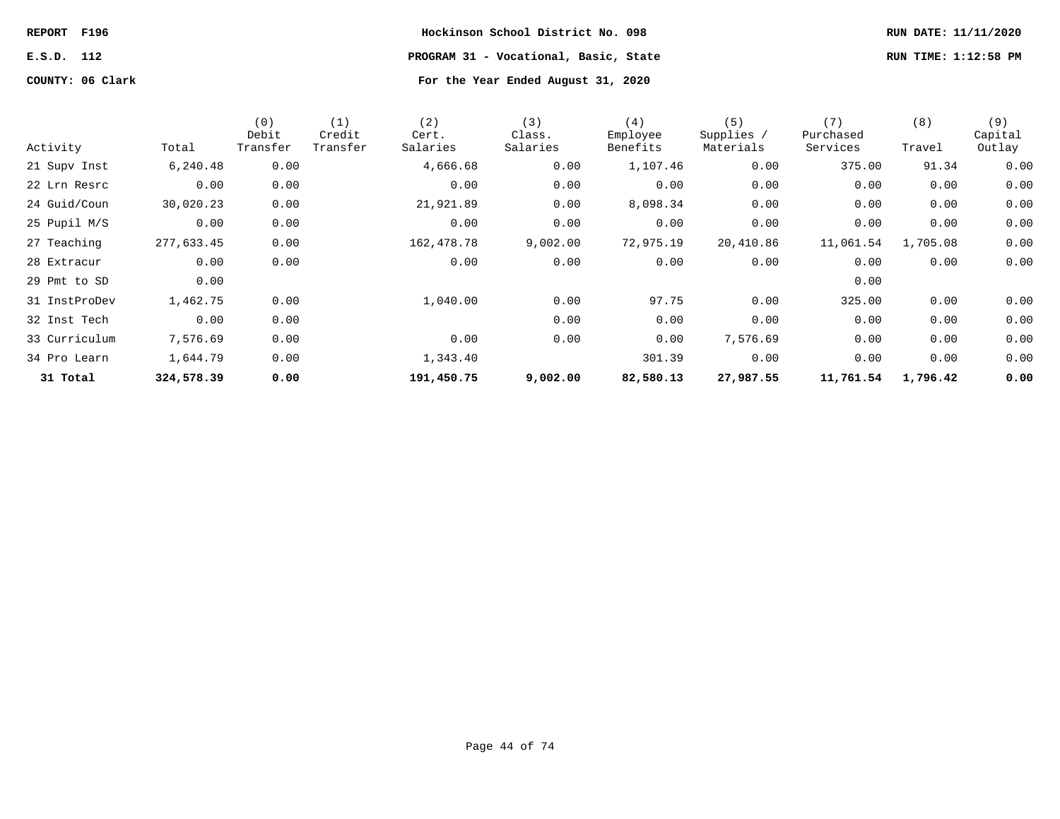REPORT F196

E.S.D. 112

COUNTY: 06 Clark

**Hockinson School District No. 098**

**PROGRAM 31 - Vocational, Basic, State**

**For the Year Ended August 31, 2020**

RUN DATE: 11/11/2020

RUN TIME: 1:12:58 PM

| Activity | Total | (0) Debit Transfer | (1) Credit Transfer | (2) Cert. Salaries | (3) Class. Salaries | (4) Employee Benefits | (5) Supplies / Materials | (7) Purchased Services | (8) Travel | (9) Capital Outlay |
|---|---|---|---|---|---|---|---|---|---|---|
| 21 Supv Inst | 6,240.48 | 0.00 | | 4,666.68 | 0.00 | 1,107.46 | 0.00 | 375.00 | 91.34 | 0.00 |
| 22 Lrn Resrc | 0.00 | 0.00 | | 0.00 | 0.00 | 0.00 | 0.00 | 0.00 | 0.00 | 0.00 |
| 24 Guid/Coun | 30,020.23 | 0.00 | | 21,921.89 | 0.00 | 8,098.34 | 0.00 | 0.00 | 0.00 | 0.00 |
| 25 Pupil M/S | 0.00 | 0.00 | | 0.00 | 0.00 | 0.00 | 0.00 | 0.00 | 0.00 | 0.00 |
| 27 Teaching | 277,633.45 | 0.00 | | 162,478.78 | 9,002.00 | 72,975.19 | 20,410.86 | 11,061.54 | 1,705.08 | 0.00 |
| 28 Extracur | 0.00 | 0.00 | | 0.00 | 0.00 | 0.00 | 0.00 | 0.00 | 0.00 | 0.00 |
| 29 Pmt to SD | 0.00 | | | | | | | 0.00 | | |
| 31 InstProDev | 1,462.75 | 0.00 | | 1,040.00 | 0.00 | 97.75 | 0.00 | 325.00 | 0.00 | 0.00 |
| 32 Inst Tech | 0.00 | 0.00 | | | 0.00 | 0.00 | 0.00 | 0.00 | 0.00 | 0.00 |
| 33 Curriculum | 7,576.69 | 0.00 | | 0.00 | 0.00 | 0.00 | 7,576.69 | 0.00 | 0.00 | 0.00 |
| 34 Pro Learn | 1,644.79 | 0.00 | | 1,343.40 | | 301.39 | 0.00 | 0.00 | 0.00 | 0.00 |
| **31 Total** | **324,578.39** | **0.00** | | **191,450.75** | **9,002.00** | **82,580.13** | **27,987.55** | **11,761.54** | **1,796.42** | **0.00** |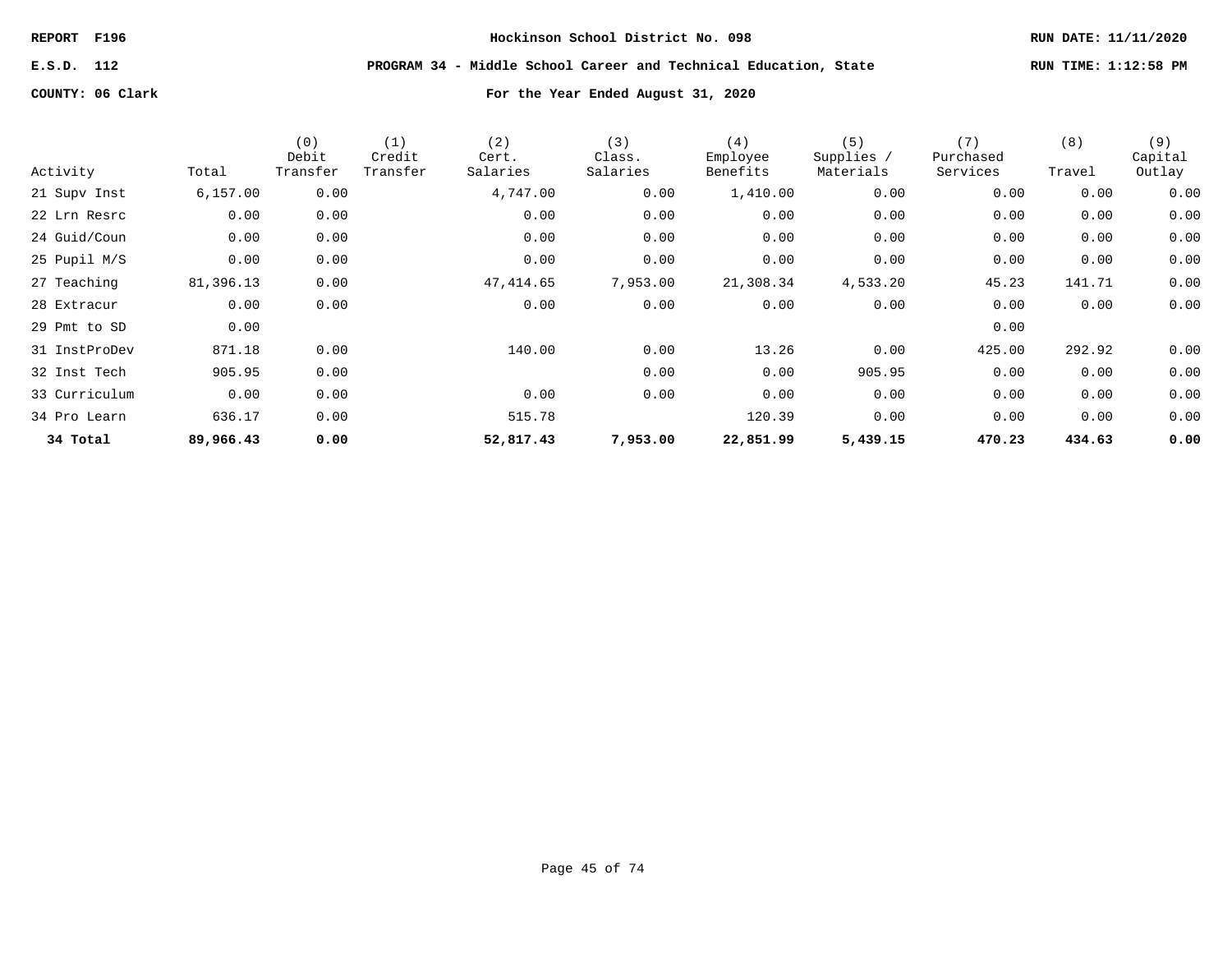REPORT F196 — Hockinson School District No. 098 — RUN DATE: 11/11/2020

E.S.D. 112 — PROGRAM 34 - Middle School Career and Technical Education, State — RUN TIME: 1:12:58 PM

COUNTY: 06 Clark — For the Year Ended August 31, 2020

| Activity | Total | (0) Debit Transfer | (1) Credit Transfer | (2) Cert. Salaries | (3) Class. Salaries | (4) Employee Benefits | (5) Supplies / Materials | (7) Purchased Services | (8) Travel | (9) Capital Outlay |
|---|---|---|---|---|---|---|---|---|---|---|
| 21 Supv Inst | 6,157.00 | 0.00 | | 4,747.00 | 0.00 | 1,410.00 | 0.00 | 0.00 | 0.00 | 0.00 |
| 22 Lrn Resrc | 0.00 | 0.00 | | 0.00 | 0.00 | 0.00 | 0.00 | 0.00 | 0.00 | 0.00 |
| 24 Guid/Coun | 0.00 | 0.00 | | 0.00 | 0.00 | 0.00 | 0.00 | 0.00 | 0.00 | 0.00 |
| 25 Pupil M/S | 0.00 | 0.00 | | 0.00 | 0.00 | 0.00 | 0.00 | 0.00 | 0.00 | 0.00 |
| 27 Teaching | 81,396.13 | 0.00 | | 47,414.65 | 7,953.00 | 21,308.34 | 4,533.20 | 45.23 | 141.71 | 0.00 |
| 28 Extracur | 0.00 | 0.00 | | 0.00 | 0.00 | 0.00 | 0.00 | 0.00 | 0.00 | 0.00 |
| 29 Pmt to SD | 0.00 | | | | | | | 0.00 | | |
| 31 InstProDev | 871.18 | 0.00 | | 140.00 | 0.00 | 13.26 | 0.00 | 425.00 | 292.92 | 0.00 |
| 32 Inst Tech | 905.95 | 0.00 | | | 0.00 | 0.00 | 905.95 | 0.00 | 0.00 | 0.00 |
| 33 Curriculum | 0.00 | 0.00 | | 0.00 | 0.00 | 0.00 | 0.00 | 0.00 | 0.00 | 0.00 |
| 34 Pro Learn | 636.17 | 0.00 | | 515.78 | | 120.39 | 0.00 | 0.00 | 0.00 | 0.00 |
| **34 Total** | **89,966.43** | **0.00** | | **52,817.43** | **7,953.00** | **22,851.99** | **5,439.15** | **470.23** | **434.63** | **0.00** |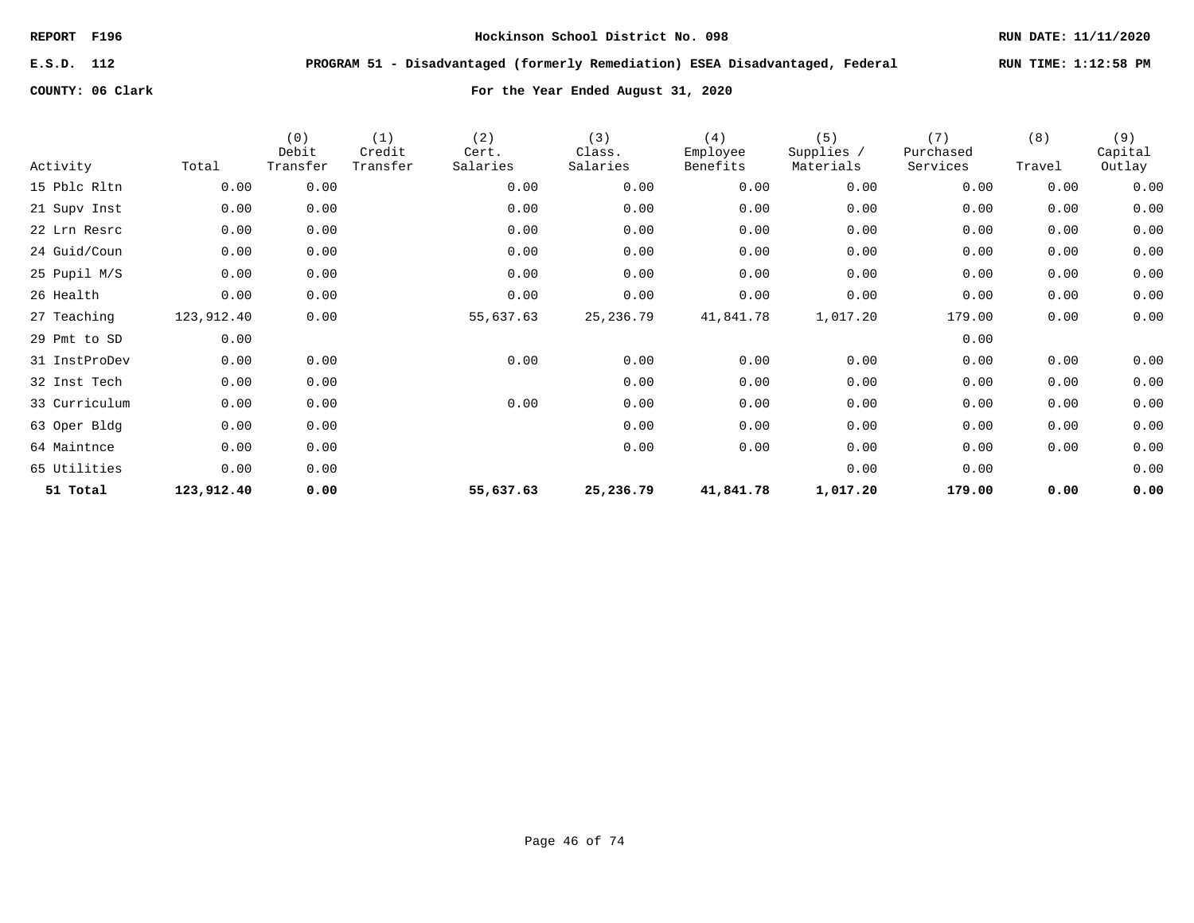REPORT F196 | Hockinson School District No. 098 | RUN DATE: 11/11/2020

E.S.D. 112 | PROGRAM 51 - Disadvantaged (formerly Remediation) ESEA Disadvantaged, Federal | RUN TIME: 1:12:58 PM

COUNTY: 06 Clark | For the Year Ended August 31, 2020

| Activity | Total | (0) Debit Transfer | (1) Credit Transfer | (2) Cert. Salaries | (3) Class. Salaries | (4) Employee Benefits | (5) Supplies / Materials | (7) Purchased Services | (8) Travel | (9) Capital Outlay |
|---|---|---|---|---|---|---|---|---|---|---|
| 15 Pblc Rltn | 0.00 | 0.00 | | 0.00 | 0.00 | 0.00 | 0.00 | 0.00 | 0.00 | 0.00 |
| 21 Supv Inst | 0.00 | 0.00 | | 0.00 | 0.00 | 0.00 | 0.00 | 0.00 | 0.00 | 0.00 |
| 22 Lrn Resrc | 0.00 | 0.00 | | 0.00 | 0.00 | 0.00 | 0.00 | 0.00 | 0.00 | 0.00 |
| 24 Guid/Coun | 0.00 | 0.00 | | 0.00 | 0.00 | 0.00 | 0.00 | 0.00 | 0.00 | 0.00 |
| 25 Pupil M/S | 0.00 | 0.00 | | 0.00 | 0.00 | 0.00 | 0.00 | 0.00 | 0.00 | 0.00 |
| 26 Health | 0.00 | 0.00 | | 0.00 | 0.00 | 0.00 | 0.00 | 0.00 | 0.00 | 0.00 |
| 27 Teaching | 123,912.40 | 0.00 | | 55,637.63 | 25,236.79 | 41,841.78 | 1,017.20 | 179.00 | 0.00 | 0.00 |
| 29 Pmt to SD | 0.00 | | | | | | | 0.00 | | |
| 31 InstProDev | 0.00 | 0.00 | | 0.00 | 0.00 | 0.00 | 0.00 | 0.00 | 0.00 | 0.00 |
| 32 Inst Tech | 0.00 | 0.00 | | | 0.00 | 0.00 | 0.00 | 0.00 | 0.00 | 0.00 |
| 33 Curriculum | 0.00 | 0.00 | | 0.00 | 0.00 | 0.00 | 0.00 | 0.00 | 0.00 | 0.00 |
| 63 Oper Bldg | 0.00 | 0.00 | | | 0.00 | 0.00 | 0.00 | 0.00 | 0.00 | 0.00 |
| 64 Maintnce | 0.00 | 0.00 | | | 0.00 | 0.00 | 0.00 | 0.00 | 0.00 | 0.00 |
| 65 Utilities | 0.00 | 0.00 | | | | | 0.00 | 0.00 | | 0.00 |
| **51 Total** | **123,912.40** | **0.00** | | **55,637.63** | **25,236.79** | **41,841.78** | **1,017.20** | **179.00** | **0.00** | **0.00** |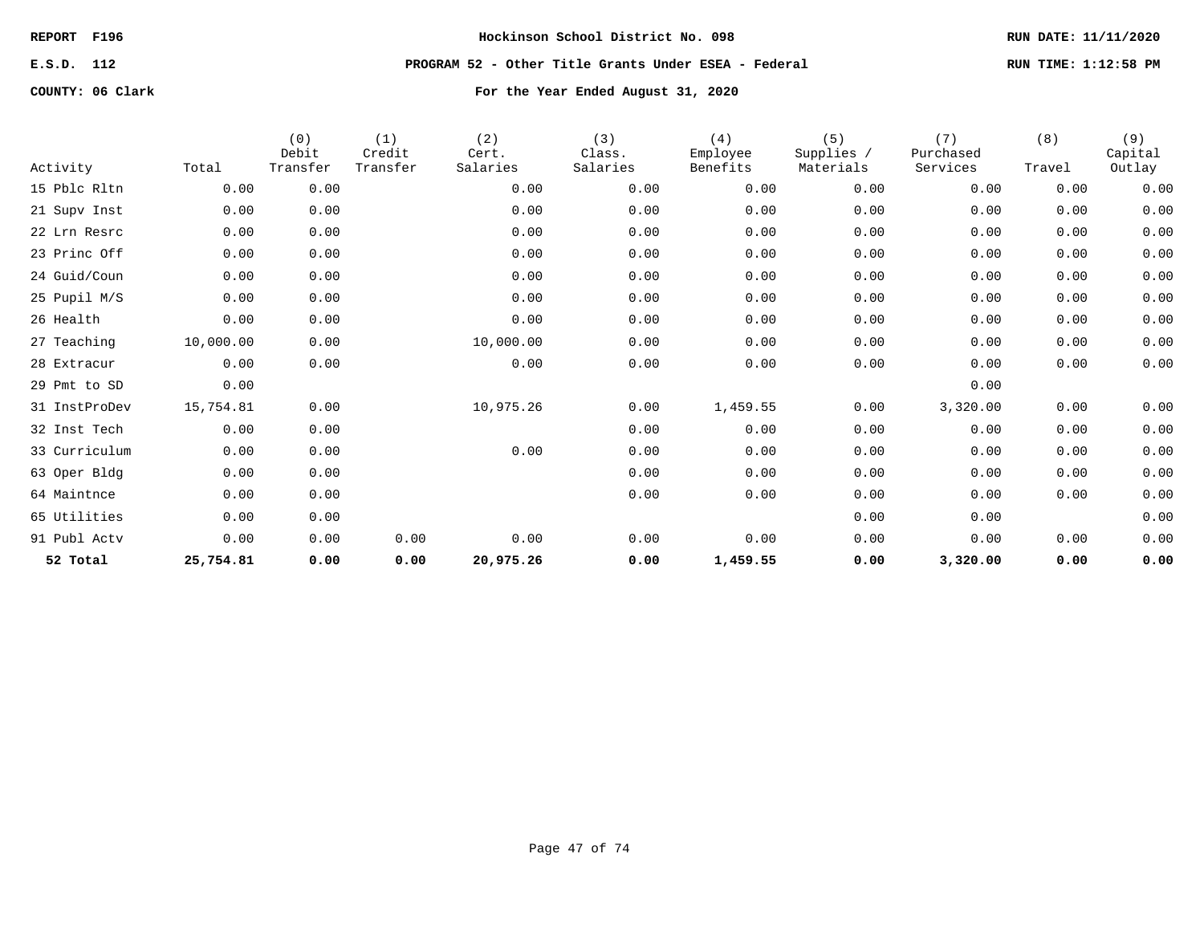REPORT F196 | Hockinson School District No. 098 | RUN DATE: 11/11/2020

E.S.D. 112 | PROGRAM 52 - Other Title Grants Under ESEA - Federal | RUN TIME: 1:12:58 PM

COUNTY: 06 Clark | For the Year Ended August 31, 2020

| Activity | Total | (0) Debit Transfer | (1) Credit Transfer | (2) Cert. Salaries | (3) Class. Salaries | (4) Employee Benefits | (5) Supplies / Materials | (7) Purchased Services | (8) Travel | (9) Capital Outlay |
|---|---|---|---|---|---|---|---|---|---|---|
| 15 Pblc Rltn | 0.00 | 0.00 | | 0.00 | 0.00 | 0.00 | 0.00 | 0.00 | 0.00 | 0.00 |
| 21 Supv Inst | 0.00 | 0.00 | | 0.00 | 0.00 | 0.00 | 0.00 | 0.00 | 0.00 | 0.00 |
| 22 Lrn Resrc | 0.00 | 0.00 | | 0.00 | 0.00 | 0.00 | 0.00 | 0.00 | 0.00 | 0.00 |
| 23 Princ Off | 0.00 | 0.00 | | 0.00 | 0.00 | 0.00 | 0.00 | 0.00 | 0.00 | 0.00 |
| 24 Guid/Coun | 0.00 | 0.00 | | 0.00 | 0.00 | 0.00 | 0.00 | 0.00 | 0.00 | 0.00 |
| 25 Pupil M/S | 0.00 | 0.00 | | 0.00 | 0.00 | 0.00 | 0.00 | 0.00 | 0.00 | 0.00 |
| 26 Health | 0.00 | 0.00 | | 0.00 | 0.00 | 0.00 | 0.00 | 0.00 | 0.00 | 0.00 |
| 27 Teaching | 10,000.00 | 0.00 | | 10,000.00 | 0.00 | 0.00 | 0.00 | 0.00 | 0.00 | 0.00 |
| 28 Extracur | 0.00 | 0.00 | | 0.00 | 0.00 | 0.00 | 0.00 | 0.00 | 0.00 | 0.00 |
| 29 Pmt to SD | 0.00 | | | | | | | 0.00 | | |
| 31 InstProDev | 15,754.81 | 0.00 | | 10,975.26 | 0.00 | 1,459.55 | 0.00 | 3,320.00 | 0.00 | 0.00 |
| 32 Inst Tech | 0.00 | 0.00 | | | 0.00 | 0.00 | 0.00 | 0.00 | 0.00 | 0.00 |
| 33 Curriculum | 0.00 | 0.00 | | 0.00 | 0.00 | 0.00 | 0.00 | 0.00 | 0.00 | 0.00 |
| 63 Oper Bldg | 0.00 | 0.00 | | | 0.00 | 0.00 | 0.00 | 0.00 | 0.00 | 0.00 |
| 64 Maintnce | 0.00 | 0.00 | | | 0.00 | 0.00 | 0.00 | 0.00 | 0.00 | 0.00 |
| 65 Utilities | 0.00 | 0.00 | | | | | 0.00 | 0.00 | | 0.00 |
| 91 Publ Actv | 0.00 | 0.00 | 0.00 | 0.00 | 0.00 | 0.00 | 0.00 | 0.00 | 0.00 | 0.00 |
| **52 Total** | **25,754.81** | **0.00** | **0.00** | **20,975.26** | **0.00** | **1,459.55** | **0.00** | **3,320.00** | **0.00** | **0.00** |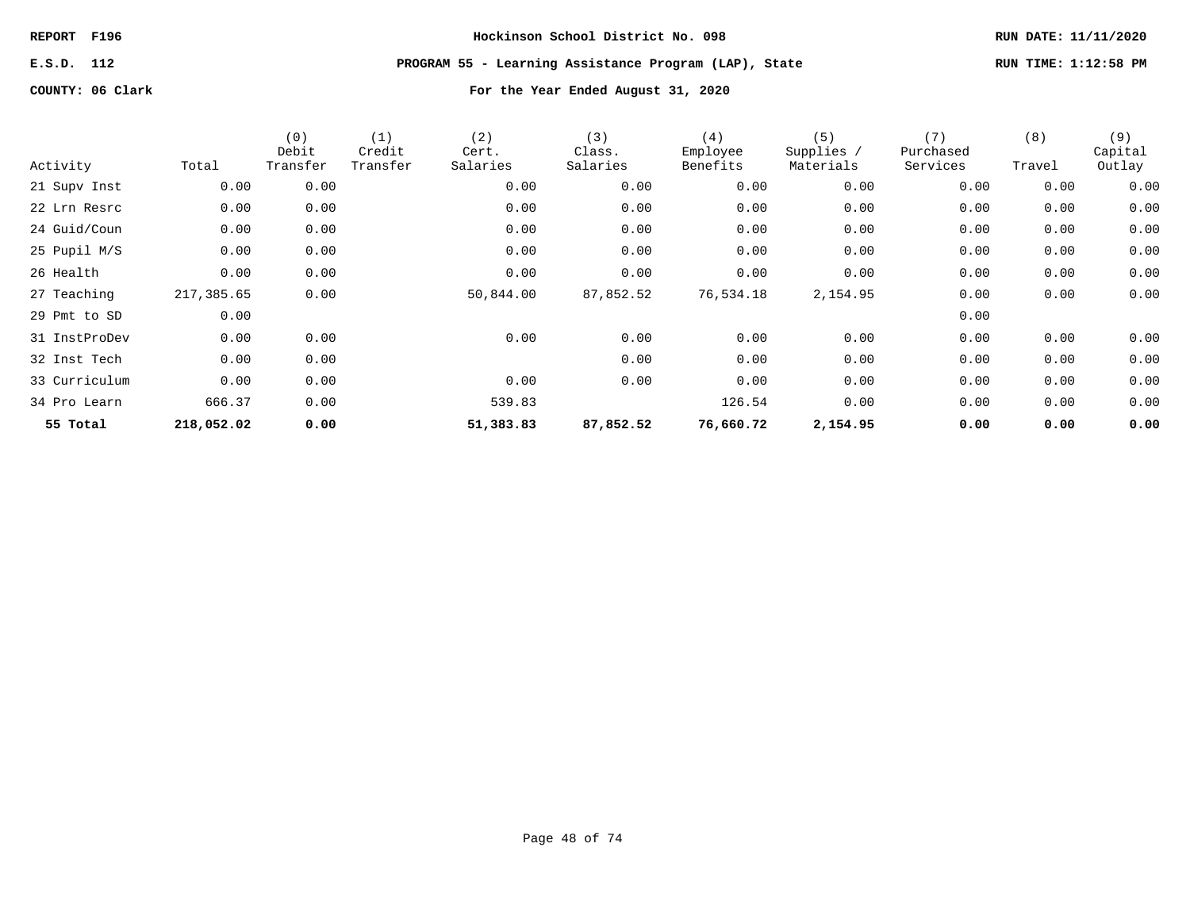REPORT F196 — Hockinson School District No. 098 — RUN DATE: 11/11/2020

E.S.D. 112 — PROGRAM 55 - Learning Assistance Program (LAP), State — RUN TIME: 1:12:58 PM

COUNTY: 06 Clark — For the Year Ended August 31, 2020

| Activity | Total | (0) Debit Transfer | (1) Credit Transfer | (2) Cert. Salaries | (3) Class. Salaries | (4) Employee Benefits | (5) Supplies / Materials | (7) Purchased Services | (8) Travel | (9) Capital Outlay |
|---|---|---|---|---|---|---|---|---|---|---|
| 21 Supv Inst | 0.00 | 0.00 | | 0.00 | 0.00 | 0.00 | 0.00 | 0.00 | 0.00 | 0.00 |
| 22 Lrn Resrc | 0.00 | 0.00 | | 0.00 | 0.00 | 0.00 | 0.00 | 0.00 | 0.00 | 0.00 |
| 24 Guid/Coun | 0.00 | 0.00 | | 0.00 | 0.00 | 0.00 | 0.00 | 0.00 | 0.00 | 0.00 |
| 25 Pupil M/S | 0.00 | 0.00 | | 0.00 | 0.00 | 0.00 | 0.00 | 0.00 | 0.00 | 0.00 |
| 26 Health | 0.00 | 0.00 | | 0.00 | 0.00 | 0.00 | 0.00 | 0.00 | 0.00 | 0.00 |
| 27 Teaching | 217,385.65 | 0.00 | | 50,844.00 | 87,852.52 | 76,534.18 | 2,154.95 | 0.00 | 0.00 | 0.00 |
| 29 Pmt to SD | 0.00 | | | | | | | 0.00 | | |
| 31 InstProDev | 0.00 | 0.00 | | 0.00 | 0.00 | 0.00 | 0.00 | 0.00 | 0.00 | 0.00 |
| 32 Inst Tech | 0.00 | 0.00 | | | 0.00 | 0.00 | 0.00 | 0.00 | 0.00 | 0.00 |
| 33 Curriculum | 0.00 | 0.00 | | 0.00 | 0.00 | 0.00 | 0.00 | 0.00 | 0.00 | 0.00 |
| 34 Pro Learn | 666.37 | 0.00 | | 539.83 | | 126.54 | 0.00 | 0.00 | 0.00 | 0.00 |
| **55 Total** | **218,052.02** | **0.00** | | **51,383.83** | **87,852.52** | **76,660.72** | **2,154.95** | **0.00** | **0.00** | **0.00** |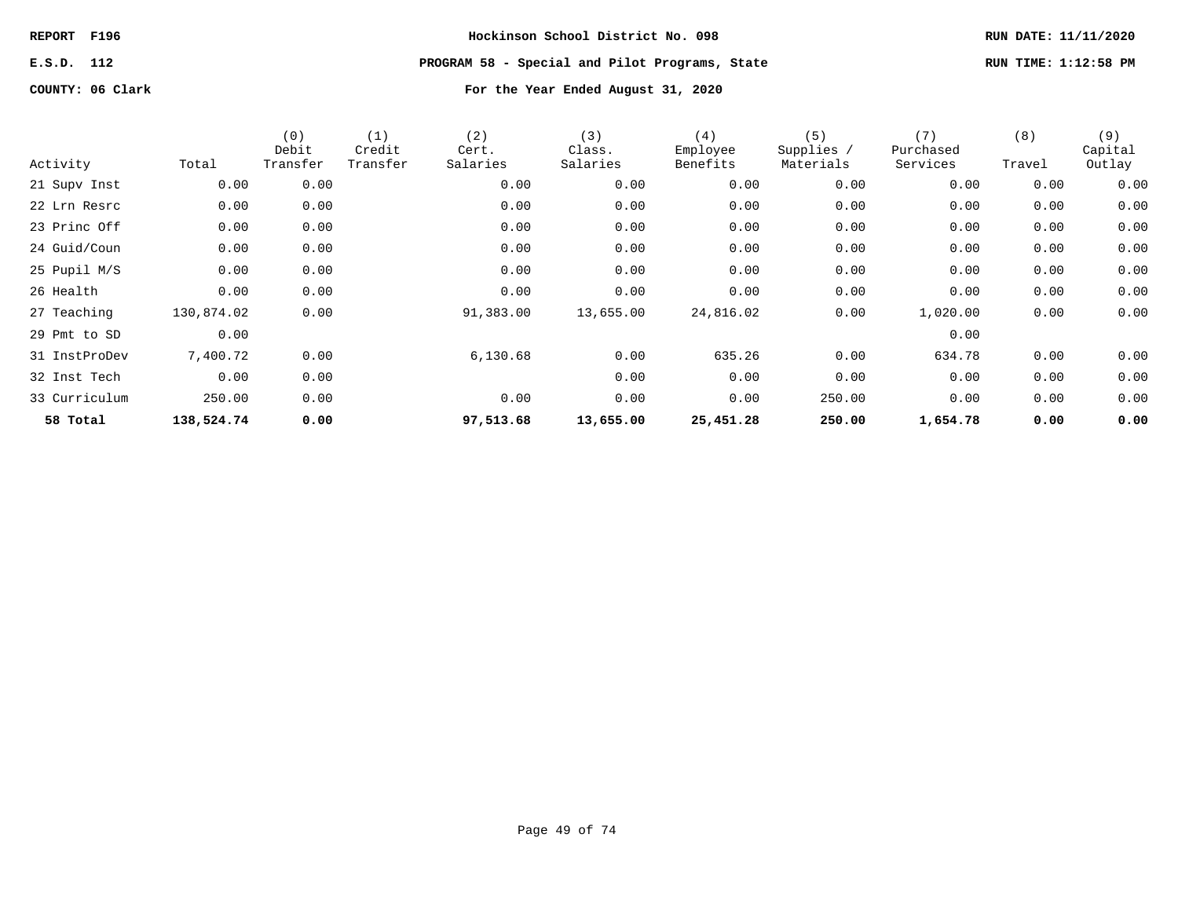REPORT F196 | Hockinson School District No. 098 | RUN DATE: 11/11/2020

E.S.D. 112 | PROGRAM 58 - Special and Pilot Programs, State | RUN TIME: 1:12:58 PM

COUNTY: 06 Clark | For the Year Ended August 31, 2020

| Activity | Total | (0) Debit Transfer | (1) Credit Transfer | (2) Cert. Salaries | (3) Class. Salaries | (4) Employee Benefits | (5) Supplies / Materials | (7) Purchased Services | (8) Travel | (9) Capital Outlay |
|---|---|---|---|---|---|---|---|---|---|---|
| 21 Supv Inst | 0.00 | 0.00 | | 0.00 | 0.00 | 0.00 | 0.00 | 0.00 | 0.00 | 0.00 |
| 22 Lrn Resrc | 0.00 | 0.00 | | 0.00 | 0.00 | 0.00 | 0.00 | 0.00 | 0.00 | 0.00 |
| 23 Princ Off | 0.00 | 0.00 | | 0.00 | 0.00 | 0.00 | 0.00 | 0.00 | 0.00 | 0.00 |
| 24 Guid/Coun | 0.00 | 0.00 | | 0.00 | 0.00 | 0.00 | 0.00 | 0.00 | 0.00 | 0.00 |
| 25 Pupil M/S | 0.00 | 0.00 | | 0.00 | 0.00 | 0.00 | 0.00 | 0.00 | 0.00 | 0.00 |
| 26 Health | 0.00 | 0.00 | | 0.00 | 0.00 | 0.00 | 0.00 | 0.00 | 0.00 | 0.00 |
| 27 Teaching | 130,874.02 | 0.00 | | 91,383.00 | 13,655.00 | 24,816.02 | 0.00 | 1,020.00 | 0.00 | 0.00 |
| 29 Pmt to SD | 0.00 | | | | | | | 0.00 | | |
| 31 InstProDev | 7,400.72 | 0.00 | | 6,130.68 | 0.00 | 635.26 | 0.00 | 634.78 | 0.00 | 0.00 |
| 32 Inst Tech | 0.00 | 0.00 | | | 0.00 | 0.00 | 0.00 | 0.00 | 0.00 | 0.00 |
| 33 Curriculum | 250.00 | 0.00 | | 0.00 | 0.00 | 0.00 | 250.00 | 0.00 | 0.00 | 0.00 |
| **58 Total** | **138,524.74** | **0.00** | | **97,513.68** | **13,655.00** | **25,451.28** | **250.00** | **1,654.78** | **0.00** | **0.00** |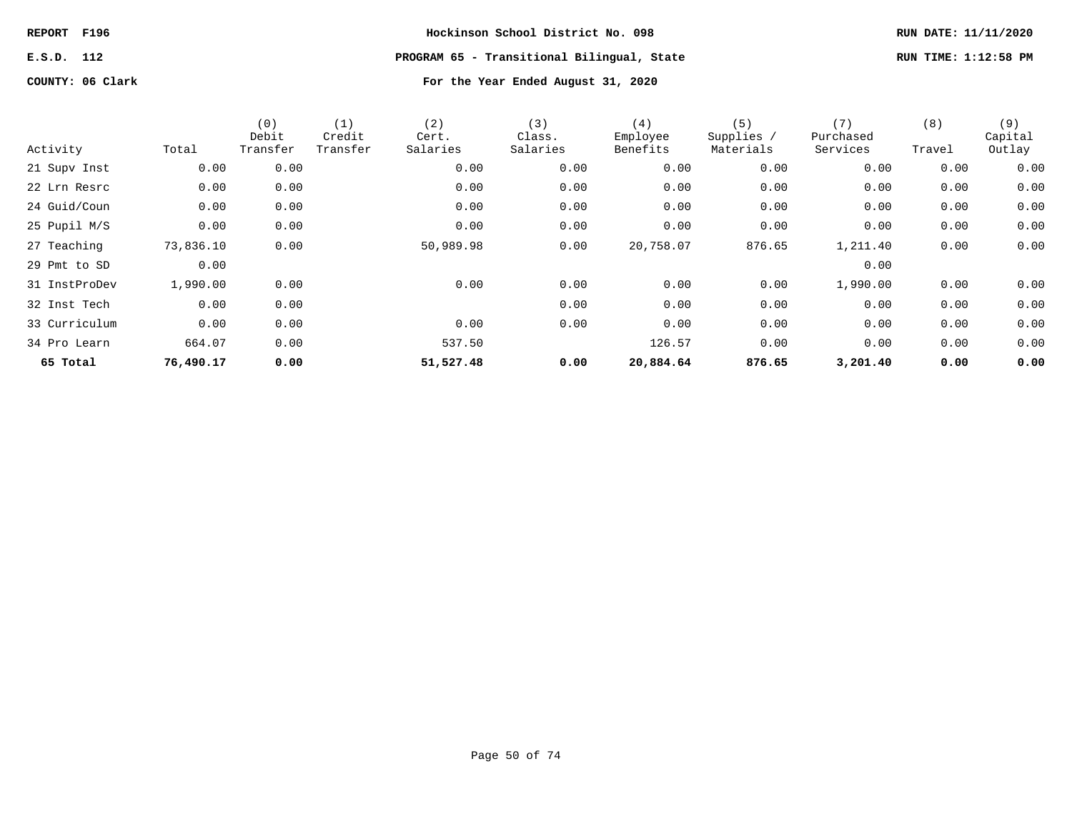**REPORT F196** | **Hockinson School District No. 098** | **RUN DATE: 11/11/2020**

**E.S.D. 112** | **PROGRAM 65 - Transitional Bilingual, State** | **RUN TIME: 1:12:58 PM**

**COUNTY: 06 Clark** | **For the Year Ended August 31, 2020**

| Activity | Total | (0) Debit Transfer | (1) Credit Transfer | (2) Cert. Salaries | (3) Class. Salaries | (4) Employee Benefits | (5) Supplies / Materials | (7) Purchased Services | (8) Travel | (9) Capital Outlay |
|---|---|---|---|---|---|---|---|---|---|---|
| 21 Supv Inst | 0.00 | 0.00 | | 0.00 | 0.00 | 0.00 | 0.00 | 0.00 | 0.00 | 0.00 |
| 22 Lrn Resrc | 0.00 | 0.00 | | 0.00 | 0.00 | 0.00 | 0.00 | 0.00 | 0.00 | 0.00 |
| 24 Guid/Coun | 0.00 | 0.00 | | 0.00 | 0.00 | 0.00 | 0.00 | 0.00 | 0.00 | 0.00 |
| 25 Pupil M/S | 0.00 | 0.00 | | 0.00 | 0.00 | 0.00 | 0.00 | 0.00 | 0.00 | 0.00 |
| 27 Teaching | 73,836.10 | 0.00 | | 50,989.98 | 0.00 | 20,758.07 | 876.65 | 1,211.40 | 0.00 | 0.00 |
| 29 Pmt to SD | 0.00 | | | | | | | 0.00 | | |
| 31 InstProDev | 1,990.00 | 0.00 | | 0.00 | 0.00 | 0.00 | 0.00 | 1,990.00 | 0.00 | 0.00 |
| 32 Inst Tech | 0.00 | 0.00 | | | 0.00 | 0.00 | 0.00 | 0.00 | 0.00 | 0.00 |
| 33 Curriculum | 0.00 | 0.00 | | 0.00 | 0.00 | 0.00 | 0.00 | 0.00 | 0.00 | 0.00 |
| 34 Pro Learn | 664.07 | 0.00 | | 537.50 | | 126.57 | 0.00 | 0.00 | 0.00 | 0.00 |
| **65 Total** | **76,490.17** | **0.00** | | **51,527.48** | **0.00** | **20,884.64** | **876.65** | **3,201.40** | **0.00** | **0.00** |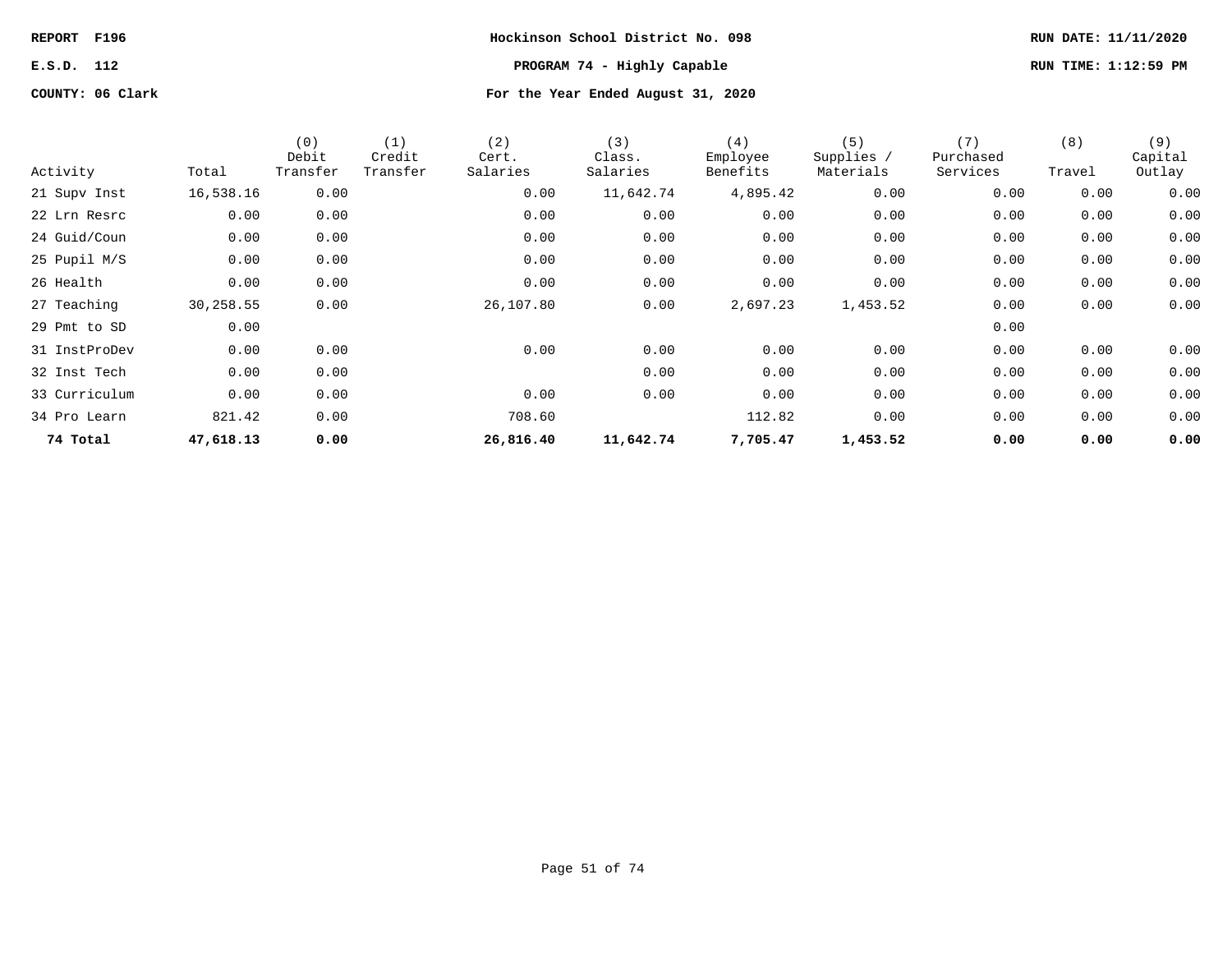REPORT F196 | E.S.D. 112 | COUNTY: 06 Clark

# Hockinson School District No. 098

## PROGRAM 74 - Highly Capable

### For the Year Ended August 31, 2020

RUN DATE: 11/11/2020 | RUN TIME: 1:12:59 PM

| Activity | Total | (0) Debit Transfer | (1) Credit Transfer | (2) Cert. Salaries | (3) Class. Salaries | (4) Employee Benefits | (5) Supplies / Materials | (7) Purchased Services | (8) Travel | (9) Capital Outlay |
|---|---|---|---|---|---|---|---|---|---|---|
| 21 Supv Inst | 16,538.16 | 0.00 | | 0.00 | 11,642.74 | 4,895.42 | 0.00 | 0.00 | 0.00 | 0.00 |
| 22 Lrn Resrc | 0.00 | 0.00 | | 0.00 | 0.00 | 0.00 | 0.00 | 0.00 | 0.00 | 0.00 |
| 24 Guid/Coun | 0.00 | 0.00 | | 0.00 | 0.00 | 0.00 | 0.00 | 0.00 | 0.00 | 0.00 |
| 25 Pupil M/S | 0.00 | 0.00 | | 0.00 | 0.00 | 0.00 | 0.00 | 0.00 | 0.00 | 0.00 |
| 26 Health | 0.00 | 0.00 | | 0.00 | 0.00 | 0.00 | 0.00 | 0.00 | 0.00 | 0.00 |
| 27 Teaching | 30,258.55 | 0.00 | | 26,107.80 | 0.00 | 2,697.23 | 1,453.52 | 0.00 | 0.00 | 0.00 |
| 29 Pmt to SD | 0.00 | | | | | | | 0.00 | | |
| 31 InstProDev | 0.00 | 0.00 | | 0.00 | 0.00 | 0.00 | 0.00 | 0.00 | 0.00 | 0.00 |
| 32 Inst Tech | 0.00 | 0.00 | | | 0.00 | 0.00 | 0.00 | 0.00 | 0.00 | 0.00 |
| 33 Curriculum | 0.00 | 0.00 | | 0.00 | 0.00 | 0.00 | 0.00 | 0.00 | 0.00 | 0.00 |
| 34 Pro Learn | 821.42 | 0.00 | | 708.60 | | 112.82 | 0.00 | 0.00 | 0.00 | 0.00 |
| **74 Total** | **47,618.13** | **0.00** | | **26,816.40** | **11,642.74** | **7,705.47** | **1,453.52** | **0.00** | **0.00** | **0.00** |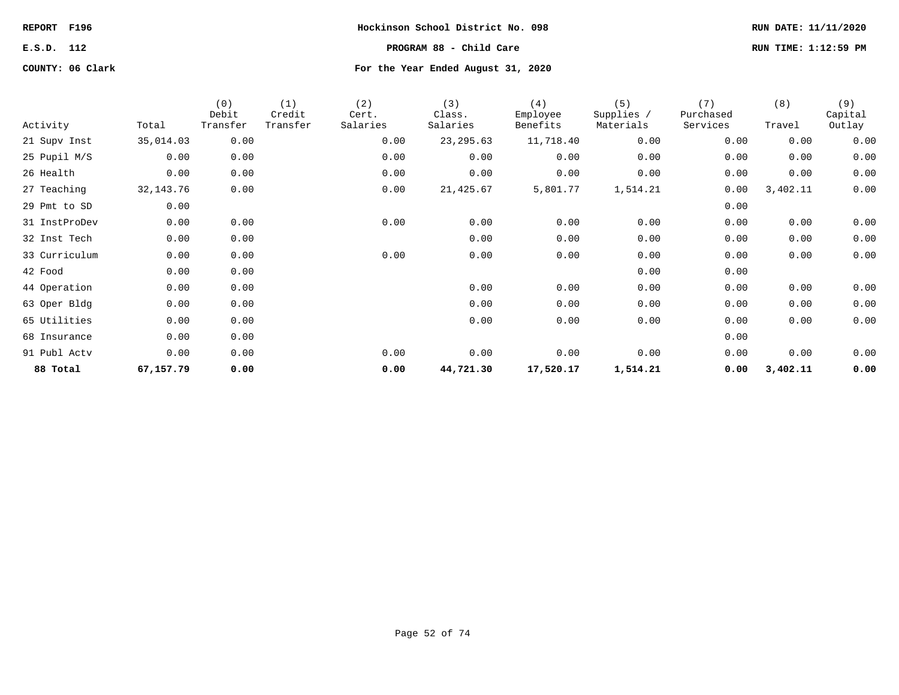REPORT F196 — Hockinson School District No. 098

E.S.D. 112 — **PROGRAM 88 - Child Care**

COUNTY: 06 Clark — **For the Year Ended August 31, 2020**

RUN DATE: 11/11/2020

RUN TIME: 1:12:59 PM

| Activity | Total | (0) Debit Transfer | (1) Credit Transfer | (2) Cert. Salaries | (3) Class. Salaries | (4) Employee Benefits | (5) Supplies / Materials | (7) Purchased Services | (8) Travel | (9) Capital Outlay |
|---|---|---|---|---|---|---|---|---|---|---|
| 21 Supv Inst | 35,014.03 | 0.00 | | 0.00 | 23,295.63 | 11,718.40 | 0.00 | 0.00 | 0.00 | 0.00 |
| 25 Pupil M/S | 0.00 | 0.00 | | 0.00 | 0.00 | 0.00 | 0.00 | 0.00 | 0.00 | 0.00 |
| 26 Health | 0.00 | 0.00 | | 0.00 | 0.00 | 0.00 | 0.00 | 0.00 | 0.00 | 0.00 |
| 27 Teaching | 32,143.76 | 0.00 | | 0.00 | 21,425.67 | 5,801.77 | 1,514.21 | 0.00 | 3,402.11 | 0.00 |
| 29 Pmt to SD | 0.00 | | | | | | | 0.00 | | |
| 31 InstProDev | 0.00 | 0.00 | | 0.00 | 0.00 | 0.00 | 0.00 | 0.00 | 0.00 | 0.00 |
| 32 Inst Tech | 0.00 | 0.00 | | | 0.00 | 0.00 | 0.00 | 0.00 | 0.00 | 0.00 |
| 33 Curriculum | 0.00 | 0.00 | | 0.00 | 0.00 | 0.00 | 0.00 | 0.00 | 0.00 | 0.00 |
| 42 Food | 0.00 | 0.00 | | | | | 0.00 | 0.00 | | |
| 44 Operation | 0.00 | 0.00 | | | 0.00 | 0.00 | 0.00 | 0.00 | 0.00 | 0.00 |
| 63 Oper Bldg | 0.00 | 0.00 | | | 0.00 | 0.00 | 0.00 | 0.00 | 0.00 | 0.00 |
| 65 Utilities | 0.00 | 0.00 | | | 0.00 | 0.00 | 0.00 | 0.00 | 0.00 | 0.00 |
| 68 Insurance | 0.00 | 0.00 | | | | | | 0.00 | | |
| 91 Publ Actv | 0.00 | 0.00 | | 0.00 | 0.00 | 0.00 | 0.00 | 0.00 | 0.00 | 0.00 |
| **88 Total** | **67,157.79** | **0.00** | | **0.00** | **44,721.30** | **17,520.17** | **1,514.21** | **0.00** | **3,402.11** | **0.00** |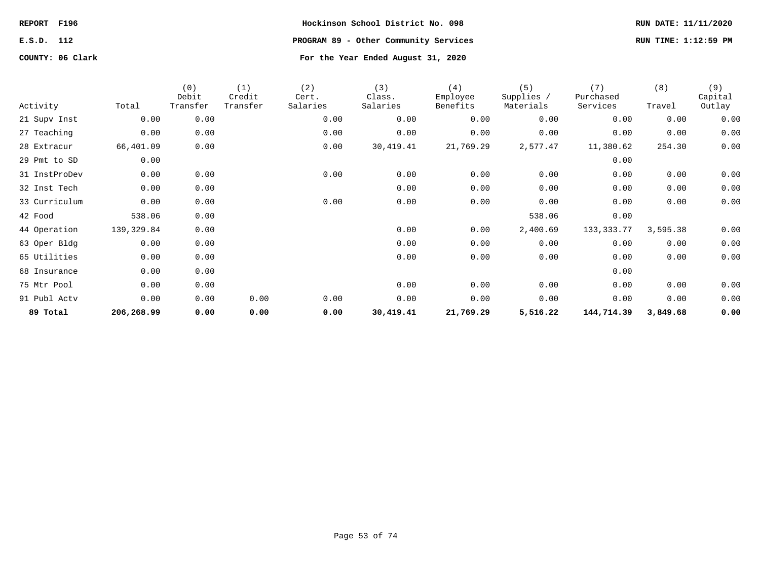REPORT F196 | Hockinson School District No. 098 | RUN DATE: 11/11/2020

E.S.D. 112 | PROGRAM 89 - Other Community Services | RUN TIME: 1:12:59 PM

COUNTY: 06 Clark | For the Year Ended August 31, 2020

| Activity | Total | (0) Debit Transfer | (1) Credit Transfer | (2) Cert. Salaries | (3) Class. Salaries | (4) Employee Benefits | (5) Supplies / Materials | (7) Purchased Services | (8) Travel | (9) Capital Outlay |
|---|---|---|---|---|---|---|---|---|---|---|
| 21 Supv Inst | 0.00 | 0.00 | | 0.00 | 0.00 | 0.00 | 0.00 | 0.00 | 0.00 | 0.00 |
| 27 Teaching | 0.00 | 0.00 | | 0.00 | 0.00 | 0.00 | 0.00 | 0.00 | 0.00 | 0.00 |
| 28 Extracur | 66,401.09 | 0.00 | | 0.00 | 30,419.41 | 21,769.29 | 2,577.47 | 11,380.62 | 254.30 | 0.00 |
| 29 Pmt to SD | 0.00 | | | | | | | 0.00 | | |
| 31 InstProDev | 0.00 | 0.00 | | 0.00 | 0.00 | 0.00 | 0.00 | 0.00 | 0.00 | 0.00 |
| 32 Inst Tech | 0.00 | 0.00 | | | 0.00 | 0.00 | 0.00 | 0.00 | 0.00 | 0.00 |
| 33 Curriculum | 0.00 | 0.00 | | 0.00 | 0.00 | 0.00 | 0.00 | 0.00 | 0.00 | 0.00 |
| 42 Food | 538.06 | 0.00 | | | | | 538.06 | 0.00 | | |
| 44 Operation | 139,329.84 | 0.00 | | | 0.00 | 0.00 | 2,400.69 | 133,333.77 | 3,595.38 | 0.00 |
| 63 Oper Bldg | 0.00 | 0.00 | | | 0.00 | 0.00 | 0.00 | 0.00 | 0.00 | 0.00 |
| 65 Utilities | 0.00 | 0.00 | | | 0.00 | 0.00 | 0.00 | 0.00 | 0.00 | 0.00 |
| 68 Insurance | 0.00 | 0.00 | | | | | | 0.00 | | |
| 75 Mtr Pool | 0.00 | 0.00 | | | 0.00 | 0.00 | 0.00 | 0.00 | 0.00 | 0.00 |
| 91 Publ Actv | 0.00 | 0.00 | 0.00 | 0.00 | 0.00 | 0.00 | 0.00 | 0.00 | 0.00 | 0.00 |
| **89 Total** | **206,268.99** | **0.00** | **0.00** | **0.00** | **30,419.41** | **21,769.29** | **5,516.22** | **144,714.39** | **3,849.68** | **0.00** |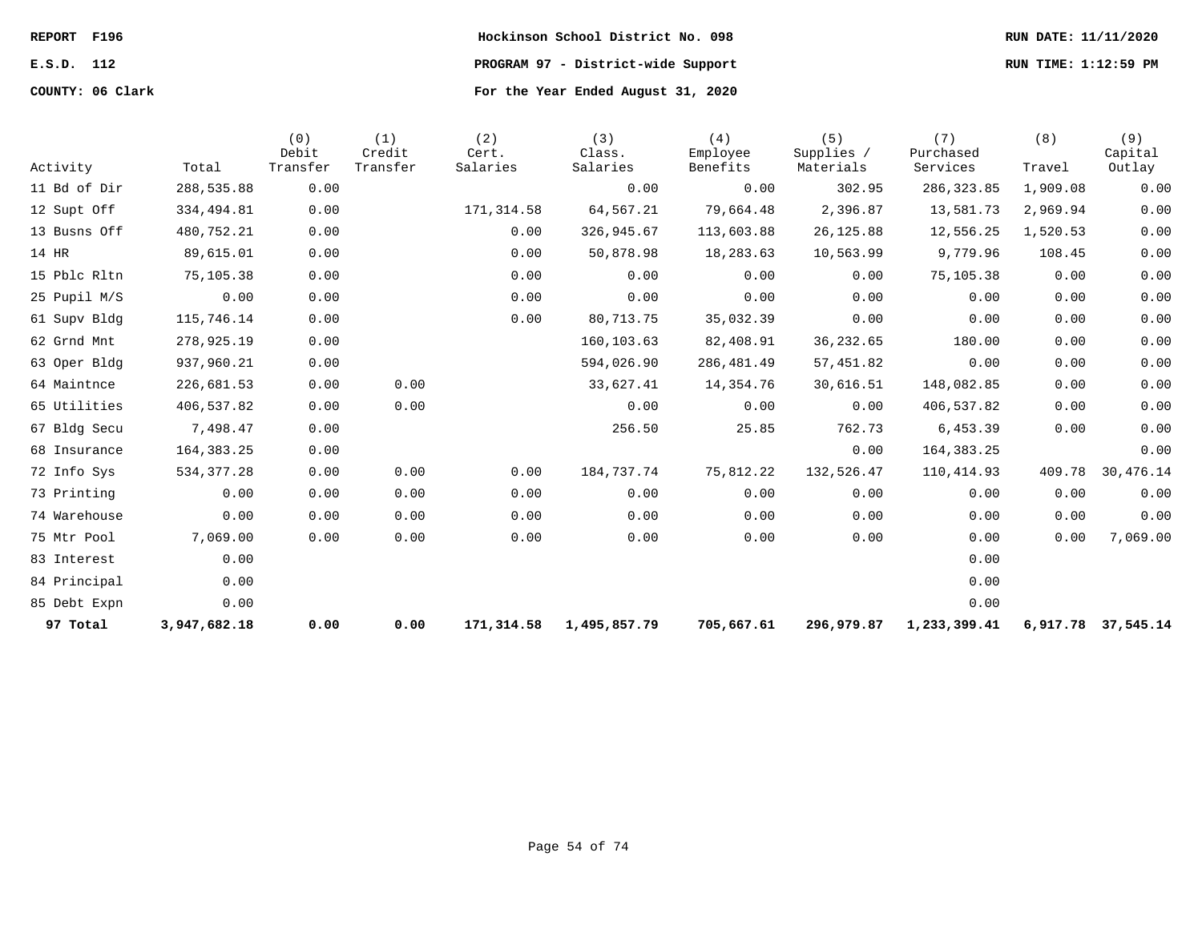REPORT F196
E.S.D. 112
COUNTY: 06 Clark

**Hockinson School District No. 098**
**PROGRAM 97 - District-wide Support**
**For the Year Ended August 31, 2020**

RUN DATE: 11/11/2020
RUN TIME: 1:12:59 PM

| Activity | Total | (0) Debit Transfer | (1) Credit Transfer | (2) Cert. Salaries | (3) Class. Salaries | (4) Employee Benefits | (5) Supplies / Materials | (7) Purchased Services | (8) Travel | (9) Capital Outlay |
|---|---|---|---|---|---|---|---|---|---|---|
| 11 Bd of Dir | 288,535.88 | 0.00 | | | 0.00 | 0.00 | 302.95 | 286,323.85 | 1,909.08 | 0.00 |
| 12 Supt Off | 334,494.81 | 0.00 | | 171,314.58 | 64,567.21 | 79,664.48 | 2,396.87 | 13,581.73 | 2,969.94 | 0.00 |
| 13 Busns Off | 480,752.21 | 0.00 | | 0.00 | 326,945.67 | 113,603.88 | 26,125.88 | 12,556.25 | 1,520.53 | 0.00 |
| 14 HR | 89,615.01 | 0.00 | | 0.00 | 50,878.98 | 18,283.63 | 10,563.99 | 9,779.96 | 108.45 | 0.00 |
| 15 Pblc Rltn | 75,105.38 | 0.00 | | 0.00 | 0.00 | 0.00 | 0.00 | 75,105.38 | 0.00 | 0.00 |
| 25 Pupil M/S | 0.00 | 0.00 | | 0.00 | 0.00 | 0.00 | 0.00 | 0.00 | 0.00 | 0.00 |
| 61 Supv Bldg | 115,746.14 | 0.00 | | 0.00 | 80,713.75 | 35,032.39 | 0.00 | 0.00 | 0.00 | 0.00 |
| 62 Grnd Mnt | 278,925.19 | 0.00 | | | 160,103.63 | 82,408.91 | 36,232.65 | 180.00 | 0.00 | 0.00 |
| 63 Oper Bldg | 937,960.21 | 0.00 | | | 594,026.90 | 286,481.49 | 57,451.82 | 0.00 | 0.00 | 0.00 |
| 64 Maintnce | 226,681.53 | 0.00 | 0.00 | | 33,627.41 | 14,354.76 | 30,616.51 | 148,082.85 | 0.00 | 0.00 |
| 65 Utilities | 406,537.82 | 0.00 | 0.00 | | 0.00 | 0.00 | 0.00 | 406,537.82 | 0.00 | 0.00 |
| 67 Bldg Secu | 7,498.47 | 0.00 | | | 256.50 | 25.85 | 762.73 | 6,453.39 | 0.00 | 0.00 |
| 68 Insurance | 164,383.25 | 0.00 | | | | | 0.00 | 164,383.25 | | 0.00 |
| 72 Info Sys | 534,377.28 | 0.00 | 0.00 | 0.00 | 184,737.74 | 75,812.22 | 132,526.47 | 110,414.93 | 409.78 | 30,476.14 |
| 73 Printing | 0.00 | 0.00 | 0.00 | 0.00 | 0.00 | 0.00 | 0.00 | 0.00 | 0.00 | 0.00 |
| 74 Warehouse | 0.00 | 0.00 | 0.00 | 0.00 | 0.00 | 0.00 | 0.00 | 0.00 | 0.00 | 0.00 |
| 75 Mtr Pool | 7,069.00 | 0.00 | 0.00 | 0.00 | 0.00 | 0.00 | 0.00 | 0.00 | 0.00 | 7,069.00 |
| 83 Interest | 0.00 | | | | | | | 0.00 | | |
| 84 Principal | 0.00 | | | | | | | 0.00 | | |
| 85 Debt Expn | 0.00 | | | | | | | 0.00 | | |
| **97 Total** | **3,947,682.18** | **0.00** | **0.00** | **171,314.58** | **1,495,857.79** | **705,667.61** | **296,979.87** | **1,233,399.41** | **6,917.78** | **37,545.14** |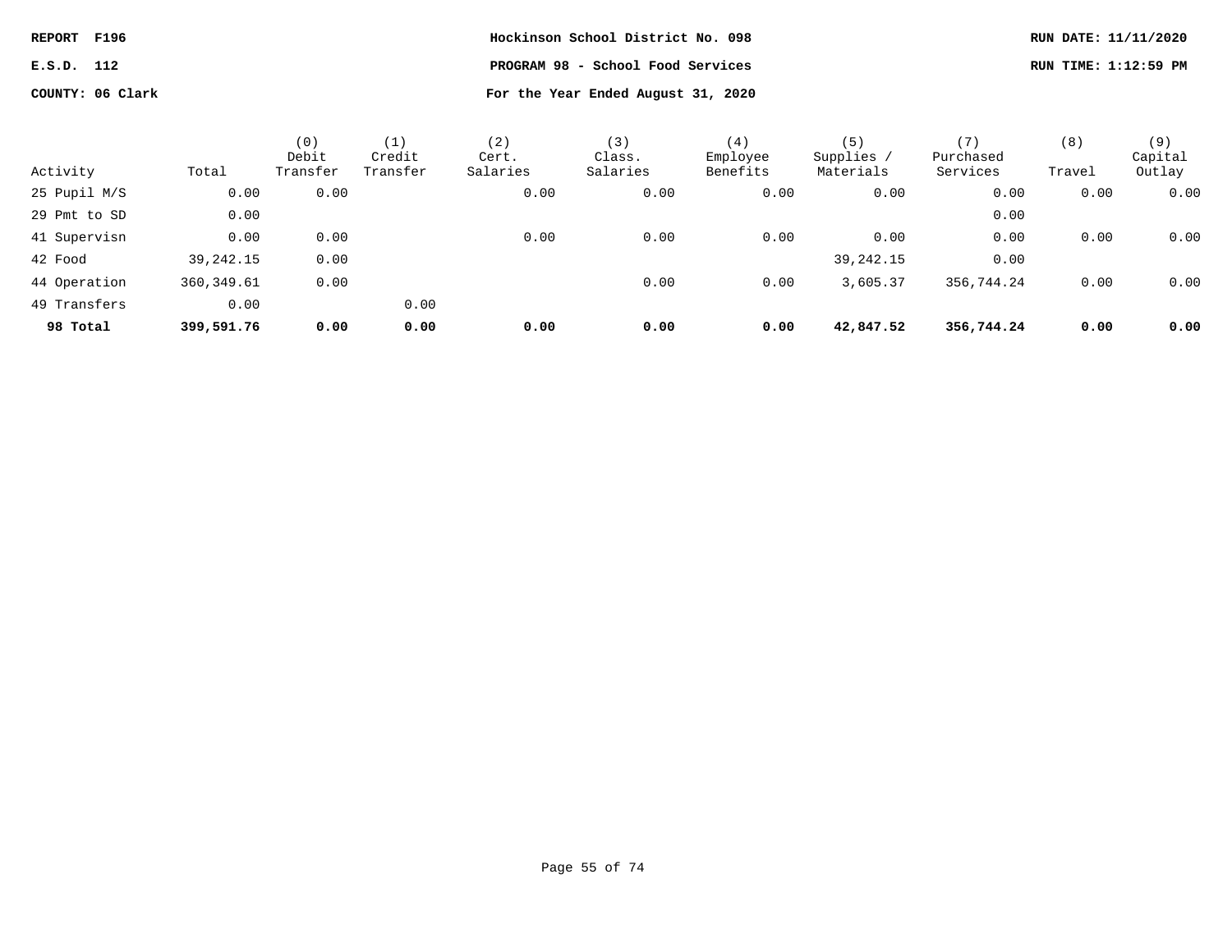REPORT F196
E.S.D. 112
COUNTY: 06 Clark

**Hockinson School District No. 098**

**PROGRAM 98 - School Food Services**

**For the Year Ended August 31, 2020**

RUN DATE: 11/11/2020
RUN TIME: 1:12:59 PM

| Activity | Total | (0) Debit Transfer | (1) Credit Transfer | (2) Cert. Salaries | (3) Class. Salaries | (4) Employee Benefits | (5) Supplies / Materials | (7) Purchased Services | (8) Travel | (9) Capital Outlay |
|---|---|---|---|---|---|---|---|---|---|---|
| 25 Pupil M/S | 0.00 | 0.00 | | 0.00 | 0.00 | 0.00 | 0.00 | 0.00 | 0.00 | 0.00 |
| 29 Pmt to SD | 0.00 | | | | | | | 0.00 | | |
| 41 Supervisn | 0.00 | 0.00 | | 0.00 | 0.00 | 0.00 | 0.00 | 0.00 | 0.00 | 0.00 |
| 42 Food | 39,242.15 | 0.00 | | | | | 39,242.15 | 0.00 | | |
| 44 Operation | 360,349.61 | 0.00 | | | 0.00 | 0.00 | 3,605.37 | 356,744.24 | 0.00 | 0.00 |
| 49 Transfers | 0.00 | | 0.00 | | | | | | | |
| **98 Total** | **399,591.76** | **0.00** | **0.00** | **0.00** | **0.00** | **0.00** | **42,847.52** | **356,744.24** | **0.00** | **0.00** |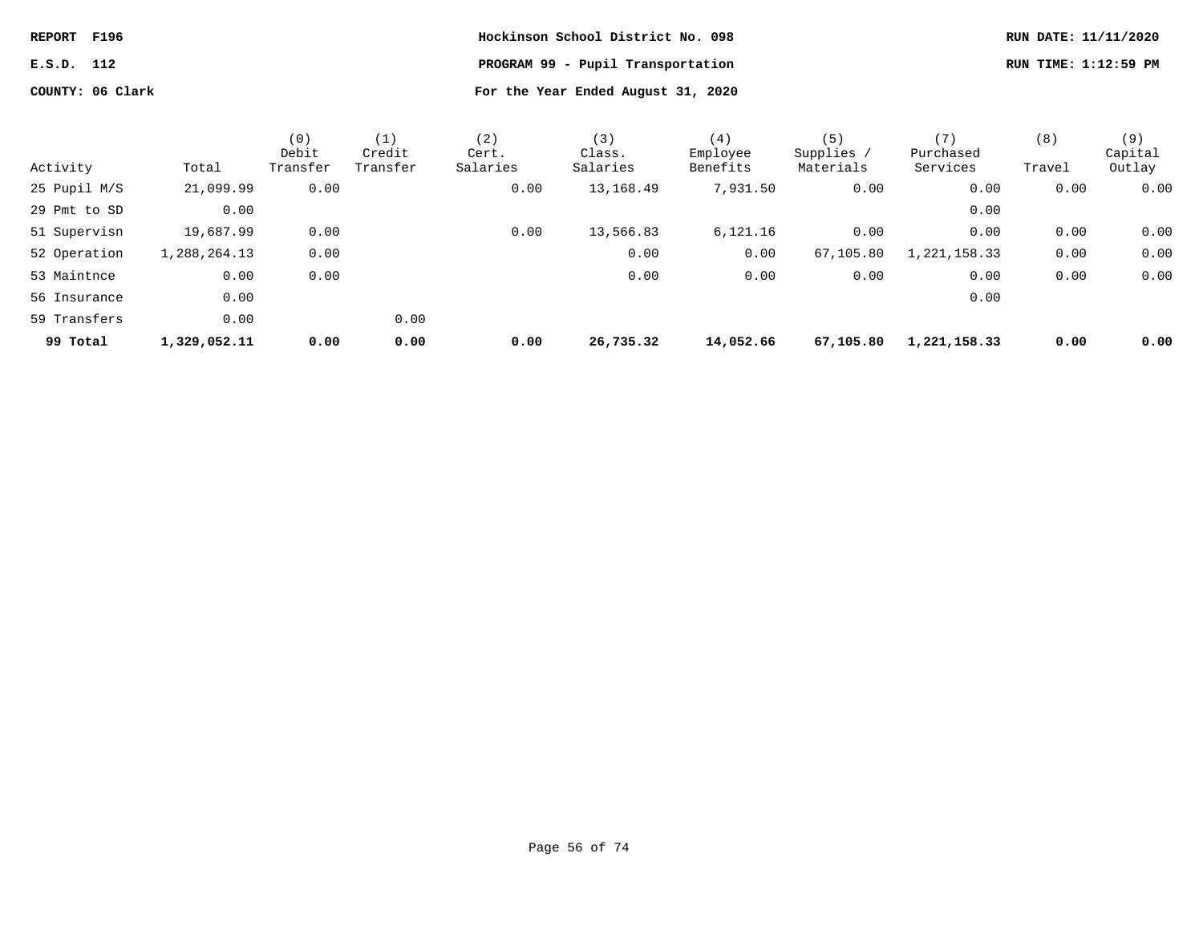REPORT F196

E.S.D. 112

COUNTY: 06 Clark

**Hockinson School District No. 098**

**PROGRAM 99 - Pupil Transportation**

**For the Year Ended August 31, 2020**

RUN DATE: 11/11/2020

RUN TIME: 1:12:59 PM

| Activity | Total | (0) Debit Transfer | (1) Credit Transfer | (2) Cert. Salaries | (3) Class. Salaries | (4) Employee Benefits | (5) Supplies / Materials | (7) Purchased Services | (8) Travel | (9) Capital Outlay |
|---|---|---|---|---|---|---|---|---|---|---|
| 25 Pupil M/S | 21,099.99 | 0.00 | | 0.00 | 13,168.49 | 7,931.50 | 0.00 | 0.00 | 0.00 | 0.00 |
| 29 Pmt to SD | 0.00 | | | | | | | 0.00 | | |
| 51 Supervisn | 19,687.99 | 0.00 | | 0.00 | 13,566.83 | 6,121.16 | 0.00 | 0.00 | 0.00 | 0.00 |
| 52 Operation | 1,288,264.13 | 0.00 | | | 0.00 | 0.00 | 67,105.80 | 1,221,158.33 | 0.00 | 0.00 |
| 53 Maintnce | 0.00 | 0.00 | | | 0.00 | 0.00 | 0.00 | 0.00 | 0.00 | 0.00 |
| 56 Insurance | 0.00 | | | | | | | 0.00 | | |
| 59 Transfers | 0.00 | | 0.00 | | | | | | | |
| **99 Total** | **1,329,052.11** | **0.00** | **0.00** | **0.00** | **26,735.32** | **14,052.66** | **67,105.80** | **1,221,158.33** | **0.00** | **0.00** |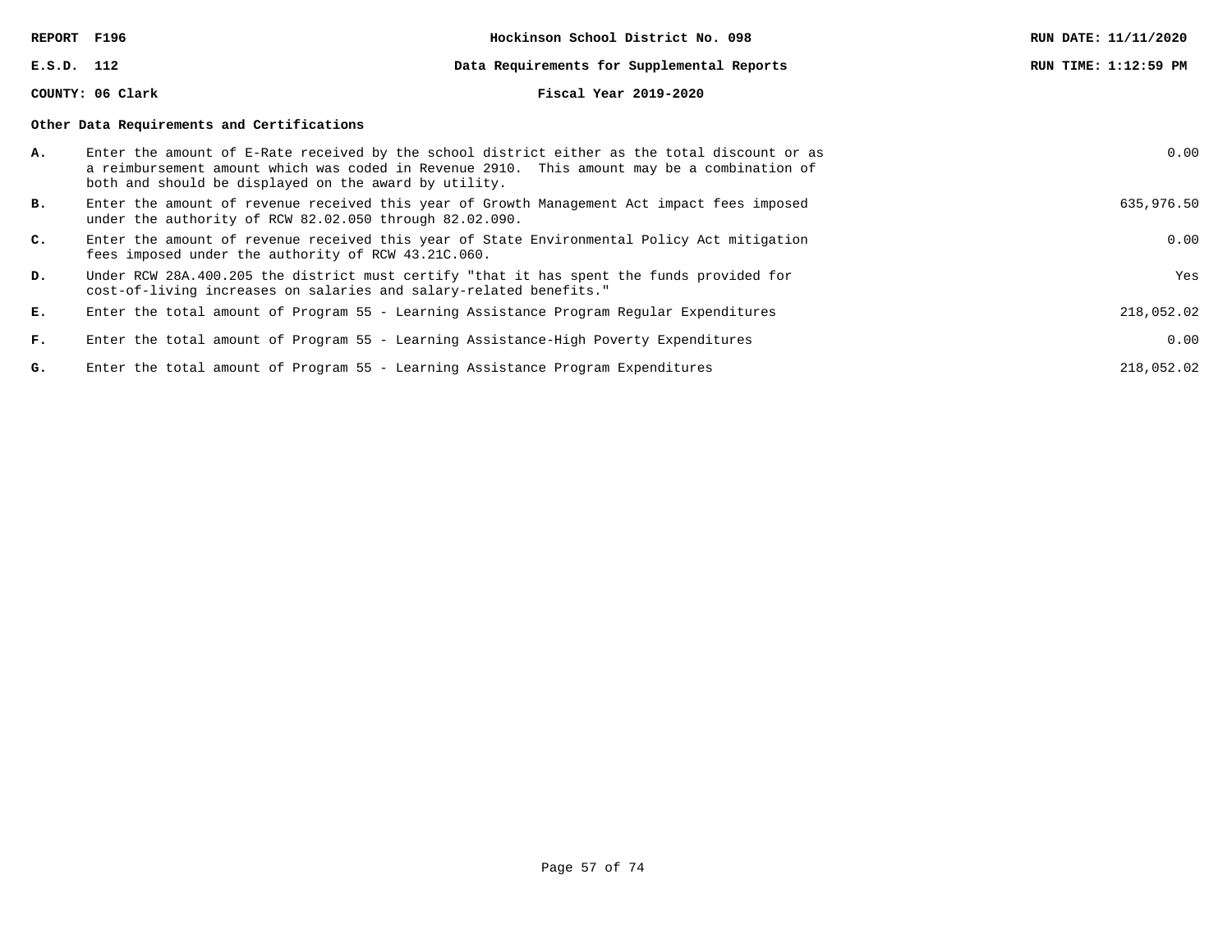REPORT F196 | Hockinson School District No. 098 | RUN DATE: 11/11/2020

E.S.D. 112 | Data Requirements for Supplemental Reports | RUN TIME: 1:12:59 PM

COUNTY: 06 Clark | Fiscal Year 2019-2020

**Other Data Requirements and Certifications**

| | | |
|---|---|---|
| **A.** | Enter the amount of E-Rate received by the school district either as the total discount or as a reimbursement amount which was coded in Revenue 2910. This amount may be a combination of both and should be displayed on the award by utility. | 0.00 |
| **B.** | Enter the amount of revenue received this year of Growth Management Act impact fees imposed under the authority of RCW 82.02.050 through 82.02.090. | 635,976.50 |
| **C.** | Enter the amount of revenue received this year of State Environmental Policy Act mitigation fees imposed under the authority of RCW 43.21C.060. | 0.00 |
| **D.** | Under RCW 28A.400.205 the district must certify "that it has spent the funds provided for cost-of-living increases on salaries and salary-related benefits." | Yes |
| **E.** | Enter the total amount of Program 55 - Learning Assistance Program Regular Expenditures | 218,052.02 |
| **F.** | Enter the total amount of Program 55 - Learning Assistance-High Poverty Expenditures | 0.00 |
| **G.** | Enter the total amount of Program 55 - Learning Assistance Program Expenditures | 218,052.02 |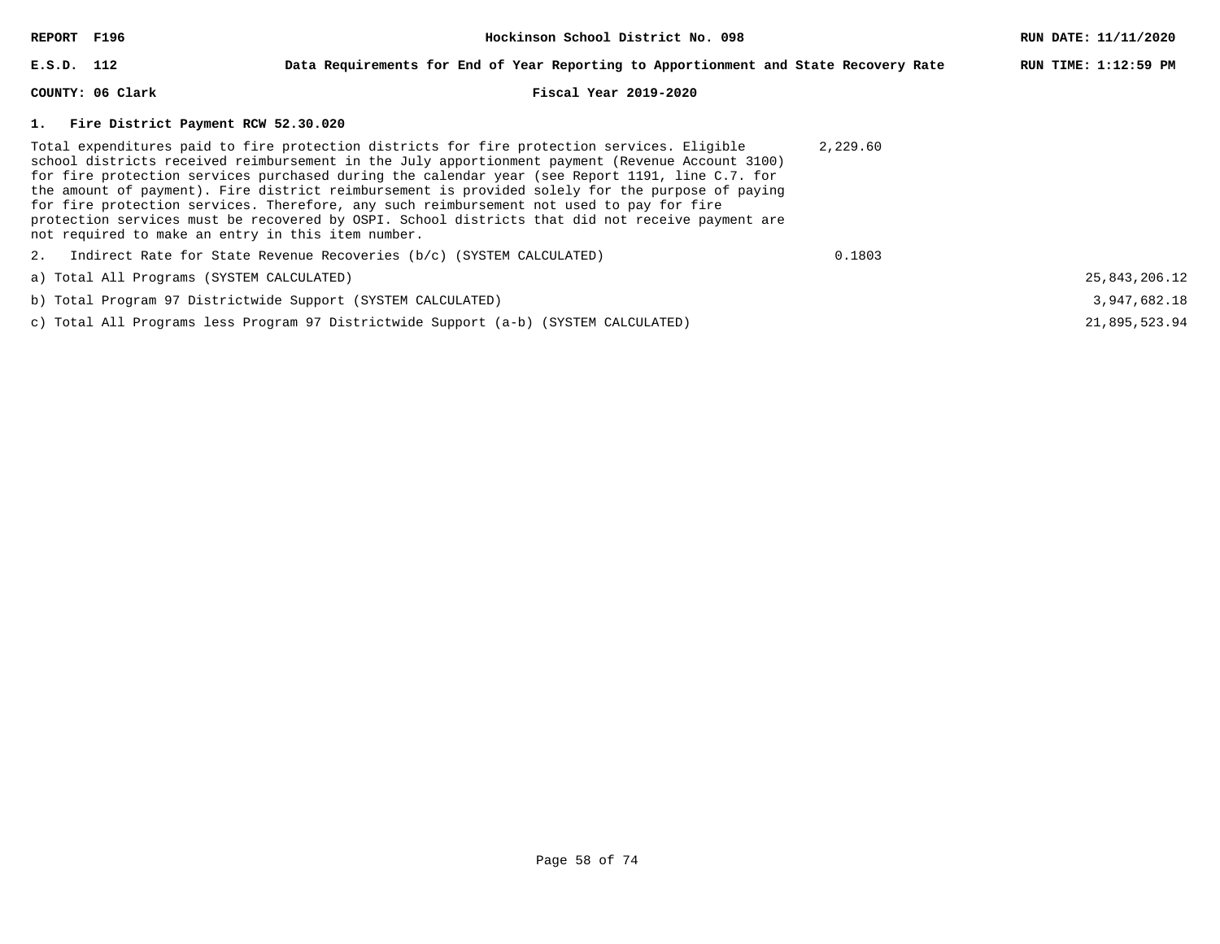REPORT F196 | Hockinson School District No. 098 | RUN DATE: 11/11/2020

E.S.D. 112 | Data Requirements for End of Year Reporting to Apportionment and State Recovery Rate | RUN TIME: 1:12:59 PM

COUNTY: 06 Clark | Fiscal Year 2019-2020

## 1. Fire District Payment RCW 52.30.020

| | | |
|---|---|---|
| Total expenditures paid to fire protection districts for fire protection services. Eligible school districts received reimbursement in the July apportionment payment (Revenue Account 3100) for fire protection services purchased during the calendar year (see Report 1191, line C.7. for the amount of payment). Fire district reimbursement is provided solely for the purpose of paying for fire protection services. Therefore, any such reimbursement not used to pay for fire protection services must be recovered by OSPI. School districts that did not receive payment are not required to make an entry in this item number. | 2,229.60 | |
| 2. Indirect Rate for State Revenue Recoveries (b/c) (SYSTEM CALCULATED) | 0.1803 | |
| a) Total All Programs (SYSTEM CALCULATED) | | 25,843,206.12 |
| b) Total Program 97 Districtwide Support (SYSTEM CALCULATED) | | 3,947,682.18 |
| c) Total All Programs less Program 97 Districtwide Support (a-b) (SYSTEM CALCULATED) | | 21,895,523.94 |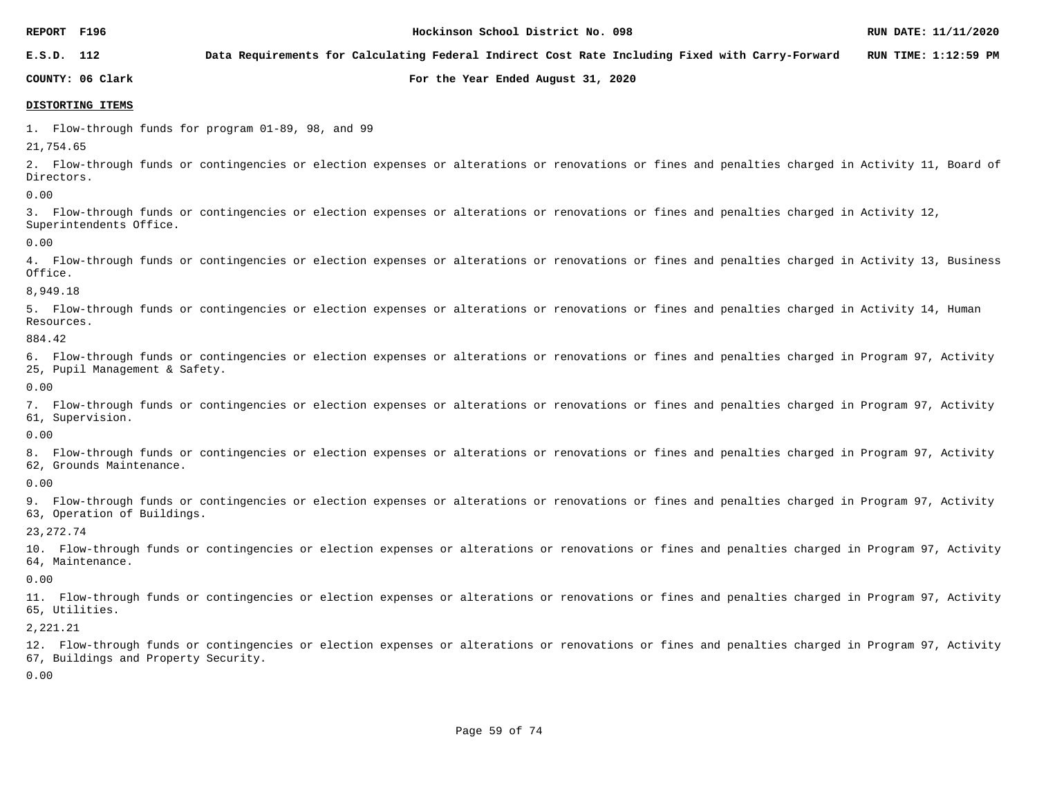## DISTORTING ITEMS

1. Flow-through funds for program 01-89, 98, and 99

21,754.65

2. Flow-through funds or contingencies or election expenses or alterations or renovations or fines and penalties charged in Activity 11, Board of Directors.

0.00

3. Flow-through funds or contingencies or election expenses or alterations or renovations or fines and penalties charged in Activity 12, Superintendents Office.

0.00

4. Flow-through funds or contingencies or election expenses or alterations or renovations or fines and penalties charged in Activity 13, Business Office.

8,949.18

5. Flow-through funds or contingencies or election expenses or alterations or renovations or fines and penalties charged in Activity 14, Human Resources.

884.42

6. Flow-through funds or contingencies or election expenses or alterations or renovations or fines and penalties charged in Program 97, Activity 25, Pupil Management & Safety.

0.00

7. Flow-through funds or contingencies or election expenses or alterations or renovations or fines and penalties charged in Program 97, Activity 61, Supervision.

0.00

8. Flow-through funds or contingencies or election expenses or alterations or renovations or fines and penalties charged in Program 97, Activity 62, Grounds Maintenance.

0.00

9. Flow-through funds or contingencies or election expenses or alterations or renovations or fines and penalties charged in Program 97, Activity 63, Operation of Buildings.

23,272.74

10. Flow-through funds or contingencies or election expenses or alterations or renovations or fines and penalties charged in Program 97, Activity 64, Maintenance.

0.00

11. Flow-through funds or contingencies or election expenses or alterations or renovations or fines and penalties charged in Program 97, Activity 65, Utilities.

2,221.21

12. Flow-through funds or contingencies or election expenses or alterations or renovations or fines and penalties charged in Program 97, Activity 67, Buildings and Property Security.

0.00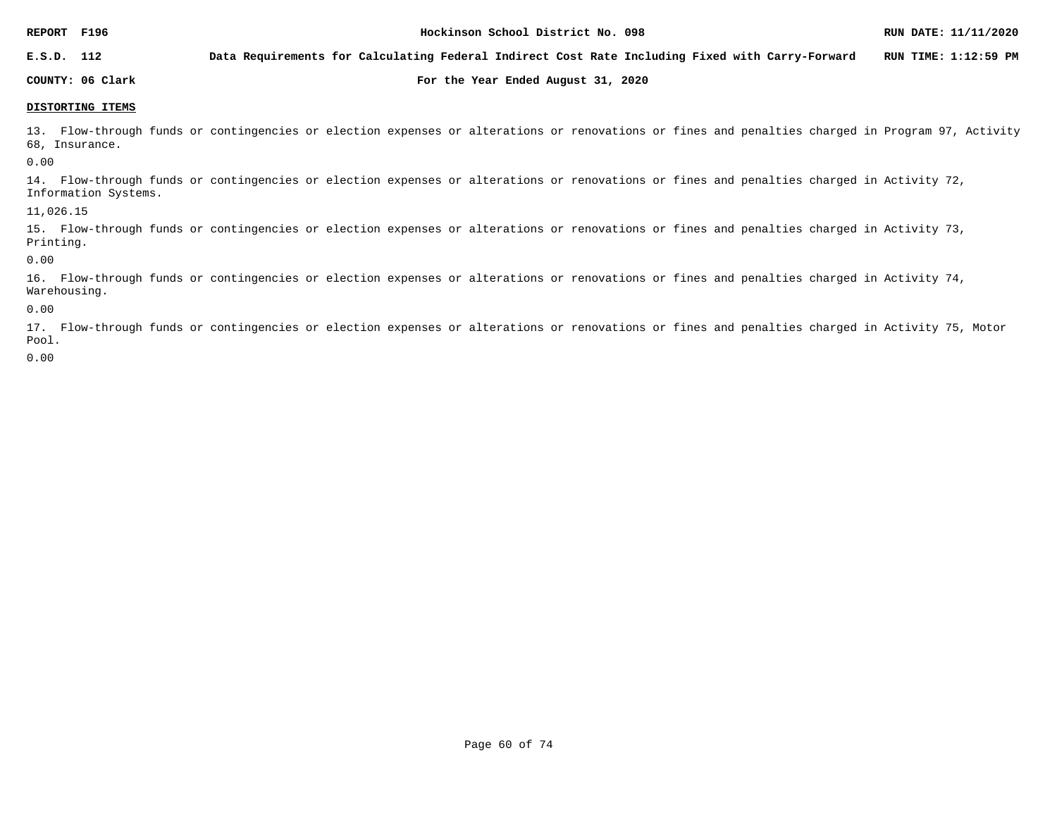**DISTORTING ITEMS**

13. Flow-through funds or contingencies or election expenses or alterations or renovations or fines and penalties charged in Program 97, Activity 68, Insurance.

0.00

14. Flow-through funds or contingencies or election expenses or alterations or renovations or fines and penalties charged in Activity 72, Information Systems.

11,026.15

15. Flow-through funds or contingencies or election expenses or alterations or renovations or fines and penalties charged in Activity 73, Printing.

0.00

16. Flow-through funds or contingencies or election expenses or alterations or renovations or fines and penalties charged in Activity 74, Warehousing.

0.00

17. Flow-through funds or contingencies or election expenses or alterations or renovations or fines and penalties charged in Activity 75, Motor Pool.

0.00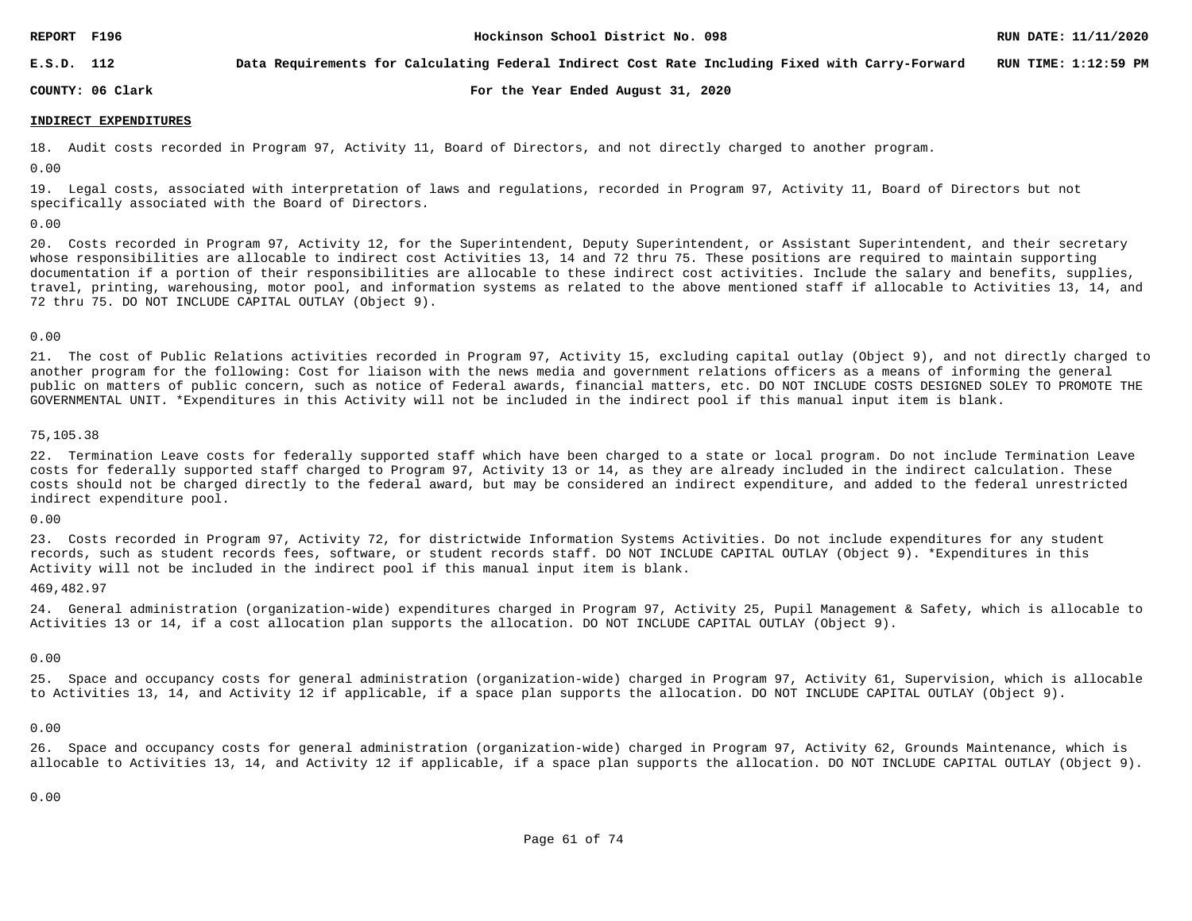**INDIRECT EXPENDITURES**

18. Audit costs recorded in Program 97, Activity 11, Board of Directors, and not directly charged to another program.

0.00

19. Legal costs, associated with interpretation of laws and regulations, recorded in Program 97, Activity 11, Board of Directors but not specifically associated with the Board of Directors.

0.00

20. Costs recorded in Program 97, Activity 12, for the Superintendent, Deputy Superintendent, or Assistant Superintendent, and their secretary whose responsibilities are allocable to indirect cost Activities 13, 14 and 72 thru 75. These positions are required to maintain supporting documentation if a portion of their responsibilities are allocable to these indirect cost activities. Include the salary and benefits, supplies, travel, printing, warehousing, motor pool, and information systems as related to the above mentioned staff if allocable to Activities 13, 14, and 72 thru 75. DO NOT INCLUDE CAPITAL OUTLAY (Object 9).

0.00

21. The cost of Public Relations activities recorded in Program 97, Activity 15, excluding capital outlay (Object 9), and not directly charged to another program for the following: Cost for liaison with the news media and government relations officers as a means of informing the general public on matters of public concern, such as notice of Federal awards, financial matters, etc. DO NOT INCLUDE COSTS DESIGNED SOLEY TO PROMOTE THE GOVERNMENTAL UNIT. *Expenditures in this Activity will not be included in the indirect pool if this manual input item is blank.

75,105.38

22. Termination Leave costs for federally supported staff which have been charged to a state or local program. Do not include Termination Leave costs for federally supported staff charged to Program 97, Activity 13 or 14, as they are already included in the indirect calculation. These costs should not be charged directly to the federal award, but may be considered an indirect expenditure, and added to the federal unrestricted indirect expenditure pool.

0.00

23. Costs recorded in Program 97, Activity 72, for districtwide Information Systems Activities. Do not include expenditures for any student records, such as student records fees, software, or student records staff. DO NOT INCLUDE CAPITAL OUTLAY (Object 9). *Expenditures in this Activity will not be included in the indirect pool if this manual input item is blank.

469,482.97

24. General administration (organization-wide) expenditures charged in Program 97, Activity 25, Pupil Management & Safety, which is allocable to Activities 13 or 14, if a cost allocation plan supports the allocation. DO NOT INCLUDE CAPITAL OUTLAY (Object 9).

0.00

25. Space and occupancy costs for general administration (organization-wide) charged in Program 97, Activity 61, Supervision, which is allocable to Activities 13, 14, and Activity 12 if applicable, if a space plan supports the allocation. DO NOT INCLUDE CAPITAL OUTLAY (Object 9).

0.00

26. Space and occupancy costs for general administration (organization-wide) charged in Program 97, Activity 62, Grounds Maintenance, which is allocable to Activities 13, 14, and Activity 12 if applicable, if a space plan supports the allocation. DO NOT INCLUDE CAPITAL OUTLAY (Object 9).

0.00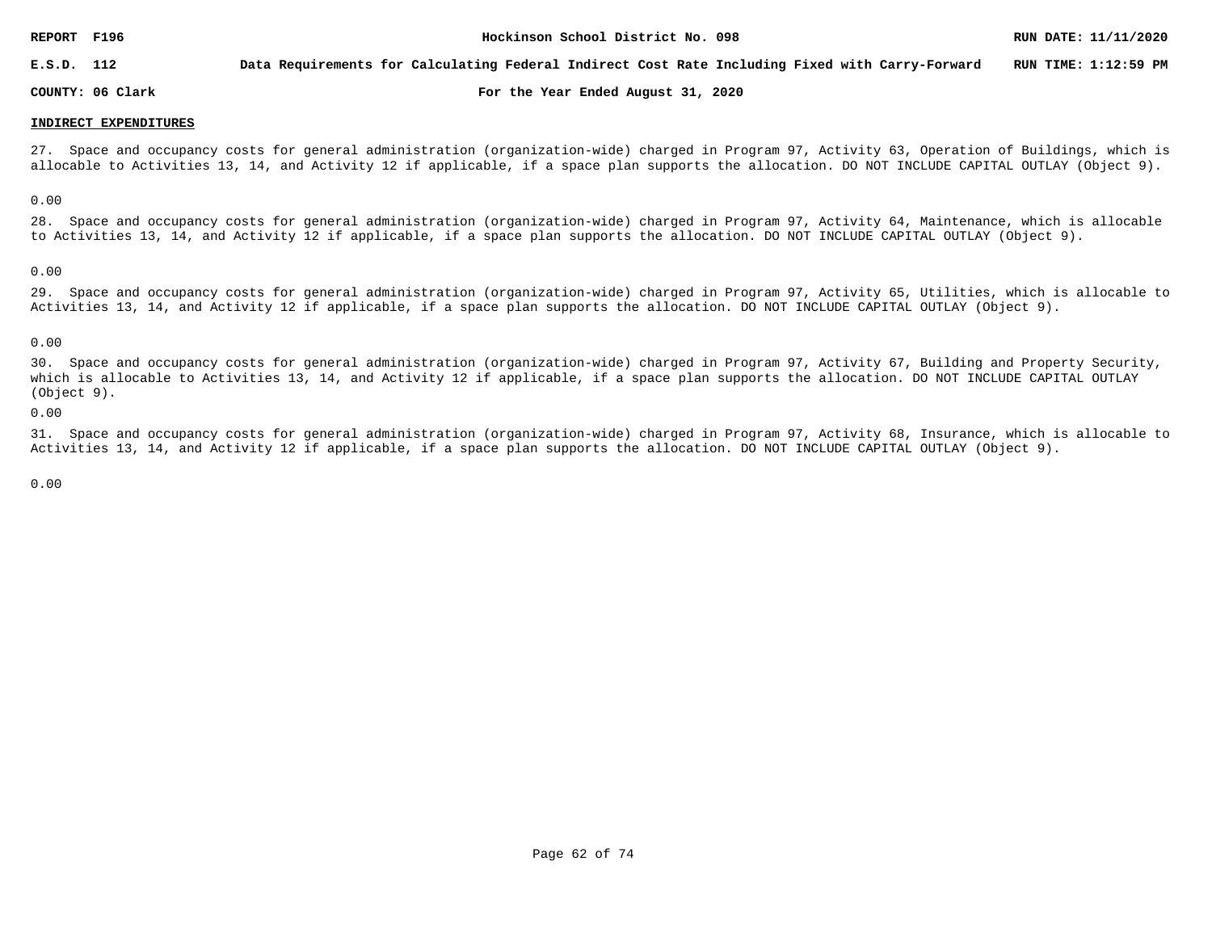**INDIRECT EXPENDITURES**

27. Space and occupancy costs for general administration (organization-wide) charged in Program 97, Activity 63, Operation of Buildings, which is allocable to Activities 13, 14, and Activity 12 if applicable, if a space plan supports the allocation. DO NOT INCLUDE CAPITAL OUTLAY (Object 9).

0.00

28. Space and occupancy costs for general administration (organization-wide) charged in Program 97, Activity 64, Maintenance, which is allocable to Activities 13, 14, and Activity 12 if applicable, if a space plan supports the allocation. DO NOT INCLUDE CAPITAL OUTLAY (Object 9).

0.00

29. Space and occupancy costs for general administration (organization-wide) charged in Program 97, Activity 65, Utilities, which is allocable to Activities 13, 14, and Activity 12 if applicable, if a space plan supports the allocation. DO NOT INCLUDE CAPITAL OUTLAY (Object 9).

0.00

30. Space and occupancy costs for general administration (organization-wide) charged in Program 97, Activity 67, Building and Property Security, which is allocable to Activities 13, 14, and Activity 12 if applicable, if a space plan supports the allocation. DO NOT INCLUDE CAPITAL OUTLAY (Object 9).

0.00

31. Space and occupancy costs for general administration (organization-wide) charged in Program 97, Activity 68, Insurance, which is allocable to Activities 13, 14, and Activity 12 if applicable, if a space plan supports the allocation. DO NOT INCLUDE CAPITAL OUTLAY (Object 9).

0.00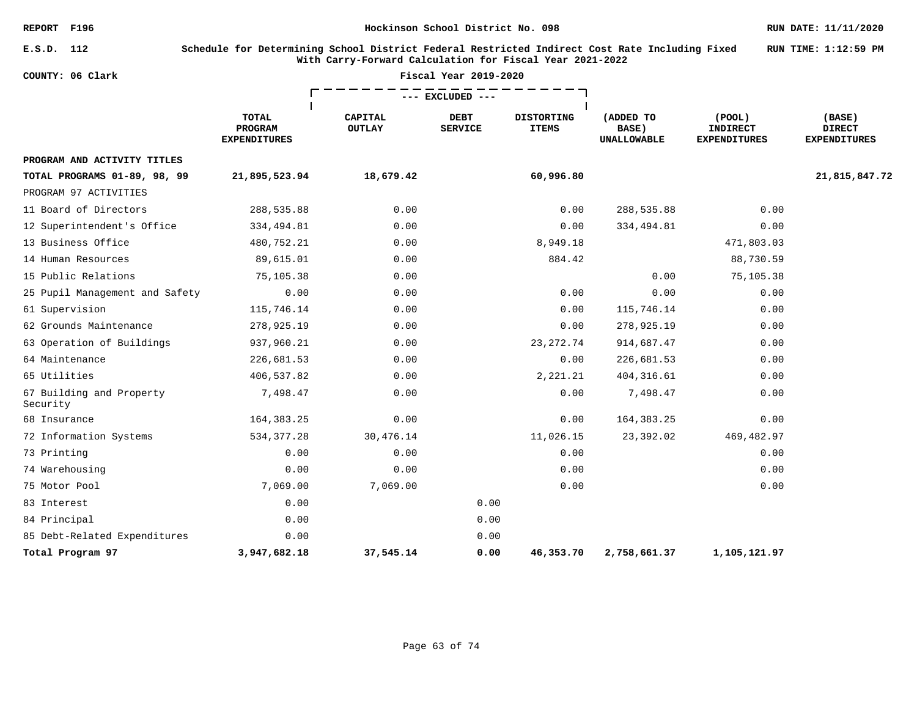REPORT F196 | Hockinson School District No. 098 | RUN DATE: 11/11/2020

E.S.D. 112

## Schedule for Determining School District Federal Restricted Indirect Cost Rate Including Fixed With Carry-Forward Calculation for Fiscal Year 2021-2022

RUN TIME: 1:12:59 PM

COUNTY: 06 Clark

Fiscal Year 2019-2020

| | | --- EXCLUDED --- | | | | | |
|---|---|---|---|---|---|---|---|
| | TOTAL PROGRAM EXPENDITURES | CAPITAL OUTLAY | DEBT SERVICE | DISTORTING ITEMS | (ADDED TO BASE) UNALLOWABLE | (POOL) INDIRECT EXPENDITURES | (BASE) DIRECT EXPENDITURES |
| **PROGRAM AND ACTIVITY TITLES** | | | | | | | |
| **TOTAL PROGRAMS 01-89, 98, 99** | **21,895,523.94** | **18,679.42** | | **60,996.80** | | | **21,815,847.72** |
| PROGRAM 97 ACTIVITIES | | | | | | | |
| 11 Board of Directors | 288,535.88 | 0.00 | | 0.00 | 288,535.88 | 0.00 | |
| 12 Superintendent's Office | 334,494.81 | 0.00 | | 0.00 | 334,494.81 | 0.00 | |
| 13 Business Office | 480,752.21 | 0.00 | | 8,949.18 | | 471,803.03 | |
| 14 Human Resources | 89,615.01 | 0.00 | | 884.42 | | 88,730.59 | |
| 15 Public Relations | 75,105.38 | 0.00 | | | 0.00 | 75,105.38 | |
| 25 Pupil Management and Safety | 0.00 | 0.00 | | 0.00 | 0.00 | 0.00 | |
| 61 Supervision | 115,746.14 | 0.00 | | 0.00 | 115,746.14 | 0.00 | |
| 62 Grounds Maintenance | 278,925.19 | 0.00 | | 0.00 | 278,925.19 | 0.00 | |
| 63 Operation of Buildings | 937,960.21 | 0.00 | | 23,272.74 | 914,687.47 | 0.00 | |
| 64 Maintenance | 226,681.53 | 0.00 | | 0.00 | 226,681.53 | 0.00 | |
| 65 Utilities | 406,537.82 | 0.00 | | 2,221.21 | 404,316.61 | 0.00 | |
| 67 Building and Property Security | 7,498.47 | 0.00 | | 0.00 | 7,498.47 | 0.00 | |
| 68 Insurance | 164,383.25 | 0.00 | | 0.00 | 164,383.25 | 0.00 | |
| 72 Information Systems | 534,377.28 | 30,476.14 | | 11,026.15 | 23,392.02 | 469,482.97 | |
| 73 Printing | 0.00 | 0.00 | | 0.00 | | 0.00 | |
| 74 Warehousing | 0.00 | 0.00 | | 0.00 | | 0.00 | |
| 75 Motor Pool | 7,069.00 | 7,069.00 | | 0.00 | | 0.00 | |
| 83 Interest | 0.00 | | 0.00 | | | | |
| 84 Principal | 0.00 | | 0.00 | | | | |
| 85 Debt-Related Expenditures | 0.00 | | 0.00 | | | | |
| **Total Program 97** | **3,947,682.18** | **37,545.14** | **0.00** | **46,353.70** | **2,758,661.37** | **1,105,121.97** | |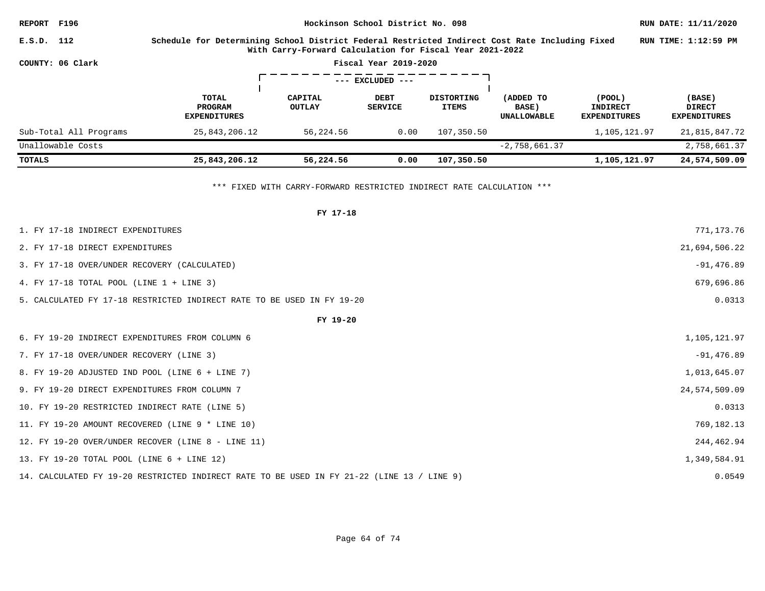REPORT F196 | Hockinson School District No. 098 | RUN DATE: 11/11/2020

E.S.D. 112 | Schedule for Determining School District Federal Restricted Indirect Cost Rate Including Fixed With Carry-Forward Calculation for Fiscal Year 2021-2022 | RUN TIME: 1:12:59 PM

COUNTY: 06 Clark | Fiscal Year 2019-2020

| | | --- EXCLUDED --- | | | | | |
|---|---|---|---|---|---|---|---|
| | **TOTAL PROGRAM EXPENDITURES** | **CAPITAL OUTLAY** | **DEBT SERVICE** | **DISTORTING ITEMS** | **(ADDED TO BASE) UNALLOWABLE** | **(POOL) INDIRECT EXPENDITURES** | **(BASE) DIRECT EXPENDITURES** |
| Sub-Total All Programs | 25,843,206.12 | 56,224.56 | 0.00 | 107,350.50 | | 1,105,121.97 | 21,815,847.72 |
| Unallowable Costs | | | | | -2,758,661.37 | | 2,758,661.37 |
| **TOTALS** | **25,843,206.12** | **56,224.56** | **0.00** | **107,350.50** | | **1,105,121.97** | **24,574,509.09** |

*** FIXED WITH CARRY-FORWARD RESTRICTED INDIRECT RATE CALCULATION ***

**FY 17-18**

| | |
|---|---|
| 1. FY 17-18 INDIRECT EXPENDITURES | 771,173.76 |
| 2. FY 17-18 DIRECT EXPENDITURES | 21,694,506.22 |
| 3. FY 17-18 OVER/UNDER RECOVERY (CALCULATED) | -91,476.89 |
| 4. FY 17-18 TOTAL POOL (LINE 1 + LINE 3) | 679,696.86 |
| 5. CALCULATED FY 17-18 RESTRICTED INDIRECT RATE TO BE USED IN FY 19-20 | 0.0313 |

**FY 19-20**

| | |
|---|---|
| 6. FY 19-20 INDIRECT EXPENDITURES FROM COLUMN 6 | 1,105,121.97 |
| 7. FY 17-18 OVER/UNDER RECOVERY (LINE 3) | -91,476.89 |
| 8. FY 19-20 ADJUSTED IND POOL (LINE 6 + LINE 7) | 1,013,645.07 |
| 9. FY 19-20 DIRECT EXPENDITURES FROM COLUMN 7 | 24,574,509.09 |
| 10. FY 19-20 RESTRICTED INDIRECT RATE (LINE 5) | 0.0313 |
| 11. FY 19-20 AMOUNT RECOVERED (LINE 9 * LINE 10) | 769,182.13 |
| 12. FY 19-20 OVER/UNDER RECOVER (LINE 8 - LINE 11) | 244,462.94 |
| 13. FY 19-20 TOTAL POOL (LINE 6 + LINE 12) | 1,349,584.91 |
| 14. CALCULATED FY 19-20 RESTRICTED INDIRECT RATE TO BE USED IN FY 21-22 (LINE 13 / LINE 9) | 0.0549 |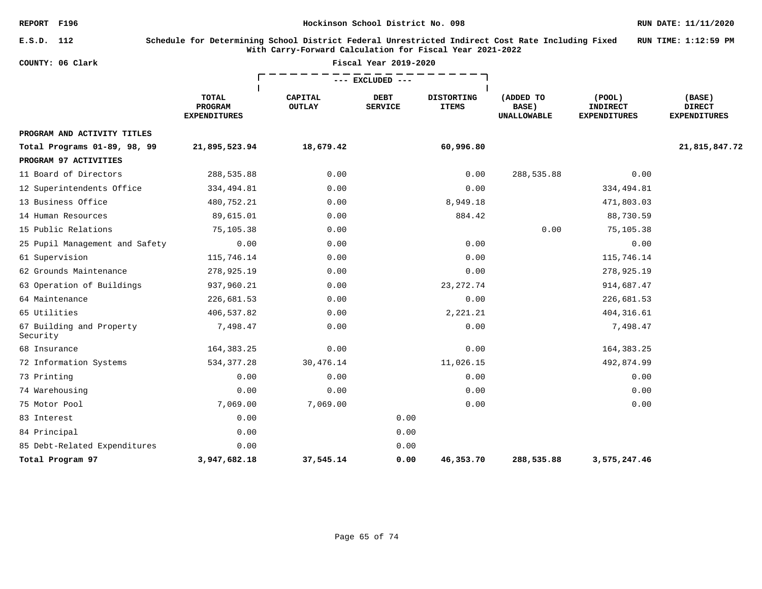REPORT F196 — Hockinson School District No. 098 — RUN DATE: 11/11/2020

E.S.D. 112

## Schedule for Determining School District Federal Unrestricted Indirect Cost Rate Including Fixed With Carry-Forward Calculation for Fiscal Year 2021-2022

RUN TIME: 1:12:59 PM

COUNTY: 06 Clark

**Fiscal Year 2019-2020**

| | TOTAL PROGRAM EXPENDITURES | --- EXCLUDED --- CAPITAL OUTLAY | DEBT SERVICE | DISTORTING ITEMS | (ADDED TO BASE) UNALLOWABLE | (POOL) INDIRECT EXPENDITURES | (BASE) DIRECT EXPENDITURES |
|---|---|---|---|---|---|---|---|
| **PROGRAM AND ACTIVITY TITLES** | | | | | | | |
| **Total Programs 01-89, 98, 99** | **21,895,523.94** | **18,679.42** | | **60,996.80** | | | **21,815,847.72** |
| **PROGRAM 97 ACTIVITIES** | | | | | | | |
| 11 Board of Directors | 288,535.88 | 0.00 | | 0.00 | 288,535.88 | 0.00 | |
| 12 Superintendents Office | 334,494.81 | 0.00 | | 0.00 | | 334,494.81 | |
| 13 Business Office | 480,752.21 | 0.00 | | 8,949.18 | | 471,803.03 | |
| 14 Human Resources | 89,615.01 | 0.00 | | 884.42 | | 88,730.59 | |
| 15 Public Relations | 75,105.38 | 0.00 | | | 0.00 | 75,105.38 | |
| 25 Pupil Management and Safety | 0.00 | 0.00 | | 0.00 | | 0.00 | |
| 61 Supervision | 115,746.14 | 0.00 | | 0.00 | | 115,746.14 | |
| 62 Grounds Maintenance | 278,925.19 | 0.00 | | 0.00 | | 278,925.19 | |
| 63 Operation of Buildings | 937,960.21 | 0.00 | | 23,272.74 | | 914,687.47 | |
| 64 Maintenance | 226,681.53 | 0.00 | | 0.00 | | 226,681.53 | |
| 65 Utilities | 406,537.82 | 0.00 | | 2,221.21 | | 404,316.61 | |
| 67 Building and Property Security | 7,498.47 | 0.00 | | 0.00 | | 7,498.47 | |
| 68 Insurance | 164,383.25 | 0.00 | | 0.00 | | 164,383.25 | |
| 72 Information Systems | 534,377.28 | 30,476.14 | | 11,026.15 | | 492,874.99 | |
| 73 Printing | 0.00 | 0.00 | | 0.00 | | 0.00 | |
| 74 Warehousing | 0.00 | 0.00 | | 0.00 | | 0.00 | |
| 75 Motor Pool | 7,069.00 | 7,069.00 | | 0.00 | | 0.00 | |
| 83 Interest | 0.00 | | 0.00 | | | | |
| 84 Principal | 0.00 | | 0.00 | | | | |
| 85 Debt-Related Expenditures | 0.00 | | 0.00 | | | | |
| **Total Program 97** | **3,947,682.18** | **37,545.14** | **0.00** | **46,353.70** | **288,535.88** | **3,575,247.46** | |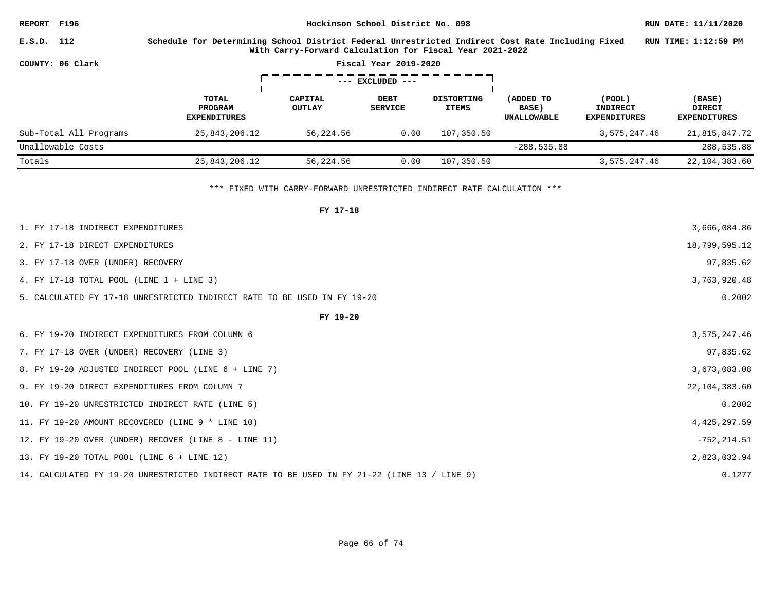REPORT F196

Hockinson School District No. 098

RUN DATE: 11/11/2020

E.S.D. 112

Schedule for Determining School District Federal Unrestricted Indirect Cost Rate Including Fixed With Carry-Forward Calculation for Fiscal Year 2021-2022

RUN TIME: 1:12:59 PM

COUNTY: 06 Clark

Fiscal Year 2019-2020

| | TOTAL PROGRAM EXPENDITURES | --- EXCLUDED --- CAPITAL OUTLAY | DEBT SERVICE | DISTORTING ITEMS | (ADDED TO BASE) UNALLOWABLE | (POOL) INDIRECT EXPENDITURES | (BASE) DIRECT EXPENDITURES |
|---|---|---|---|---|---|---|---|
| Sub-Total All Programs | 25,843,206.12 | 56,224.56 | 0.00 | 107,350.50 | | 3,575,247.46 | 21,815,847.72 |
| Unallowable Costs | | | | | -288,535.88 | | 288,535.88 |
| Totals | 25,843,206.12 | 56,224.56 | 0.00 | 107,350.50 | | 3,575,247.46 | 22,104,383.60 |

*** FIXED WITH CARRY-FORWARD UNRESTRICTED INDIRECT RATE CALCULATION ***

**FY 17-18**

| | |
|---|---|
| 1. FY 17-18 INDIRECT EXPENDITURES | 3,666,084.86 |
| 2. FY 17-18 DIRECT EXPENDITURES | 18,799,595.12 |
| 3. FY 17-18 OVER (UNDER) RECOVERY | 97,835.62 |
| 4. FY 17-18 TOTAL POOL (LINE 1 + LINE 3) | 3,763,920.48 |
| 5. CALCULATED FY 17-18 UNRESTRICTED INDIRECT RATE TO BE USED IN FY 19-20 | 0.2002 |

**FY 19-20**

| | |
|---|---|
| 6. FY 19-20 INDIRECT EXPENDITURES FROM COLUMN 6 | 3,575,247.46 |
| 7. FY 17-18 OVER (UNDER) RECOVERY (LINE 3) | 97,835.62 |
| 8. FY 19-20 ADJUSTED INDIRECT POOL (LINE 6 + LINE 7) | 3,673,083.08 |
| 9. FY 19-20 DIRECT EXPENDITURES FROM COLUMN 7 | 22,104,383.60 |
| 10. FY 19-20 UNRESTRICTED INDIRECT RATE (LINE 5) | 0.2002 |
| 11. FY 19-20 AMOUNT RECOVERED (LINE 9 * LINE 10) | 4,425,297.59 |
| 12. FY 19-20 OVER (UNDER) RECOVER (LINE 8 - LINE 11) | -752,214.51 |
| 13. FY 19-20 TOTAL POOL (LINE 6 + LINE 12) | 2,823,032.94 |
| 14. CALCULATED FY 19-20 UNRESTRICTED INDIRECT RATE TO BE USED IN FY 21-22 (LINE 13 / LINE 9) | 0.1277 |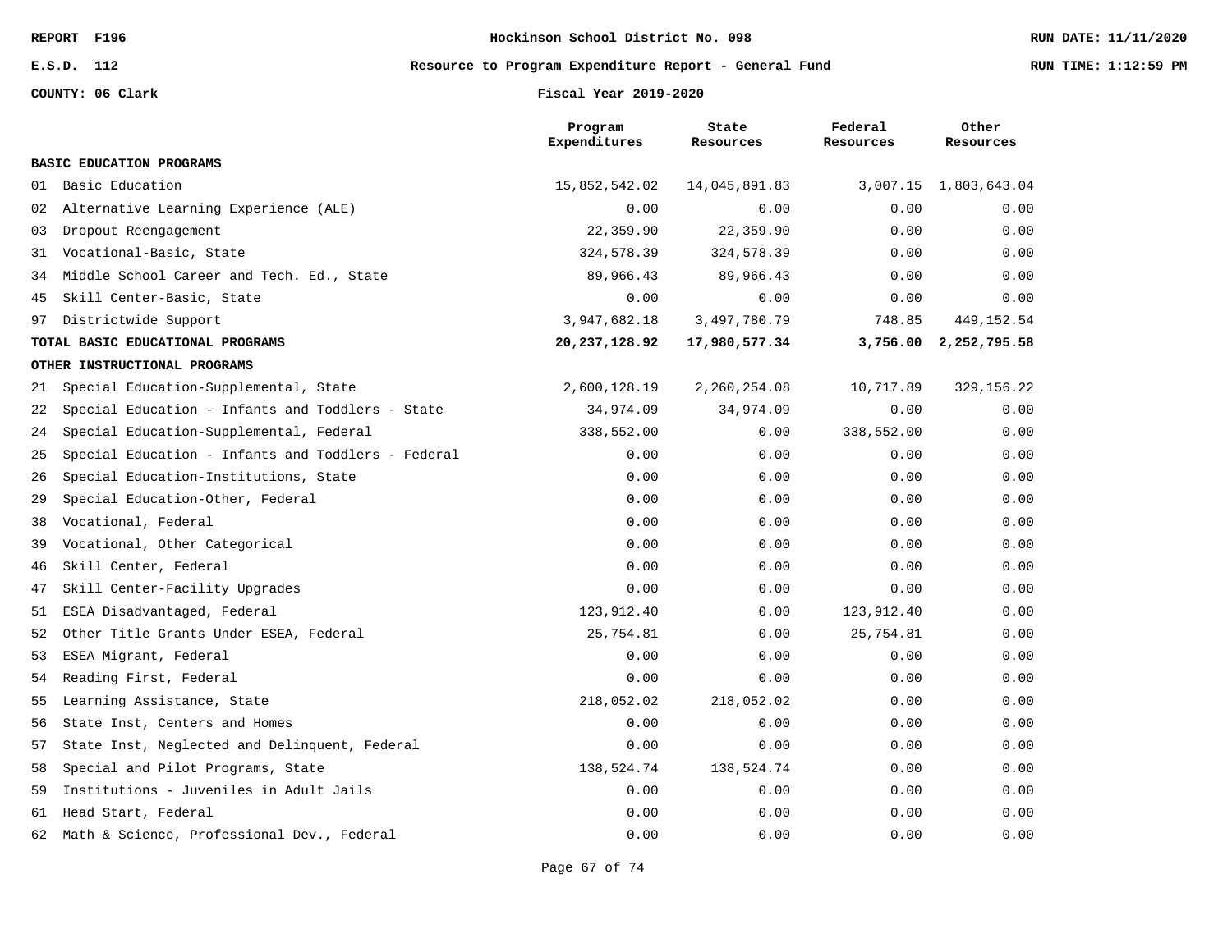REPORT F196 — Hockinson School District No. 098

E.S.D. 112 — Resource to Program Expenditure Report - General Fund

COUNTY: 06 Clark — Fiscal Year 2019-2020

RUN DATE: 11/11/2020 — RUN TIME: 1:12:59 PM

| | Program Expenditures | State Resources | Federal Resources | Other Resources |
|---|---|---|---|---|
| **BASIC EDUCATION PROGRAMS** | | | | |
| 01 Basic Education | 15,852,542.02 | 14,045,891.83 | 3,007.15 | 1,803,643.04 |
| 02 Alternative Learning Experience (ALE) | 0.00 | 0.00 | 0.00 | 0.00 |
| 03 Dropout Reengagement | 22,359.90 | 22,359.90 | 0.00 | 0.00 |
| 31 Vocational-Basic, State | 324,578.39 | 324,578.39 | 0.00 | 0.00 |
| 34 Middle School Career and Tech. Ed., State | 89,966.43 | 89,966.43 | 0.00 | 0.00 |
| 45 Skill Center-Basic, State | 0.00 | 0.00 | 0.00 | 0.00 |
| 97 Districtwide Support | 3,947,682.18 | 3,497,780.79 | 748.85 | 449,152.54 |
| **TOTAL BASIC EDUCATIONAL PROGRAMS** | **20,237,128.92** | **17,980,577.34** | **3,756.00** | **2,252,795.58** |
| **OTHER INSTRUCTIONAL PROGRAMS** | | | | |
| 21 Special Education-Supplemental, State | 2,600,128.19 | 2,260,254.08 | 10,717.89 | 329,156.22 |
| 22 Special Education - Infants and Toddlers - State | 34,974.09 | 34,974.09 | 0.00 | 0.00 |
| 24 Special Education-Supplemental, Federal | 338,552.00 | 0.00 | 338,552.00 | 0.00 |
| 25 Special Education - Infants and Toddlers - Federal | 0.00 | 0.00 | 0.00 | 0.00 |
| 26 Special Education-Institutions, State | 0.00 | 0.00 | 0.00 | 0.00 |
| 29 Special Education-Other, Federal | 0.00 | 0.00 | 0.00 | 0.00 |
| 38 Vocational, Federal | 0.00 | 0.00 | 0.00 | 0.00 |
| 39 Vocational, Other Categorical | 0.00 | 0.00 | 0.00 | 0.00 |
| 46 Skill Center, Federal | 0.00 | 0.00 | 0.00 | 0.00 |
| 47 Skill Center-Facility Upgrades | 0.00 | 0.00 | 0.00 | 0.00 |
| 51 ESEA Disadvantaged, Federal | 123,912.40 | 0.00 | 123,912.40 | 0.00 |
| 52 Other Title Grants Under ESEA, Federal | 25,754.81 | 0.00 | 25,754.81 | 0.00 |
| 53 ESEA Migrant, Federal | 0.00 | 0.00 | 0.00 | 0.00 |
| 54 Reading First, Federal | 0.00 | 0.00 | 0.00 | 0.00 |
| 55 Learning Assistance, State | 218,052.02 | 218,052.02 | 0.00 | 0.00 |
| 56 State Inst, Centers and Homes | 0.00 | 0.00 | 0.00 | 0.00 |
| 57 State Inst, Neglected and Delinquent, Federal | 0.00 | 0.00 | 0.00 | 0.00 |
| 58 Special and Pilot Programs, State | 138,524.74 | 138,524.74 | 0.00 | 0.00 |
| 59 Institutions - Juveniles in Adult Jails | 0.00 | 0.00 | 0.00 | 0.00 |
| 61 Head Start, Federal | 0.00 | 0.00 | 0.00 | 0.00 |
| 62 Math & Science, Professional Dev., Federal | 0.00 | 0.00 | 0.00 | 0.00 |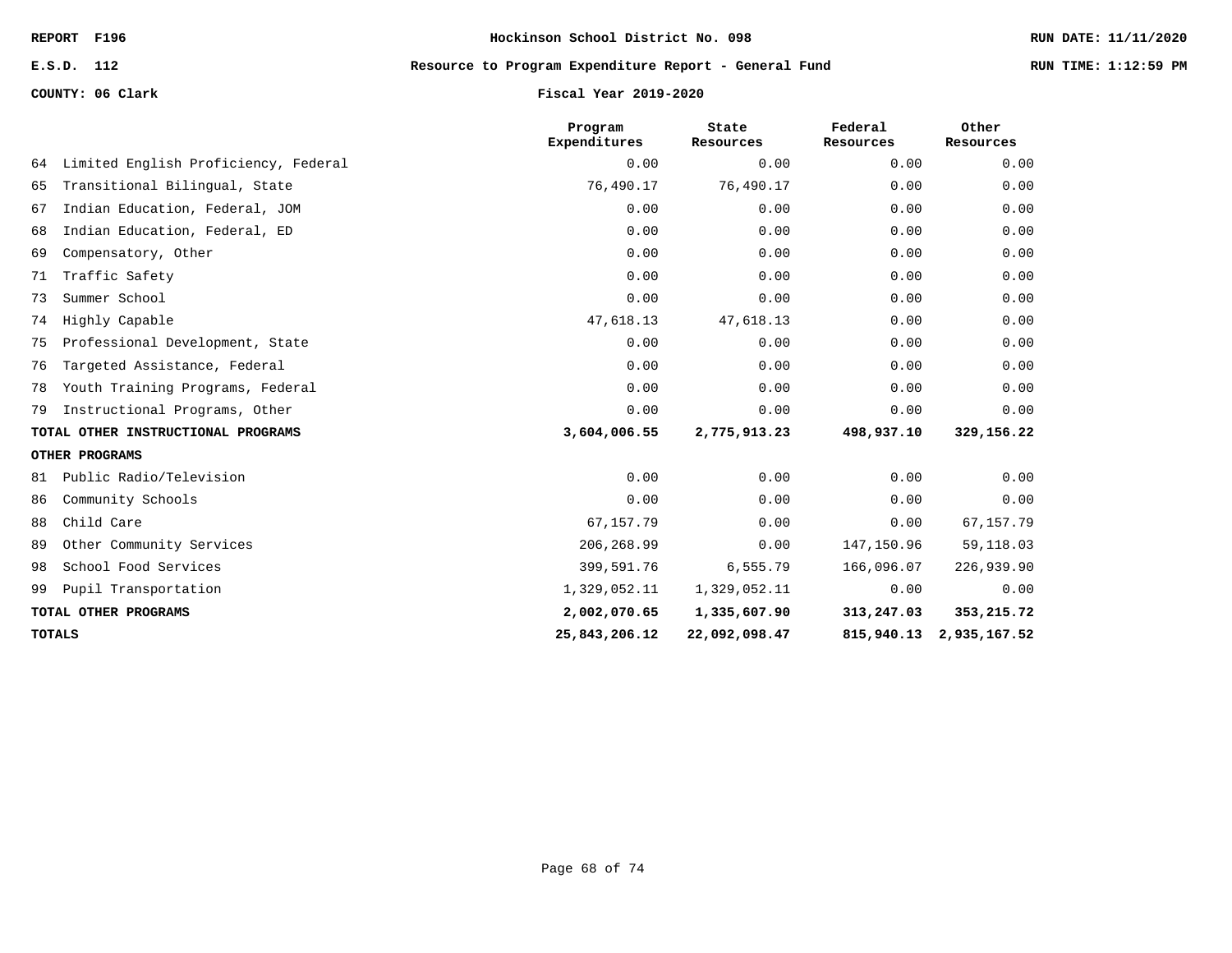REPORT F196 | Hockinson School District No. 098 | RUN DATE: 11/11/2020

E.S.D. 112 | Resource to Program Expenditure Report - General Fund | RUN TIME: 1:12:59 PM

COUNTY: 06 Clark | Fiscal Year 2019-2020

| | Program Expenditures | State Resources | Federal Resources | Other Resources |
|---|---|---|---|---|
| 64 Limited English Proficiency, Federal | 0.00 | 0.00 | 0.00 | 0.00 |
| 65 Transitional Bilingual, State | 76,490.17 | 76,490.17 | 0.00 | 0.00 |
| 67 Indian Education, Federal, JOM | 0.00 | 0.00 | 0.00 | 0.00 |
| 68 Indian Education, Federal, ED | 0.00 | 0.00 | 0.00 | 0.00 |
| 69 Compensatory, Other | 0.00 | 0.00 | 0.00 | 0.00 |
| 71 Traffic Safety | 0.00 | 0.00 | 0.00 | 0.00 |
| 73 Summer School | 0.00 | 0.00 | 0.00 | 0.00 |
| 74 Highly Capable | 47,618.13 | 47,618.13 | 0.00 | 0.00 |
| 75 Professional Development, State | 0.00 | 0.00 | 0.00 | 0.00 |
| 76 Targeted Assistance, Federal | 0.00 | 0.00 | 0.00 | 0.00 |
| 78 Youth Training Programs, Federal | 0.00 | 0.00 | 0.00 | 0.00 |
| 79 Instructional Programs, Other | 0.00 | 0.00 | 0.00 | 0.00 |
| **TOTAL OTHER INSTRUCTIONAL PROGRAMS** | **3,604,006.55** | **2,775,913.23** | **498,937.10** | **329,156.22** |
| **OTHER PROGRAMS** | | | | |
| 81 Public Radio/Television | 0.00 | 0.00 | 0.00 | 0.00 |
| 86 Community Schools | 0.00 | 0.00 | 0.00 | 0.00 |
| 88 Child Care | 67,157.79 | 0.00 | 0.00 | 67,157.79 |
| 89 Other Community Services | 206,268.99 | 0.00 | 147,150.96 | 59,118.03 |
| 98 School Food Services | 399,591.76 | 6,555.79 | 166,096.07 | 226,939.90 |
| 99 Pupil Transportation | 1,329,052.11 | 1,329,052.11 | 0.00 | 0.00 |
| **TOTAL OTHER PROGRAMS** | **2,002,070.65** | **1,335,607.90** | **313,247.03** | **353,215.72** |
| **TOTALS** | **25,843,206.12** | **22,092,098.47** | **815,940.13** | **2,935,167.52** |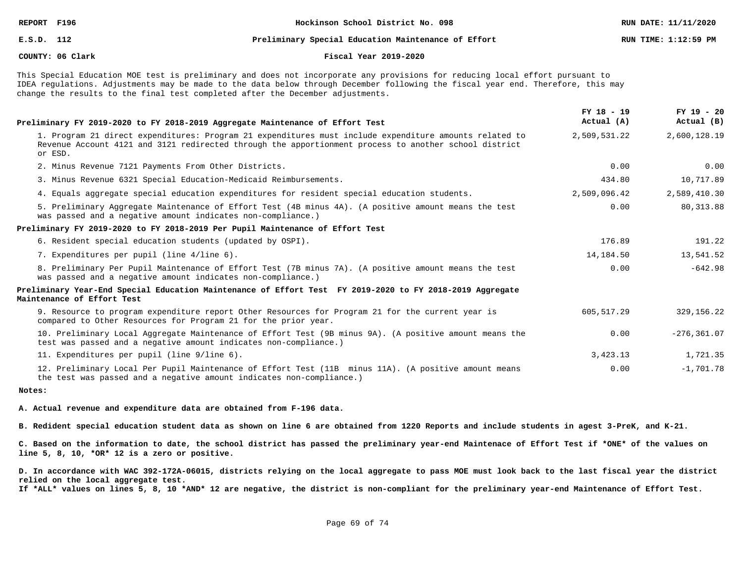REPORT F196 — Hockinson School District No. 098 — RUN DATE: 11/11/2020

E.S.D. 112 — Preliminary Special Education Maintenance of Effort — RUN TIME: 1:12:59 PM

COUNTY: 06 Clark — Fiscal Year 2019-2020

This Special Education MOE test is preliminary and does not incorporate any provisions for reducing local effort pursuant to IDEA regulations. Adjustments may be made to the data below through December following the fiscal year end. Therefore, this may change the results to the final test completed after the December adjustments.

| | FY 18 - 19 Actual (A) | FY 19 - 20 Actual (B) |
|---|---|---|
| **Preliminary FY 2019-2020 to FY 2018-2019 Aggregate Maintenance of Effort Test** | | |
| 1. Program 21 direct expenditures: Program 21 expenditures must include expenditure amounts related to Revenue Account 4121 and 3121 redirected through the apportionment process to another school district or ESD. | 2,509,531.22 | 2,600,128.19 |
| 2. Minus Revenue 7121 Payments From Other Districts. | 0.00 | 0.00 |
| 3. Minus Revenue 6321 Special Education-Medicaid Reimbursements. | 434.80 | 10,717.89 |
| 4. Equals aggregate special education expenditures for resident special education students. | 2,509,096.42 | 2,589,410.30 |
| 5. Preliminary Aggregate Maintenance of Effort Test (4B minus 4A). (A positive amount means the test was passed and a negative amount indicates non-compliance.) | 0.00 | 80,313.88 |
| **Preliminary FY 2019-2020 to FY 2018-2019 Per Pupil Maintenance of Effort Test** | | |
| 6. Resident special education students (updated by OSPI). | 176.89 | 191.22 |
| 7. Expenditures per pupil (line 4/line 6). | 14,184.50 | 13,541.52 |
| 8. Preliminary Per Pupil Maintenance of Effort Test (7B minus 7A). (A positive amount means the test was passed and a negative amount indicates non-compliance.) | 0.00 | -642.98 |
| **Preliminary Year-End Special Education Maintenance of Effort Test FY 2019-2020 to FY 2018-2019 Aggregate Maintenance of Effort Test** | | |
| 9. Resource to program expenditure report Other Resources for Program 21 for the current year is compared to Other Resources for Program 21 for the prior year. | 605,517.29 | 329,156.22 |
| 10. Preliminary Local Aggregate Maintenance of Effort Test (9B minus 9A). (A positive amount means the test was passed and a negative amount indicates non-compliance.) | 0.00 | -276,361.07 |
| 11. Expenditures per pupil (line 9/line 6). | 3,423.13 | 1,721.35 |
| 12. Preliminary Local Per Pupil Maintenance of Effort Test (11B minus 11A). (A positive amount means the test was passed and a negative amount indicates non-compliance.) | 0.00 | -1,701.78 |

**Notes:**

**A. Actual revenue and expenditure data are obtained from F-196 data.**

**B. Redident special education student data as shown on line 6 are obtained from 1220 Reports and include students in agest 3-PreK, and K-21.**

**C. Based on the information to date, the school district has passed the preliminary year-end Maintenace of Effort Test if *ONE* of the values on line 5, 8, 10, *OR* 12 is a zero or positive.**

**D. In accordance with WAC 392-172A-06015, districts relying on the local aggregate to pass MOE must look back to the last fiscal year the district relied on the local aggregate test.**
**If *ALL* values on lines 5, 8, 10 *AND* 12 are negative, the district is non-compliant for the preliminary year-end Maintenance of Effort Test.**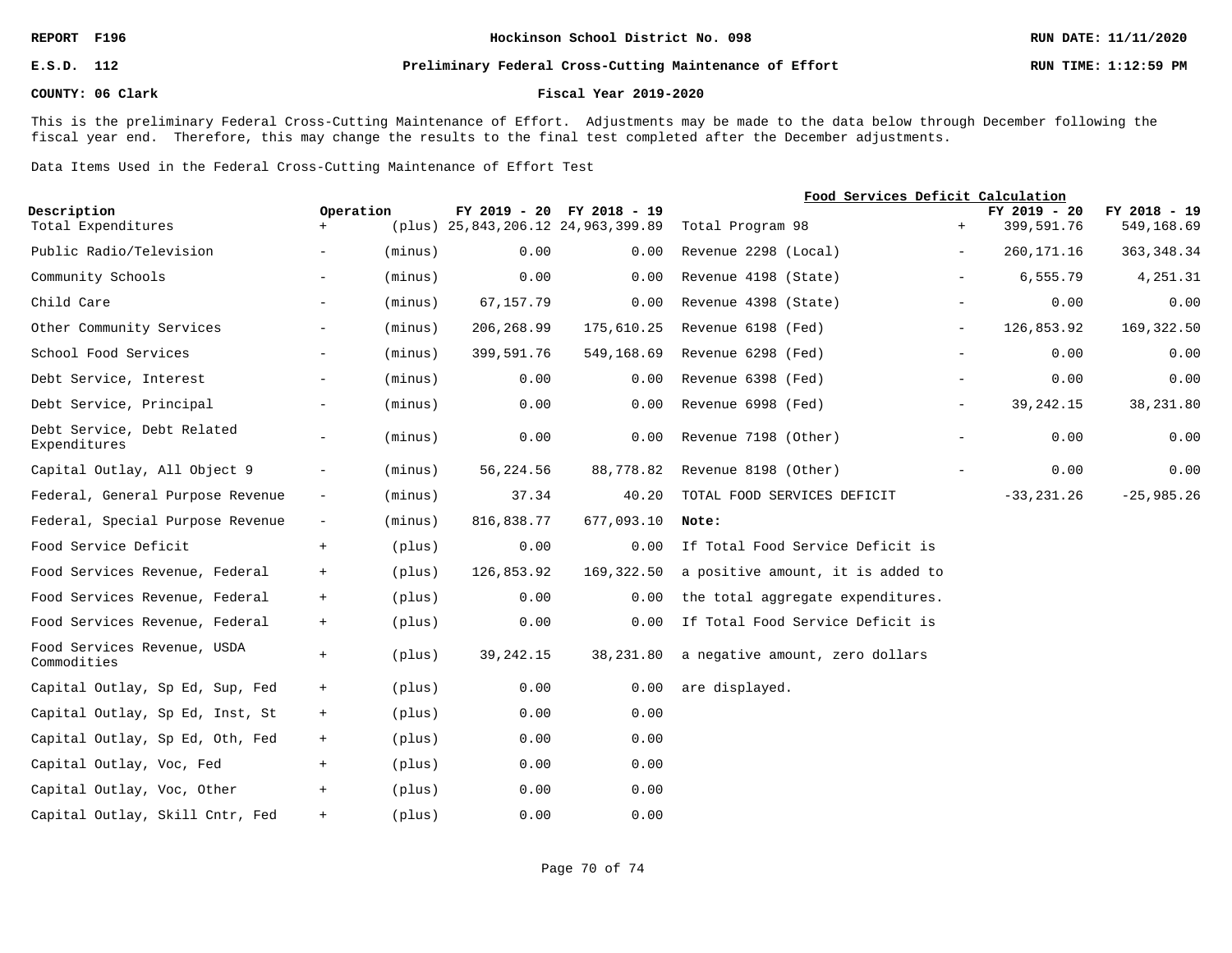REPORT F196 — Hockinson School District No. 098 — RUN DATE: 11/11/2020

E.S.D. 112 — Preliminary Federal Cross-Cutting Maintenance of Effort — RUN TIME: 1:12:59 PM

COUNTY: 06 Clark — Fiscal Year 2019-2020

This is the preliminary Federal Cross-Cutting Maintenance of Effort. Adjustments may be made to the data below through December following the fiscal year end. Therefore, this may change the results to the final test completed after the December adjustments.

Data Items Used in the Federal Cross-Cutting Maintenance of Effort Test

| Description | Operation | | FY 2019 - 20 | FY 2018 - 19 |
|---|---|---|---|---|
| Total Expenditures | + | (plus) | 25,843,206.12 | 24,963,399.89 |
| Public Radio/Television | - | (minus) | 0.00 | 0.00 |
| Community Schools | - | (minus) | 0.00 | 0.00 |
| Child Care | - | (minus) | 67,157.79 | 0.00 |
| Other Community Services | - | (minus) | 206,268.99 | 175,610.25 |
| School Food Services | - | (minus) | 399,591.76 | 549,168.69 |
| Debt Service, Interest | - | (minus) | 0.00 | 0.00 |
| Debt Service, Principal | - | (minus) | 0.00 | 0.00 |
| Debt Service, Debt Related Expenditures | - | (minus) | 0.00 | 0.00 |
| Capital Outlay, All Object 9 | - | (minus) | 56,224.56 | 88,778.82 |
| Federal, General Purpose Revenue | - | (minus) | 37.34 | 40.20 |
| Federal, Special Purpose Revenue | - | (minus) | 816,838.77 | 677,093.10 |
| Food Service Deficit | + | (plus) | 0.00 | 0.00 |
| Food Services Revenue, Federal | + | (plus) | 126,853.92 | 169,322.50 |
| Food Services Revenue, Federal | + | (plus) | 0.00 | 0.00 |
| Food Services Revenue, Federal | + | (plus) | 0.00 | 0.00 |
| Food Services Revenue, USDA Commodities | + | (plus) | 39,242.15 | 38,231.80 |
| Capital Outlay, Sp Ed, Sup, Fed | + | (plus) | 0.00 | 0.00 |
| Capital Outlay, Sp Ed, Inst, St | + | (plus) | 0.00 | 0.00 |
| Capital Outlay, Sp Ed, Oth, Fed | + | (plus) | 0.00 | 0.00 |
| Capital Outlay, Voc, Fed | + | (plus) | 0.00 | 0.00 |
| Capital Outlay, Voc, Other | + | (plus) | 0.00 | 0.00 |
| Capital Outlay, Skill Cntr, Fed | + | (plus) | 0.00 | 0.00 |

**Food Services Deficit Calculation**

| | | FY 2019 - 20 | FY 2018 - 19 |
|---|---|---|---|
| Total Program 98 | + | 399,591.76 | 549,168.69 |
| Revenue 2298 (Local) | - | 260,171.16 | 363,348.34 |
| Revenue 4198 (State) | - | 6,555.79 | 4,251.31 |
| Revenue 4398 (State) | - | 0.00 | 0.00 |
| Revenue 6198 (Fed) | - | 126,853.92 | 169,322.50 |
| Revenue 6298 (Fed) | - | 0.00 | 0.00 |
| Revenue 6398 (Fed) | - | 0.00 | 0.00 |
| Revenue 6998 (Fed) | - | 39,242.15 | 38,231.80 |
| Revenue 7198 (Other) | - | 0.00 | 0.00 |
| Revenue 8198 (Other) | - | 0.00 | 0.00 |
| TOTAL FOOD SERVICES DEFICIT | | -33,231.26 | -25,985.26 |

**Note:**
If Total Food Service Deficit is a positive amount, it is added to the total aggregate expenditures. If Total Food Service Deficit is a negative amount, zero dollars are displayed.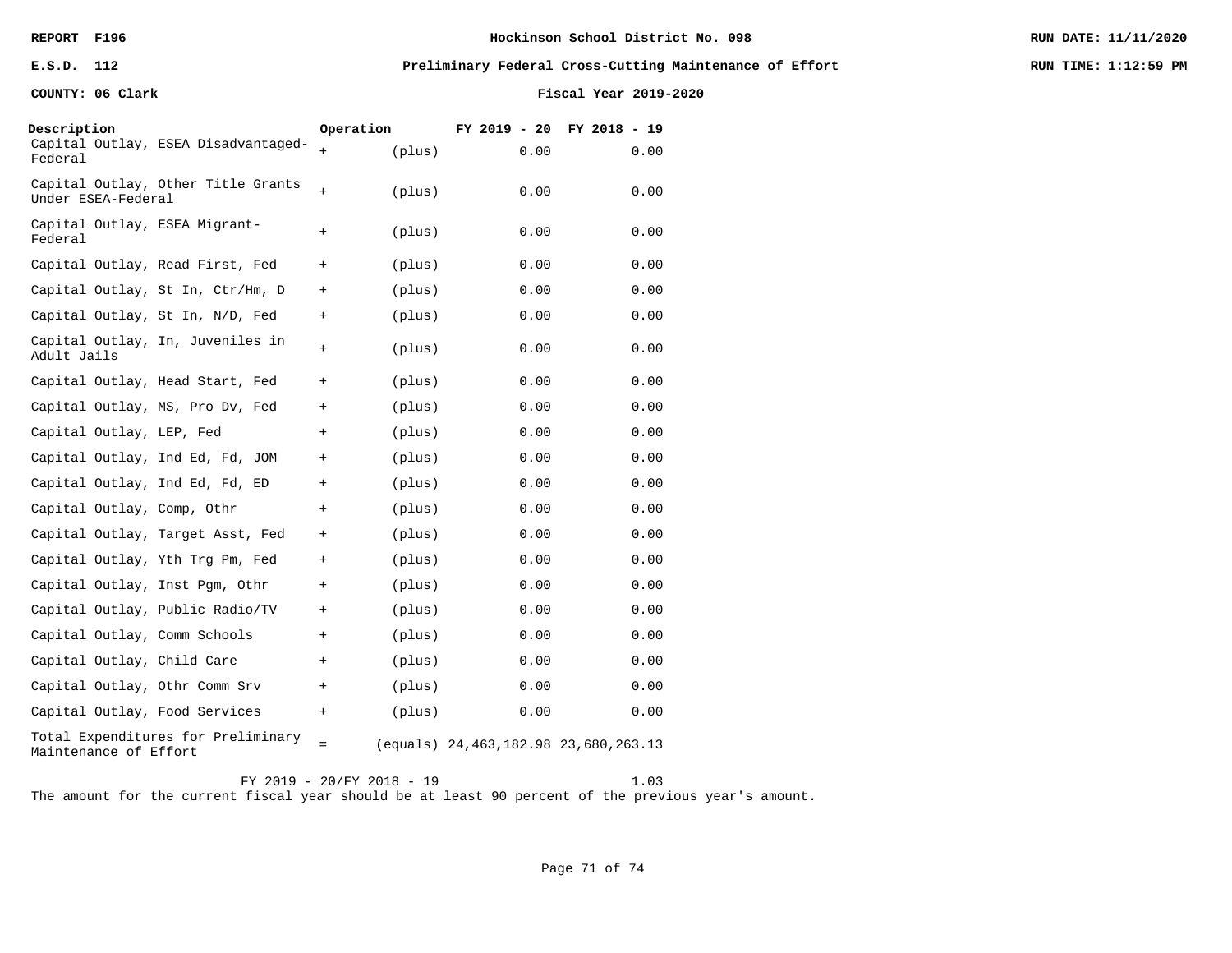REPORT F196 | Hockinson School District No. 098 | RUN DATE: 11/11/2020

E.S.D. 112 | Preliminary Federal Cross-Cutting Maintenance of Effort | RUN TIME: 1:12:59 PM

COUNTY: 06 Clark | Fiscal Year 2019-2020

| Description | Operation | | FY 2019 - 20 | FY 2018 - 19 |
|---|---|---|---|---|
| Capital Outlay, ESEA Disadvantaged-Federal | + | (plus) | 0.00 | 0.00 |
| Capital Outlay, Other Title Grants Under ESEA-Federal | + | (plus) | 0.00 | 0.00 |
| Capital Outlay, ESEA Migrant-Federal | + | (plus) | 0.00 | 0.00 |
| Capital Outlay, Read First, Fed | + | (plus) | 0.00 | 0.00 |
| Capital Outlay, St In, Ctr/Hm, D | + | (plus) | 0.00 | 0.00 |
| Capital Outlay, St In, N/D, Fed | + | (plus) | 0.00 | 0.00 |
| Capital Outlay, In, Juveniles in Adult Jails | + | (plus) | 0.00 | 0.00 |
| Capital Outlay, Head Start, Fed | + | (plus) | 0.00 | 0.00 |
| Capital Outlay, MS, Pro Dv, Fed | + | (plus) | 0.00 | 0.00 |
| Capital Outlay, LEP, Fed | + | (plus) | 0.00 | 0.00 |
| Capital Outlay, Ind Ed, Fd, JOM | + | (plus) | 0.00 | 0.00 |
| Capital Outlay, Ind Ed, Fd, ED | + | (plus) | 0.00 | 0.00 |
| Capital Outlay, Comp, Othr | + | (plus) | 0.00 | 0.00 |
| Capital Outlay, Target Asst, Fed | + | (plus) | 0.00 | 0.00 |
| Capital Outlay, Yth Trg Pm, Fed | + | (plus) | 0.00 | 0.00 |
| Capital Outlay, Inst Pgm, Othr | + | (plus) | 0.00 | 0.00 |
| Capital Outlay, Public Radio/TV | + | (plus) | 0.00 | 0.00 |
| Capital Outlay, Comm Schools | + | (plus) | 0.00 | 0.00 |
| Capital Outlay, Child Care | + | (plus) | 0.00 | 0.00 |
| Capital Outlay, Othr Comm Srv | + | (plus) | 0.00 | 0.00 |
| Capital Outlay, Food Services | + | (plus) | 0.00 | 0.00 |
| Total Expenditures for Preliminary Maintenance of Effort | = | (equals) | 24,463,182.98 | 23,680,263.13 |

FY 2019 - 20/FY 2018 - 19 1.03

The amount for the current fiscal year should be at least 90 percent of the previous year's amount.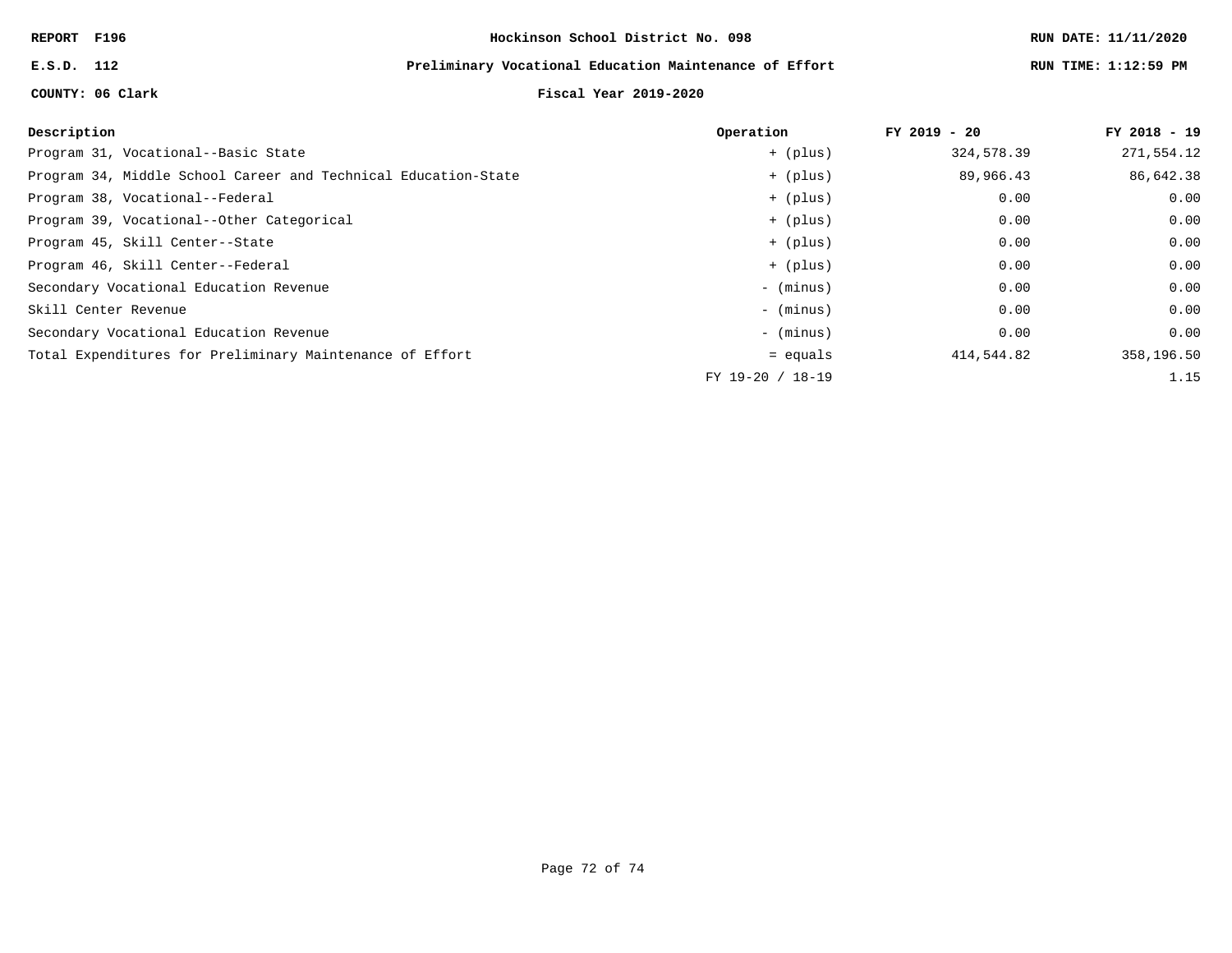REPORT F196 | Hockinson School District No. 098 | RUN DATE: 11/11/2020

E.S.D. 112 | Preliminary Vocational Education Maintenance of Effort | RUN TIME: 1:12:59 PM

COUNTY: 06 Clark | Fiscal Year 2019-2020

| Description | Operation | FY 2019 - 20 | FY 2018 - 19 |
|---|---|---|---|
| Program 31, Vocational--Basic State | + (plus) | 324,578.39 | 271,554.12 |
| Program 34, Middle School Career and Technical Education-State | + (plus) | 89,966.43 | 86,642.38 |
| Program 38, Vocational--Federal | + (plus) | 0.00 | 0.00 |
| Program 39, Vocational--Other Categorical | + (plus) | 0.00 | 0.00 |
| Program 45, Skill Center--State | + (plus) | 0.00 | 0.00 |
| Program 46, Skill Center--Federal | + (plus) | 0.00 | 0.00 |
| Secondary Vocational Education Revenue | - (minus) | 0.00 | 0.00 |
| Skill Center Revenue | - (minus) | 0.00 | 0.00 |
| Secondary Vocational Education Revenue | - (minus) | 0.00 | 0.00 |
| Total Expenditures for Preliminary Maintenance of Effort | = equals | 414,544.82 | 358,196.50 |
| | FY 19-20 / 18-19 | | 1.15 |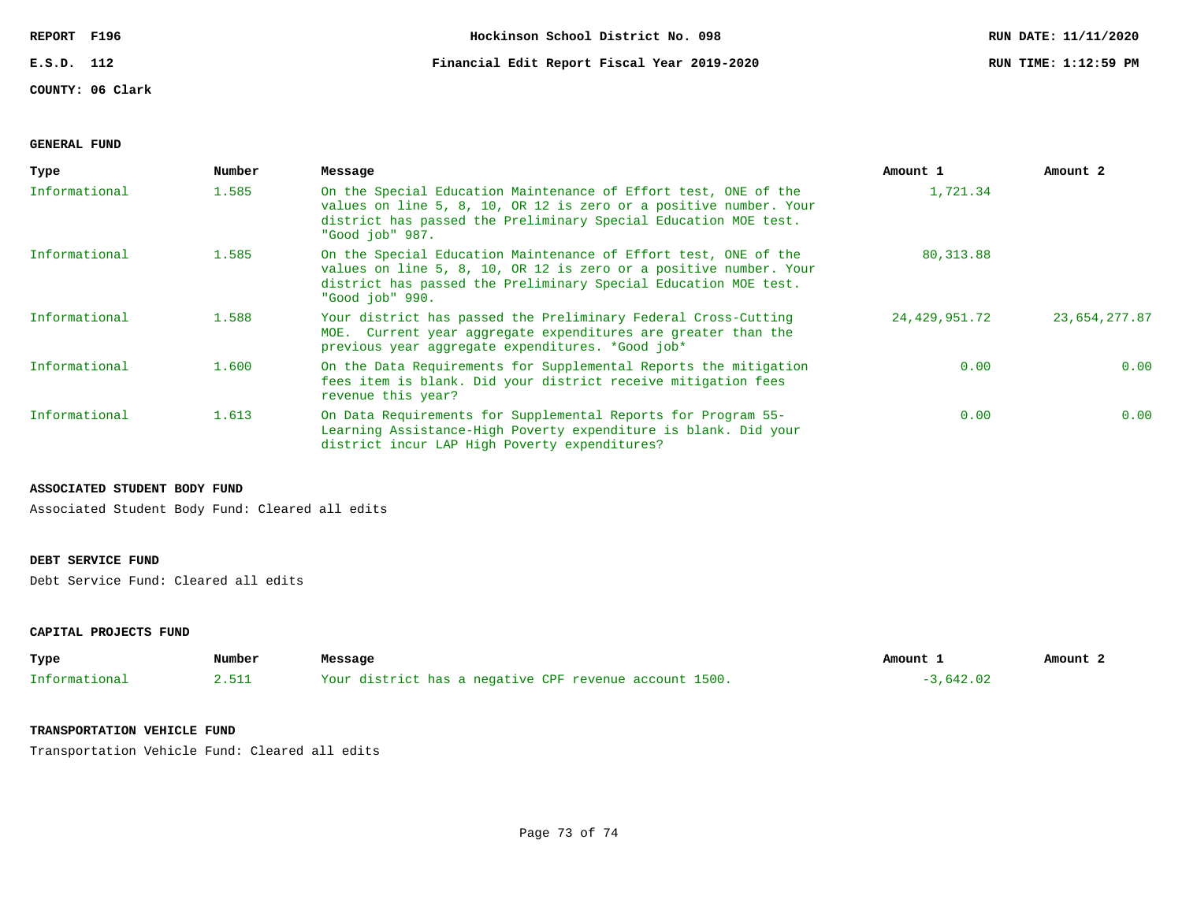REPORT F196 — Hockinson School District No. 098 — RUN DATE: 11/11/2020

E.S.D. 112 — Financial Edit Report Fiscal Year 2019-2020 — RUN TIME: 1:12:59 PM

COUNTY: 06 Clark

### GENERAL FUND

| Type | Number | Message | Amount 1 | Amount 2 |
|---|---|---|---|---|
| Informational | 1.585 | On the Special Education Maintenance of Effort test, ONE of the values on line 5, 8, 10, OR 12 is zero or a positive number. Your district has passed the Preliminary Special Education MOE test. "Good job" 987. | 1,721.34 | |
| Informational | 1.585 | On the Special Education Maintenance of Effort test, ONE of the values on line 5, 8, 10, OR 12 is zero or a positive number. Your district has passed the Preliminary Special Education MOE test. "Good job" 990. | 80,313.88 | |
| Informational | 1.588 | Your district has passed the Preliminary Federal Cross-Cutting MOE. Current year aggregate expenditures are greater than the previous year aggregate expenditures. *Good job* | 24,429,951.72 | 23,654,277.87 |
| Informational | 1.600 | On the Data Requirements for Supplemental Reports the mitigation fees item is blank. Did your district receive mitigation fees revenue this year? | 0.00 | 0.00 |
| Informational | 1.613 | On Data Requirements for Supplemental Reports for Program 55-Learning Assistance-High Poverty expenditure is blank. Did your district incur LAP High Poverty expenditures? | 0.00 | 0.00 |

### ASSOCIATED STUDENT BODY FUND

Associated Student Body Fund: Cleared all edits

### DEBT SERVICE FUND

Debt Service Fund: Cleared all edits

### CAPITAL PROJECTS FUND

| Type | Number | Message | Amount 1 | Amount 2 |
|---|---|---|---|---|
| Informational | 2.511 | Your district has a negative CPF revenue account 1500. | -3,642.02 | |

### TRANSPORTATION VEHICLE FUND

Transportation Vehicle Fund: Cleared all edits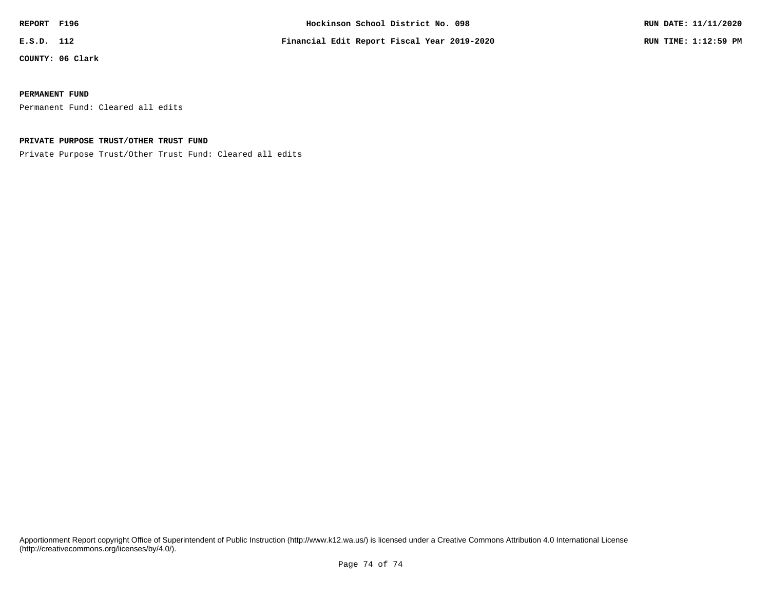**PERMANENT FUND**

Permanent Fund: Cleared all edits

**PRIVATE PURPOSE TRUST/OTHER TRUST FUND**

Private Purpose Trust/Other Trust Fund: Cleared all edits